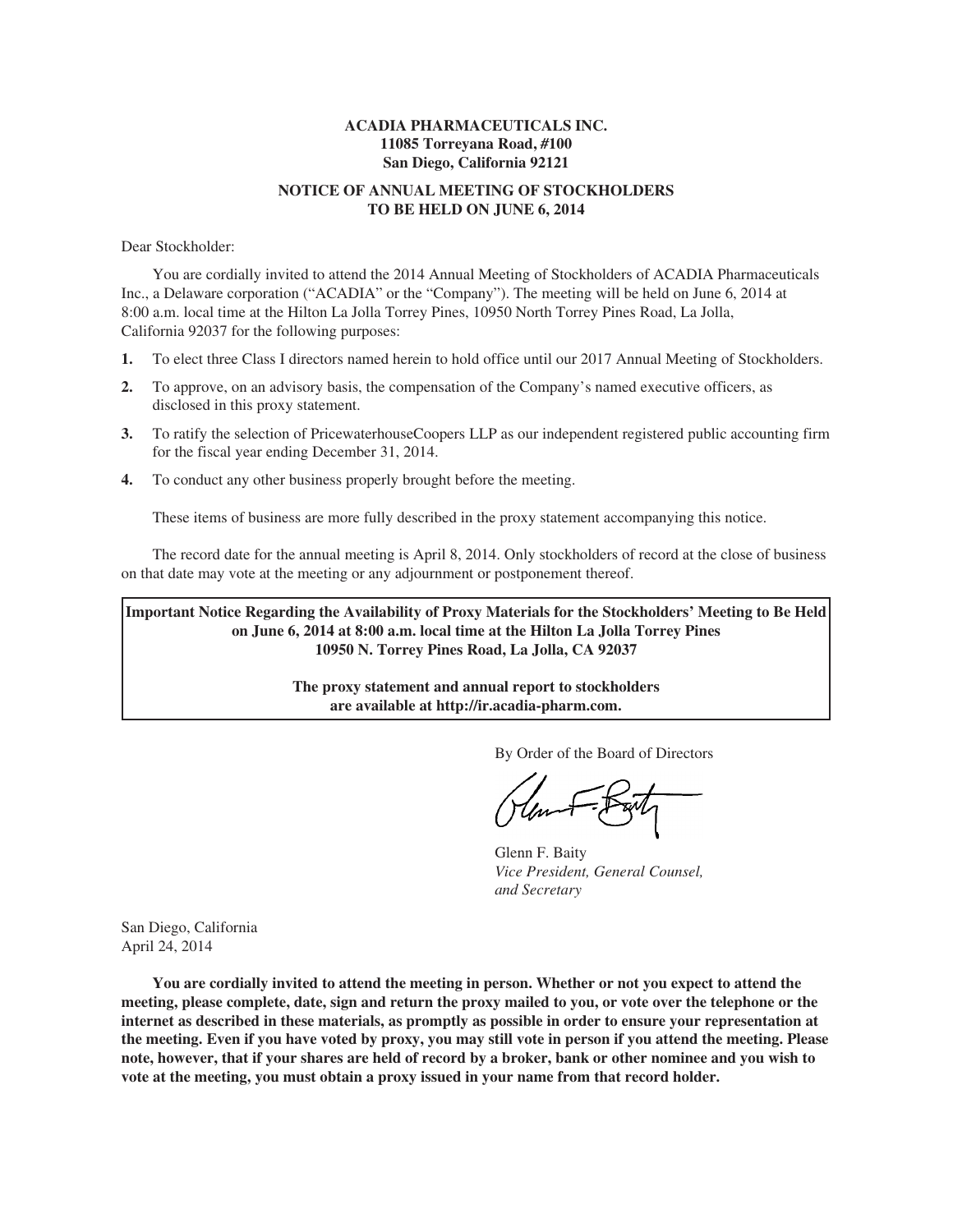**ACADIA PHARMACEUTICALS INC.**
**11085 Torreyana Road, #100**
**San Diego, California 92121**

# NOTICE OF ANNUAL MEETING OF STOCKHOLDERS TO BE HELD ON JUNE 6, 2014

Dear Stockholder:

You are cordially invited to attend the 2014 Annual Meeting of Stockholders of ACADIA Pharmaceuticals Inc., a Delaware corporation ("ACADIA" or the "Company"). The meeting will be held on June 6, 2014 at 8:00 a.m. local time at the Hilton La Jolla Torrey Pines, 10950 North Torrey Pines Road, La Jolla, California 92037 for the following purposes:

1. To elect three Class I directors named herein to hold office until our 2017 Annual Meeting of Stockholders.
2. To approve, on an advisory basis, the compensation of the Company's named executive officers, as disclosed in this proxy statement.
3. To ratify the selection of PricewaterhouseCoopers LLP as our independent registered public accounting firm for the fiscal year ending December 31, 2014.
4. To conduct any other business properly brought before the meeting.

These items of business are more fully described in the proxy statement accompanying this notice.

The record date for the annual meeting is April 8, 2014. Only stockholders of record at the close of business on that date may vote at the meeting or any adjournment or postponement thereof.

**Important Notice Regarding the Availability of Proxy Materials for the Stockholders' Meeting to Be Held on June 6, 2014 at 8:00 a.m. local time at the Hilton La Jolla Torrey Pines 10950 N. Torrey Pines Road, La Jolla, CA 92037**

**The proxy statement and annual report to stockholders are available at http://ir.acadia-pharm.com.**

By Order of the Board of Directors

Glenn F. Baity
*Vice President, General Counsel, and Secretary*

San Diego, California
April 24, 2014

**You are cordially invited to attend the meeting in person. Whether or not you expect to attend the meeting, please complete, date, sign and return the proxy mailed to you, or vote over the telephone or the internet as described in these materials, as promptly as possible in order to ensure your representation at the meeting. Even if you have voted by proxy, you may still vote in person if you attend the meeting. Please note, however, that if your shares are held of record by a broker, bank or other nominee and you wish to vote at the meeting, you must obtain a proxy issued in your name from that record holder.**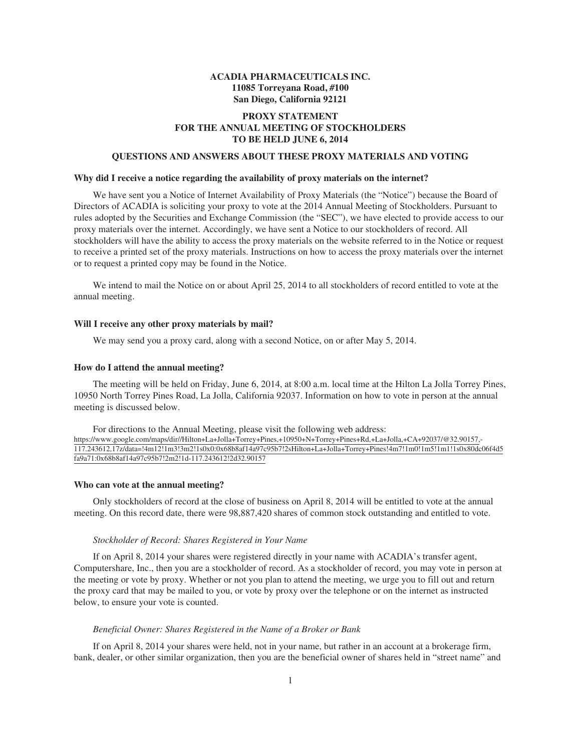**ACADIA PHARMACEUTICALS INC.**
**11085 Torreyana Road, #100**
**San Diego, California 92121**

# PROXY STATEMENT FOR THE ANNUAL MEETING OF STOCKHOLDERS TO BE HELD JUNE 6, 2014

## QUESTIONS AND ANSWERS ABOUT THESE PROXY MATERIALS AND VOTING

### Why did I receive a notice regarding the availability of proxy materials on the internet?

We have sent you a Notice of Internet Availability of Proxy Materials (the "Notice") because the Board of Directors of ACADIA is soliciting your proxy to vote at the 2014 Annual Meeting of Stockholders. Pursuant to rules adopted by the Securities and Exchange Commission (the "SEC"), we have elected to provide access to our proxy materials over the internet. Accordingly, we have sent a Notice to our stockholders of record. All stockholders will have the ability to access the proxy materials on the website referred to in the Notice or request to receive a printed set of the proxy materials. Instructions on how to access the proxy materials over the internet or to request a printed copy may be found in the Notice.

We intend to mail the Notice on or about April 25, 2014 to all stockholders of record entitled to vote at the annual meeting.

### Will I receive any other proxy materials by mail?

We may send you a proxy card, along with a second Notice, on or after May 5, 2014.

### How do I attend the annual meeting?

The meeting will be held on Friday, June 6, 2014, at 8:00 a.m. local time at the Hilton La Jolla Torrey Pines, 10950 North Torrey Pines Road, La Jolla, California 92037. Information on how to vote in person at the annual meeting is discussed below.

For directions to the Annual Meeting, please visit the following web address:
https://www.google.com/maps/dir//Hilton+La+Jolla+Torrey+Pines,+10950+N+Torrey+Pines+Rd,+La+Jolla,+CA+92037/@32.90157,-117.243612,17z/data=!4m12!1m3!3m2!1s0x0:0x68b8af14a97c95b7!2sHilton+La+Jolla+Torrey+Pines!4m7!1m0!1m5!1m1!1s0x80dc06f4d5fa9a71:0x68b8af14a97c95b7!2m2!1d-117.243612!2d32.90157

### Who can vote at the annual meeting?

Only stockholders of record at the close of business on April 8, 2014 will be entitled to vote at the annual meeting. On this record date, there were 98,887,420 shares of common stock outstanding and entitled to vote.

*Stockholder of Record: Shares Registered in Your Name*

If on April 8, 2014 your shares were registered directly in your name with ACADIA's transfer agent, Computershare, Inc., then you are a stockholder of record. As a stockholder of record, you may vote in person at the meeting or vote by proxy. Whether or not you plan to attend the meeting, we urge you to fill out and return the proxy card that may be mailed to you, or vote by proxy over the telephone or on the internet as instructed below, to ensure your vote is counted.

*Beneficial Owner: Shares Registered in the Name of a Broker or Bank*

If on April 8, 2014 your shares were held, not in your name, but rather in an account at a brokerage firm, bank, dealer, or other similar organization, then you are the beneficial owner of shares held in "street name" and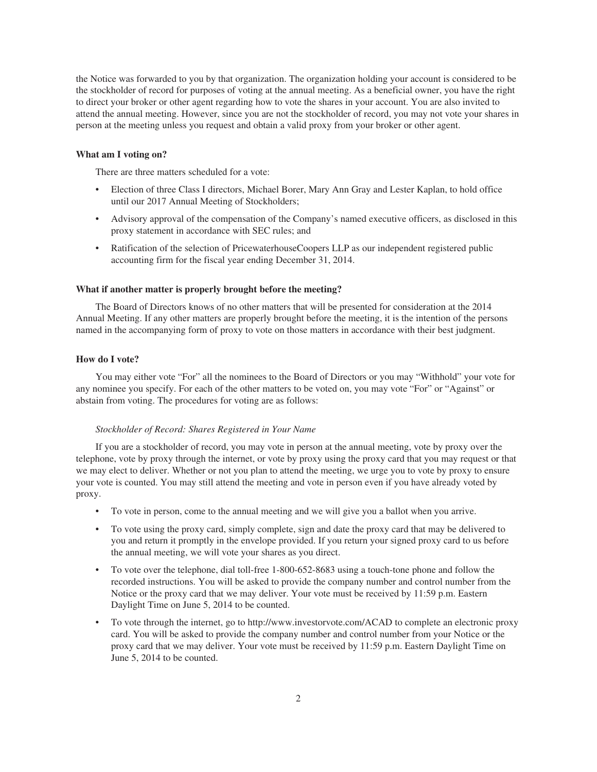the Notice was forwarded to you by that organization. The organization holding your account is considered to be the stockholder of record for purposes of voting at the annual meeting. As a beneficial owner, you have the right to direct your broker or other agent regarding how to vote the shares in your account. You are also invited to attend the annual meeting. However, since you are not the stockholder of record, you may not vote your shares in person at the meeting unless you request and obtain a valid proxy from your broker or other agent.

**What am I voting on?**

There are three matters scheduled for a vote:

- Election of three Class I directors, Michael Borer, Mary Ann Gray and Lester Kaplan, to hold office until our 2017 Annual Meeting of Stockholders;
- Advisory approval of the compensation of the Company's named executive officers, as disclosed in this proxy statement in accordance with SEC rules; and
- Ratification of the selection of PricewaterhouseCoopers LLP as our independent registered public accounting firm for the fiscal year ending December 31, 2014.

**What if another matter is properly brought before the meeting?**

The Board of Directors knows of no other matters that will be presented for consideration at the 2014 Annual Meeting. If any other matters are properly brought before the meeting, it is the intention of the persons named in the accompanying form of proxy to vote on those matters in accordance with their best judgment.

**How do I vote?**

You may either vote "For" all the nominees to the Board of Directors or you may "Withhold" your vote for any nominee you specify. For each of the other matters to be voted on, you may vote "For" or "Against" or abstain from voting. The procedures for voting are as follows:

*Stockholder of Record: Shares Registered in Your Name*

If you are a stockholder of record, you may vote in person at the annual meeting, vote by proxy over the telephone, vote by proxy through the internet, or vote by proxy using the proxy card that you may request or that we may elect to deliver. Whether or not you plan to attend the meeting, we urge you to vote by proxy to ensure your vote is counted. You may still attend the meeting and vote in person even if you have already voted by proxy.

- To vote in person, come to the annual meeting and we will give you a ballot when you arrive.
- To vote using the proxy card, simply complete, sign and date the proxy card that may be delivered to you and return it promptly in the envelope provided. If you return your signed proxy card to us before the annual meeting, we will vote your shares as you direct.
- To vote over the telephone, dial toll-free 1-800-652-8683 using a touch-tone phone and follow the recorded instructions. You will be asked to provide the company number and control number from the Notice or the proxy card that we may deliver. Your vote must be received by 11:59 p.m. Eastern Daylight Time on June 5, 2014 to be counted.
- To vote through the internet, go to http://www.investorvote.com/ACAD to complete an electronic proxy card. You will be asked to provide the company number and control number from your Notice or the proxy card that we may deliver. Your vote must be received by 11:59 p.m. Eastern Daylight Time on June 5, 2014 to be counted.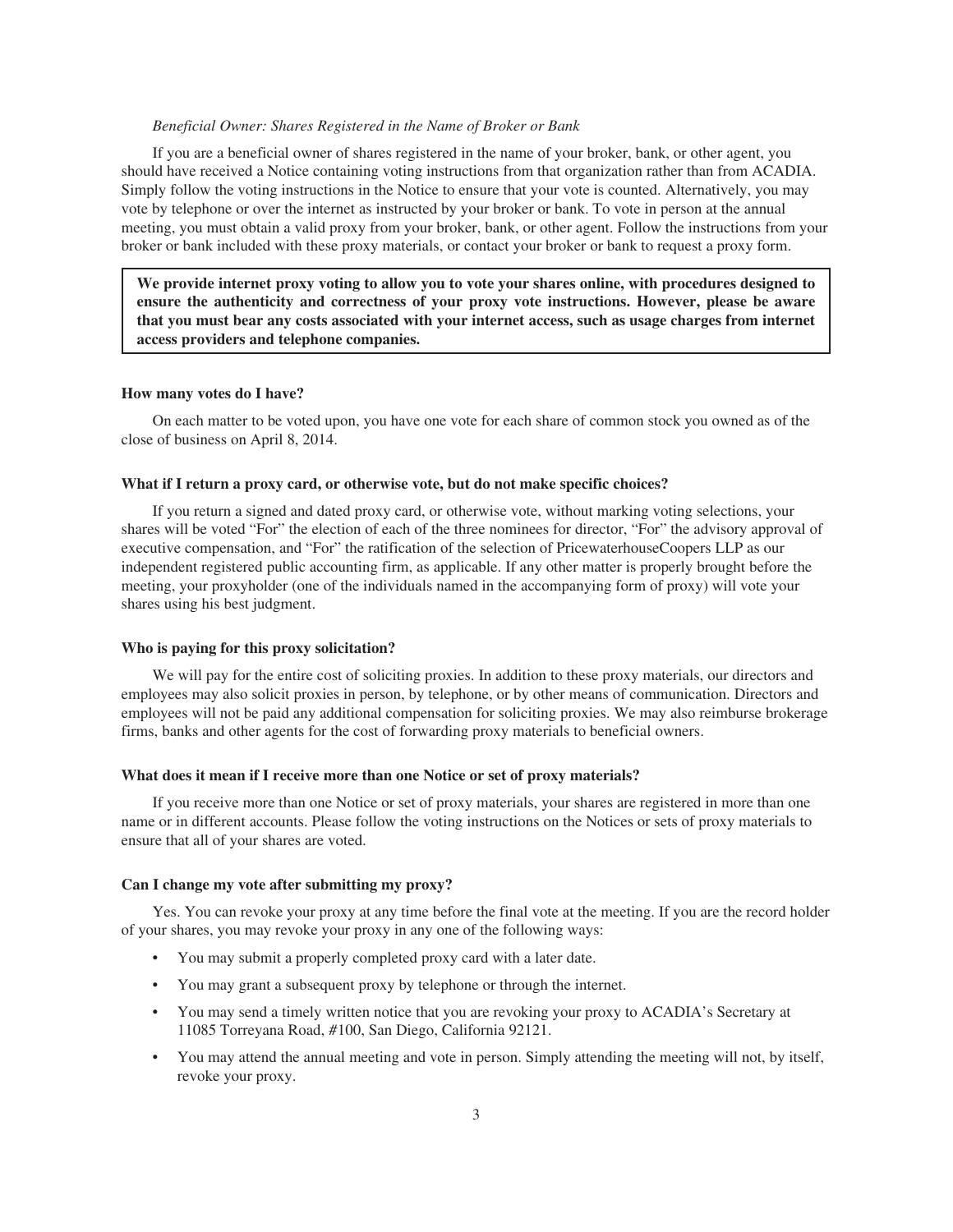*Beneficial Owner: Shares Registered in the Name of Broker or Bank*

If you are a beneficial owner of shares registered in the name of your broker, bank, or other agent, you should have received a Notice containing voting instructions from that organization rather than from ACADIA. Simply follow the voting instructions in the Notice to ensure that your vote is counted. Alternatively, you may vote by telephone or over the internet as instructed by your broker or bank. To vote in person at the annual meeting, you must obtain a valid proxy from your broker, bank, or other agent. Follow the instructions from your broker or bank included with these proxy materials, or contact your broker or bank to request a proxy form.

**We provide internet proxy voting to allow you to vote your shares online, with procedures designed to ensure the authenticity and correctness of your proxy vote instructions. However, please be aware that you must bear any costs associated with your internet access, such as usage charges from internet access providers and telephone companies.**

**How many votes do I have?**

On each matter to be voted upon, you have one vote for each share of common stock you owned as of the close of business on April 8, 2014.

**What if I return a proxy card, or otherwise vote, but do not make specific choices?**

If you return a signed and dated proxy card, or otherwise vote, without marking voting selections, your shares will be voted "For" the election of each of the three nominees for director, "For" the advisory approval of executive compensation, and "For" the ratification of the selection of PricewaterhouseCoopers LLP as our independent registered public accounting firm, as applicable. If any other matter is properly brought before the meeting, your proxyholder (one of the individuals named in the accompanying form of proxy) will vote your shares using his best judgment.

**Who is paying for this proxy solicitation?**

We will pay for the entire cost of soliciting proxies. In addition to these proxy materials, our directors and employees may also solicit proxies in person, by telephone, or by other means of communication. Directors and employees will not be paid any additional compensation for soliciting proxies. We may also reimburse brokerage firms, banks and other agents for the cost of forwarding proxy materials to beneficial owners.

**What does it mean if I receive more than one Notice or set of proxy materials?**

If you receive more than one Notice or set of proxy materials, your shares are registered in more than one name or in different accounts. Please follow the voting instructions on the Notices or sets of proxy materials to ensure that all of your shares are voted.

**Can I change my vote after submitting my proxy?**

Yes. You can revoke your proxy at any time before the final vote at the meeting. If you are the record holder of your shares, you may revoke your proxy in any one of the following ways:

- You may submit a properly completed proxy card with a later date.
- You may grant a subsequent proxy by telephone or through the internet.
- You may send a timely written notice that you are revoking your proxy to ACADIA's Secretary at 11085 Torreyana Road, #100, San Diego, California 92121.
- You may attend the annual meeting and vote in person. Simply attending the meeting will not, by itself, revoke your proxy.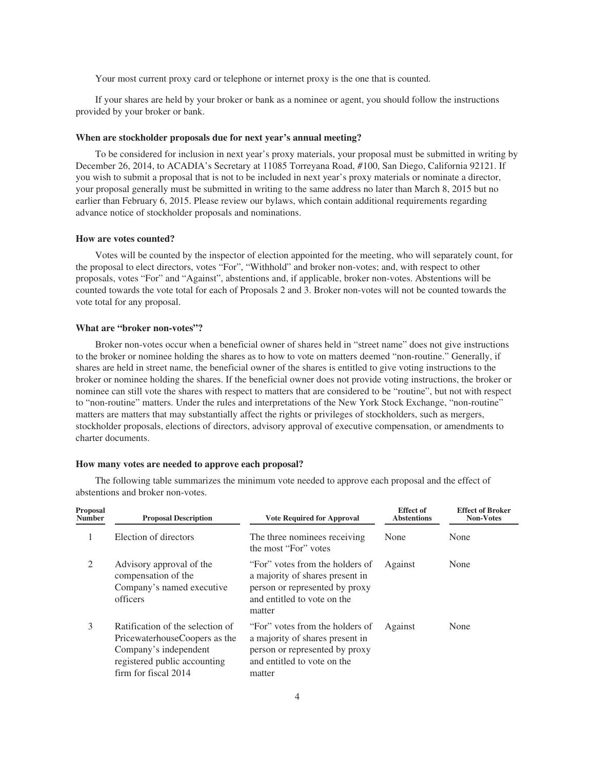Your most current proxy card or telephone or internet proxy is the one that is counted.

If your shares are held by your broker or bank as a nominee or agent, you should follow the instructions provided by your broker or bank.

### When are stockholder proposals due for next year's annual meeting?

To be considered for inclusion in next year's proxy materials, your proposal must be submitted in writing by December 26, 2014, to ACADIA's Secretary at 11085 Torreyana Road, #100, San Diego, California 92121. If you wish to submit a proposal that is not to be included in next year's proxy materials or nominate a director, your proposal generally must be submitted in writing to the same address no later than March 8, 2015 but no earlier than February 6, 2015. Please review our bylaws, which contain additional requirements regarding advance notice of stockholder proposals and nominations.

### How are votes counted?

Votes will be counted by the inspector of election appointed for the meeting, who will separately count, for the proposal to elect directors, votes "For", "Withhold" and broker non-votes; and, with respect to other proposals, votes "For" and "Against", abstentions and, if applicable, broker non-votes. Abstentions will be counted towards the vote total for each of Proposals 2 and 3. Broker non-votes will not be counted towards the vote total for any proposal.

### What are "broker non-votes"?

Broker non-votes occur when a beneficial owner of shares held in "street name" does not give instructions to the broker or nominee holding the shares as to how to vote on matters deemed "non-routine." Generally, if shares are held in street name, the beneficial owner of the shares is entitled to give voting instructions to the broker or nominee holding the shares. If the beneficial owner does not provide voting instructions, the broker or nominee can still vote the shares with respect to matters that are considered to be "routine", but not with respect to "non-routine" matters. Under the rules and interpretations of the New York Stock Exchange, "non-routine" matters are matters that may substantially affect the rights or privileges of stockholders, such as mergers, stockholder proposals, elections of directors, advisory approval of executive compensation, or amendments to charter documents.

### How many votes are needed to approve each proposal?

The following table summarizes the minimum vote needed to approve each proposal and the effect of abstentions and broker non-votes.

| Proposal Number | Proposal Description | Vote Required for Approval | Effect of Abstentions | Effect of Broker Non-Votes |
|---|---|---|---|---|
| 1 | Election of directors | The three nominees receiving the most "For" votes | None | None |
| 2 | Advisory approval of the compensation of the Company's named executive officers | "For" votes from the holders of a majority of shares present in person or represented by proxy and entitled to vote on the matter | Against | None |
| 3 | Ratification of the selection of PricewaterhouseCoopers as the Company's independent registered public accounting firm for fiscal 2014 | "For" votes from the holders of a majority of shares present in person or represented by proxy and entitled to vote on the matter | Against | None |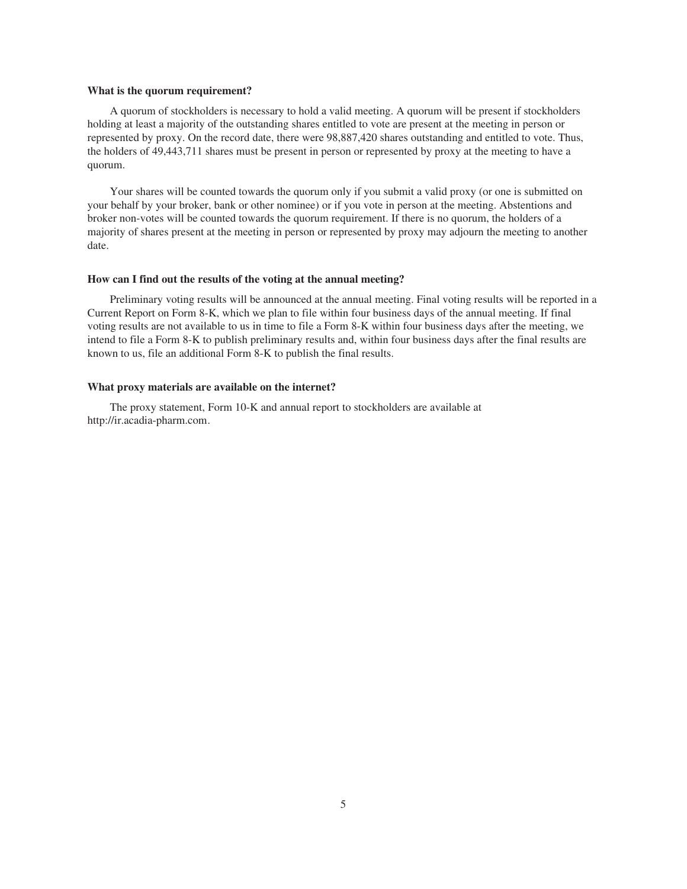**What is the quorum requirement?**

A quorum of stockholders is necessary to hold a valid meeting. A quorum will be present if stockholders holding at least a majority of the outstanding shares entitled to vote are present at the meeting in person or represented by proxy. On the record date, there were 98,887,420 shares outstanding and entitled to vote. Thus, the holders of 49,443,711 shares must be present in person or represented by proxy at the meeting to have a quorum.

Your shares will be counted towards the quorum only if you submit a valid proxy (or one is submitted on your behalf by your broker, bank or other nominee) or if you vote in person at the meeting. Abstentions and broker non-votes will be counted towards the quorum requirement. If there is no quorum, the holders of a majority of shares present at the meeting in person or represented by proxy may adjourn the meeting to another date.

**How can I find out the results of the voting at the annual meeting?**

Preliminary voting results will be announced at the annual meeting. Final voting results will be reported in a Current Report on Form 8-K, which we plan to file within four business days of the annual meeting. If final voting results are not available to us in time to file a Form 8-K within four business days after the meeting, we intend to file a Form 8-K to publish preliminary results and, within four business days after the final results are known to us, file an additional Form 8-K to publish the final results.

**What proxy materials are available on the internet?**

The proxy statement, Form 10-K and annual report to stockholders are available at http://ir.acadia-pharm.com.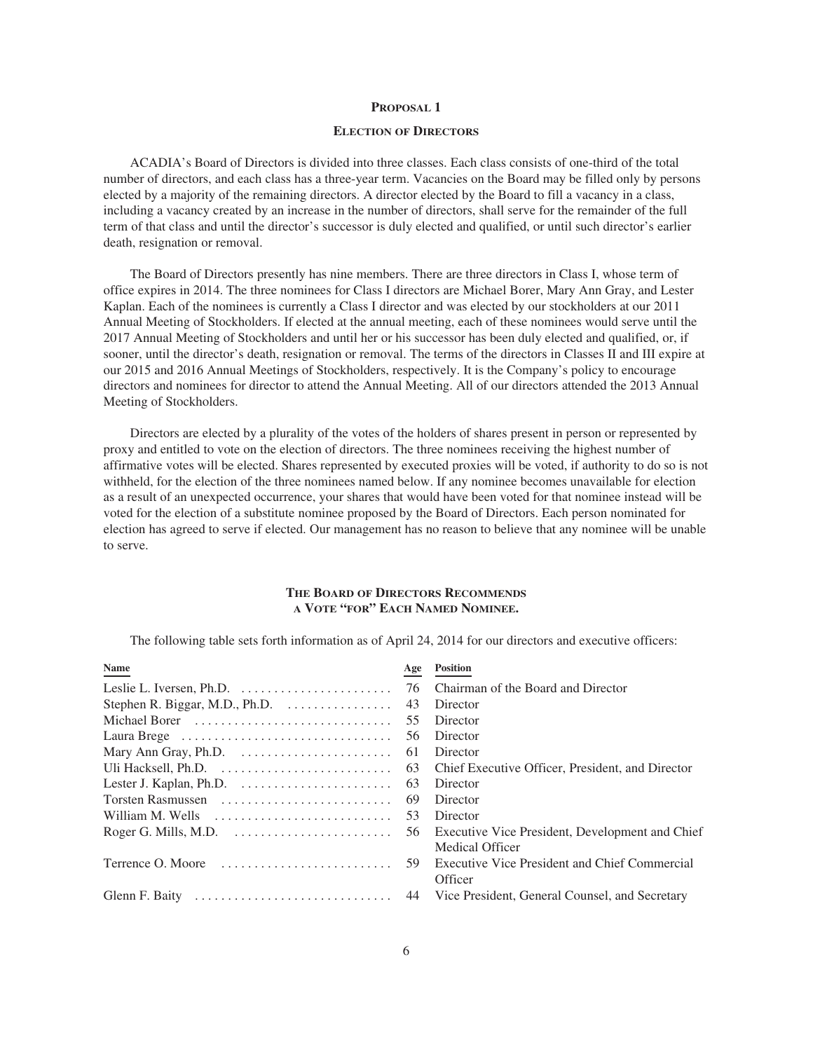## PROPOSAL 1

### ELECTION OF DIRECTORS

ACADIA's Board of Directors is divided into three classes. Each class consists of one-third of the total number of directors, and each class has a three-year term. Vacancies on the Board may be filled only by persons elected by a majority of the remaining directors. A director elected by the Board to fill a vacancy in a class, including a vacancy created by an increase in the number of directors, shall serve for the remainder of the full term of that class and until the director's successor is duly elected and qualified, or until such director's earlier death, resignation or removal.

The Board of Directors presently has nine members. There are three directors in Class I, whose term of office expires in 2014. The three nominees for Class I directors are Michael Borer, Mary Ann Gray, and Lester Kaplan. Each of the nominees is currently a Class I director and was elected by our stockholders at our 2011 Annual Meeting of Stockholders. If elected at the annual meeting, each of these nominees would serve until the 2017 Annual Meeting of Stockholders and until her or his successor has been duly elected and qualified, or, if sooner, until the director's death, resignation or removal. The terms of the directors in Classes II and III expire at our 2015 and 2016 Annual Meetings of Stockholders, respectively. It is the Company's policy to encourage directors and nominees for director to attend the Annual Meeting. All of our directors attended the 2013 Annual Meeting of Stockholders.

Directors are elected by a plurality of the votes of the holders of shares present in person or represented by proxy and entitled to vote on the election of directors. The three nominees receiving the highest number of affirmative votes will be elected. Shares represented by executed proxies will be voted, if authority to do so is not withheld, for the election of the three nominees named below. If any nominee becomes unavailable for election as a result of an unexpected occurrence, your shares that would have been voted for that nominee instead will be voted for the election of a substitute nominee proposed by the Board of Directors. Each person nominated for election has agreed to serve if elected. Our management has no reason to believe that any nominee will be unable to serve.

**THE BOARD OF DIRECTORS RECOMMENDS A VOTE "FOR" EACH NAMED NOMINEE.**

The following table sets forth information as of April 24, 2014 for our directors and executive officers:

| Name | Age | Position |
|---|---|---|
| Leslie L. Iversen, Ph.D. | 76 | Chairman of the Board and Director |
| Stephen R. Biggar, M.D., Ph.D. | 43 | Director |
| Michael Borer | 55 | Director |
| Laura Brege | 56 | Director |
| Mary Ann Gray, Ph.D. | 61 | Director |
| Uli Hacksell, Ph.D. | 63 | Chief Executive Officer, President, and Director |
| Lester J. Kaplan, Ph.D. | 63 | Director |
| Torsten Rasmussen | 69 | Director |
| William M. Wells | 53 | Director |
| Roger G. Mills, M.D. | 56 | Executive Vice President, Development and Chief Medical Officer |
| Terrence O. Moore | 59 | Executive Vice President and Chief Commercial Officer |
| Glenn F. Baity | 44 | Vice President, General Counsel, and Secretary |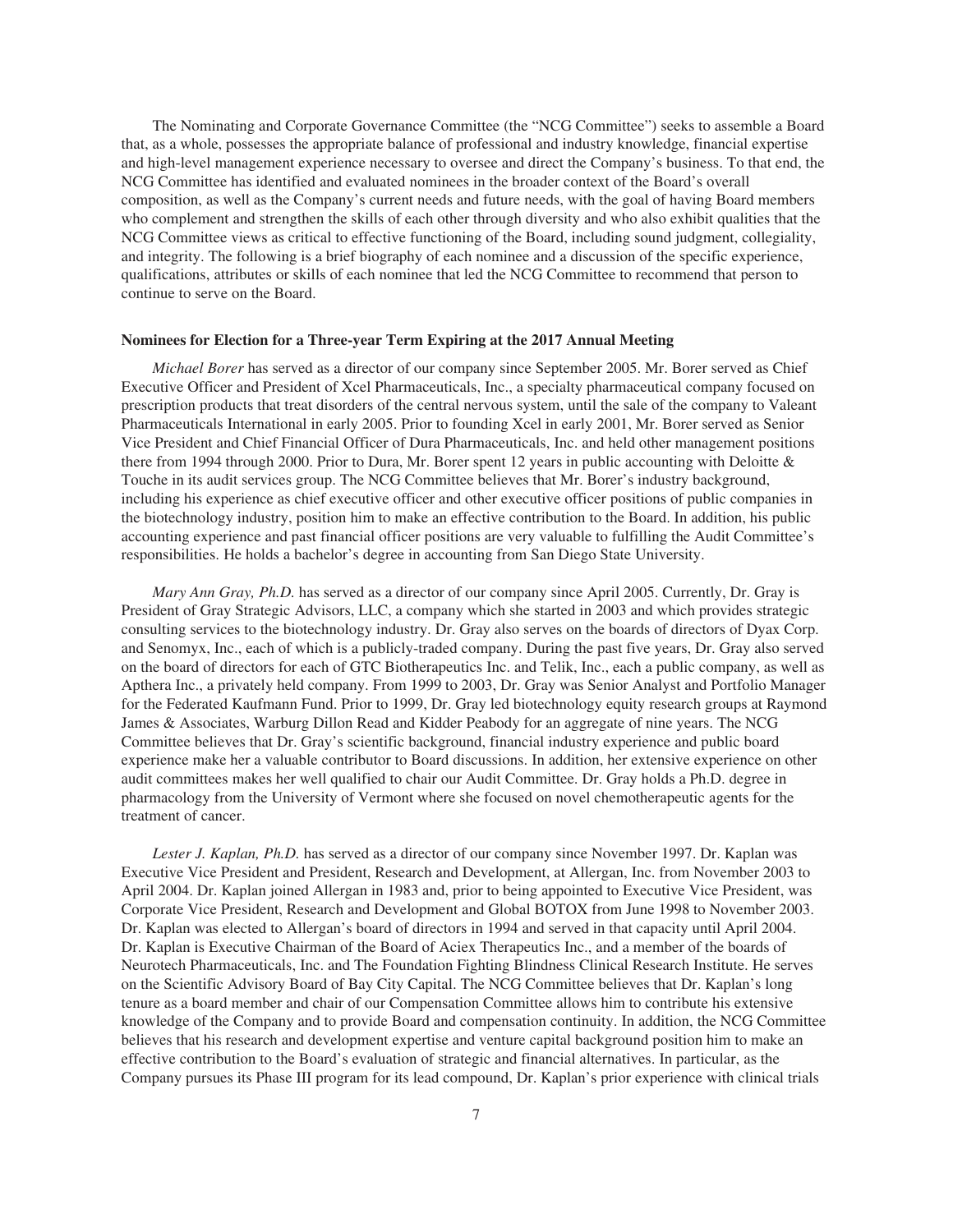The Nominating and Corporate Governance Committee (the "NCG Committee") seeks to assemble a Board that, as a whole, possesses the appropriate balance of professional and industry knowledge, financial expertise and high-level management experience necessary to oversee and direct the Company's business. To that end, the NCG Committee has identified and evaluated nominees in the broader context of the Board's overall composition, as well as the Company's current needs and future needs, with the goal of having Board members who complement and strengthen the skills of each other through diversity and who also exhibit qualities that the NCG Committee views as critical to effective functioning of the Board, including sound judgment, collegiality, and integrity. The following is a brief biography of each nominee and a discussion of the specific experience, qualifications, attributes or skills of each nominee that led the NCG Committee to recommend that person to continue to serve on the Board.

**Nominees for Election for a Three-year Term Expiring at the 2017 Annual Meeting**

*Michael Borer* has served as a director of our company since September 2005. Mr. Borer served as Chief Executive Officer and President of Xcel Pharmaceuticals, Inc., a specialty pharmaceutical company focused on prescription products that treat disorders of the central nervous system, until the sale of the company to Valeant Pharmaceuticals International in early 2005. Prior to founding Xcel in early 2001, Mr. Borer served as Senior Vice President and Chief Financial Officer of Dura Pharmaceuticals, Inc. and held other management positions there from 1994 through 2000. Prior to Dura, Mr. Borer spent 12 years in public accounting with Deloitte & Touche in its audit services group. The NCG Committee believes that Mr. Borer's industry background, including his experience as chief executive officer and other executive officer positions of public companies in the biotechnology industry, position him to make an effective contribution to the Board. In addition, his public accounting experience and past financial officer positions are very valuable to fulfilling the Audit Committee's responsibilities. He holds a bachelor's degree in accounting from San Diego State University.

*Mary Ann Gray, Ph.D.* has served as a director of our company since April 2005. Currently, Dr. Gray is President of Gray Strategic Advisors, LLC, a company which she started in 2003 and which provides strategic consulting services to the biotechnology industry. Dr. Gray also serves on the boards of directors of Dyax Corp. and Senomyx, Inc., each of which is a publicly-traded company. During the past five years, Dr. Gray also served on the board of directors for each of GTC Biotherapeutics Inc. and Telik, Inc., each a public company, as well as Apthera Inc., a privately held company. From 1999 to 2003, Dr. Gray was Senior Analyst and Portfolio Manager for the Federated Kaufmann Fund. Prior to 1999, Dr. Gray led biotechnology equity research groups at Raymond James & Associates, Warburg Dillon Read and Kidder Peabody for an aggregate of nine years. The NCG Committee believes that Dr. Gray's scientific background, financial industry experience and public board experience make her a valuable contributor to Board discussions. In addition, her extensive experience on other audit committees makes her well qualified to chair our Audit Committee. Dr. Gray holds a Ph.D. degree in pharmacology from the University of Vermont where she focused on novel chemotherapeutic agents for the treatment of cancer.

*Lester J. Kaplan, Ph.D.* has served as a director of our company since November 1997. Dr. Kaplan was Executive Vice President and President, Research and Development, at Allergan, Inc. from November 2003 to April 2004. Dr. Kaplan joined Allergan in 1983 and, prior to being appointed to Executive Vice President, was Corporate Vice President, Research and Development and Global BOTOX from June 1998 to November 2003. Dr. Kaplan was elected to Allergan's board of directors in 1994 and served in that capacity until April 2004. Dr. Kaplan is Executive Chairman of the Board of Aciex Therapeutics Inc., and a member of the boards of Neurotech Pharmaceuticals, Inc. and The Foundation Fighting Blindness Clinical Research Institute. He serves on the Scientific Advisory Board of Bay City Capital. The NCG Committee believes that Dr. Kaplan's long tenure as a board member and chair of our Compensation Committee allows him to contribute his extensive knowledge of the Company and to provide Board and compensation continuity. In addition, the NCG Committee believes that his research and development expertise and venture capital background position him to make an effective contribution to the Board's evaluation of strategic and financial alternatives. In particular, as the Company pursues its Phase III program for its lead compound, Dr. Kaplan's prior experience with clinical trials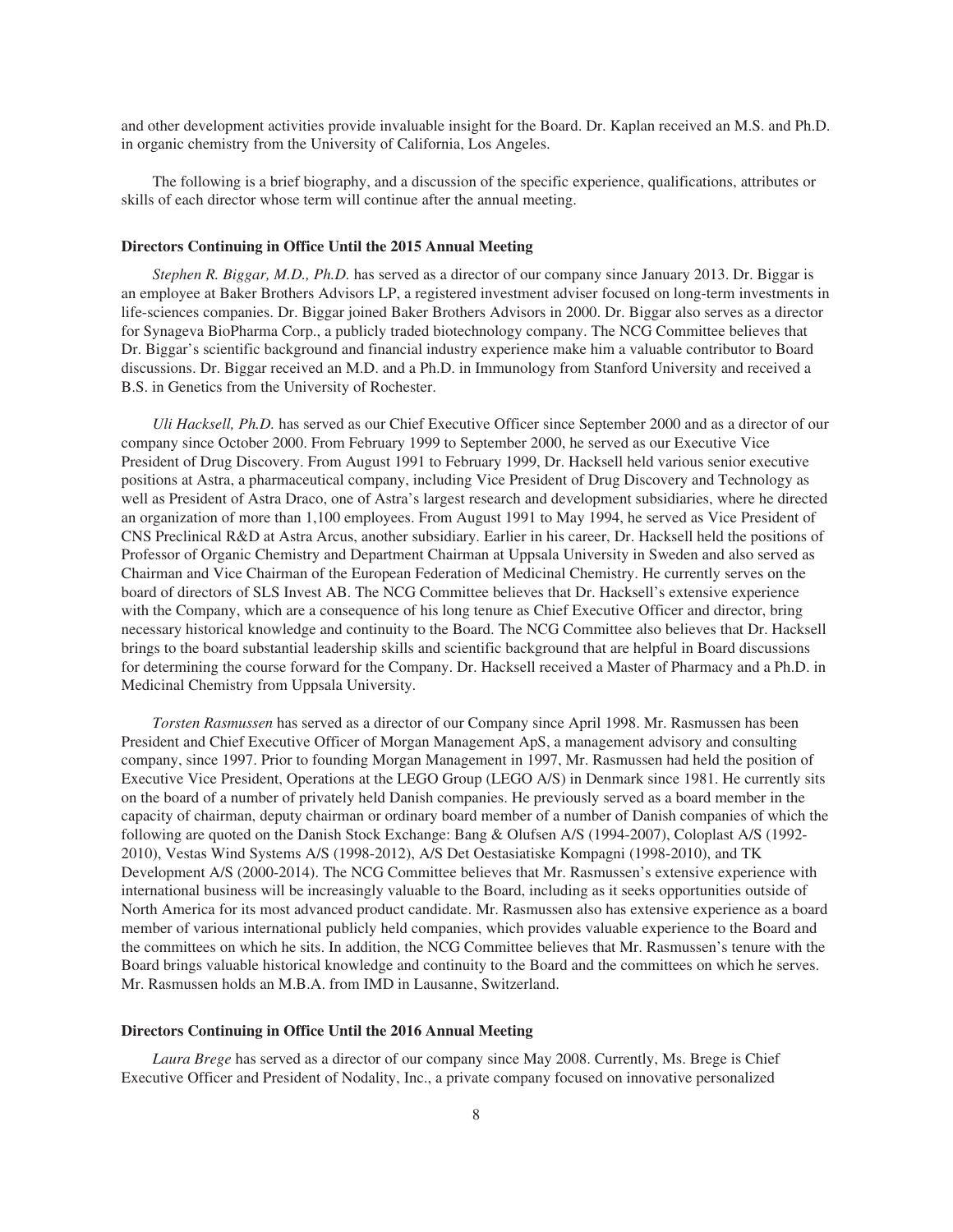and other development activities provide invaluable insight for the Board. Dr. Kaplan received an M.S. and Ph.D. in organic chemistry from the University of California, Los Angeles.

The following is a brief biography, and a discussion of the specific experience, qualifications, attributes or skills of each director whose term will continue after the annual meeting.

**Directors Continuing in Office Until the 2015 Annual Meeting**

*Stephen R. Biggar, M.D., Ph.D.* has served as a director of our company since January 2013. Dr. Biggar is an employee at Baker Brothers Advisors LP, a registered investment adviser focused on long-term investments in life-sciences companies. Dr. Biggar joined Baker Brothers Advisors in 2000. Dr. Biggar also serves as a director for Synageva BioPharma Corp., a publicly traded biotechnology company. The NCG Committee believes that Dr. Biggar's scientific background and financial industry experience make him a valuable contributor to Board discussions. Dr. Biggar received an M.D. and a Ph.D. in Immunology from Stanford University and received a B.S. in Genetics from the University of Rochester.

*Uli Hacksell, Ph.D.* has served as our Chief Executive Officer since September 2000 and as a director of our company since October 2000. From February 1999 to September 2000, he served as our Executive Vice President of Drug Discovery. From August 1991 to February 1999, Dr. Hacksell held various senior executive positions at Astra, a pharmaceutical company, including Vice President of Drug Discovery and Technology as well as President of Astra Draco, one of Astra's largest research and development subsidiaries, where he directed an organization of more than 1,100 employees. From August 1991 to May 1994, he served as Vice President of CNS Preclinical R&D at Astra Arcus, another subsidiary. Earlier in his career, Dr. Hacksell held the positions of Professor of Organic Chemistry and Department Chairman at Uppsala University in Sweden and also served as Chairman and Vice Chairman of the European Federation of Medicinal Chemistry. He currently serves on the board of directors of SLS Invest AB. The NCG Committee believes that Dr. Hacksell's extensive experience with the Company, which are a consequence of his long tenure as Chief Executive Officer and director, bring necessary historical knowledge and continuity to the Board. The NCG Committee also believes that Dr. Hacksell brings to the board substantial leadership skills and scientific background that are helpful in Board discussions for determining the course forward for the Company. Dr. Hacksell received a Master of Pharmacy and a Ph.D. in Medicinal Chemistry from Uppsala University.

*Torsten Rasmussen* has served as a director of our Company since April 1998. Mr. Rasmussen has been President and Chief Executive Officer of Morgan Management ApS, a management advisory and consulting company, since 1997. Prior to founding Morgan Management in 1997, Mr. Rasmussen had held the position of Executive Vice President, Operations at the LEGO Group (LEGO A/S) in Denmark since 1981. He currently sits on the board of a number of privately held Danish companies. He previously served as a board member in the capacity of chairman, deputy chairman or ordinary board member of a number of Danish companies of which the following are quoted on the Danish Stock Exchange: Bang & Olufsen A/S (1994-2007), Coloplast A/S (1992-2010), Vestas Wind Systems A/S (1998-2012), A/S Det Oestasiatiske Kompagni (1998-2010), and TK Development A/S (2000-2014). The NCG Committee believes that Mr. Rasmussen's extensive experience with international business will be increasingly valuable to the Board, including as it seeks opportunities outside of North America for its most advanced product candidate. Mr. Rasmussen also has extensive experience as a board member of various international publicly held companies, which provides valuable experience to the Board and the committees on which he sits. In addition, the NCG Committee believes that Mr. Rasmussen's tenure with the Board brings valuable historical knowledge and continuity to the Board and the committees on which he serves. Mr. Rasmussen holds an M.B.A. from IMD in Lausanne, Switzerland.

**Directors Continuing in Office Until the 2016 Annual Meeting**

*Laura Brege* has served as a director of our company since May 2008. Currently, Ms. Brege is Chief Executive Officer and President of Nodality, Inc., a private company focused on innovative personalized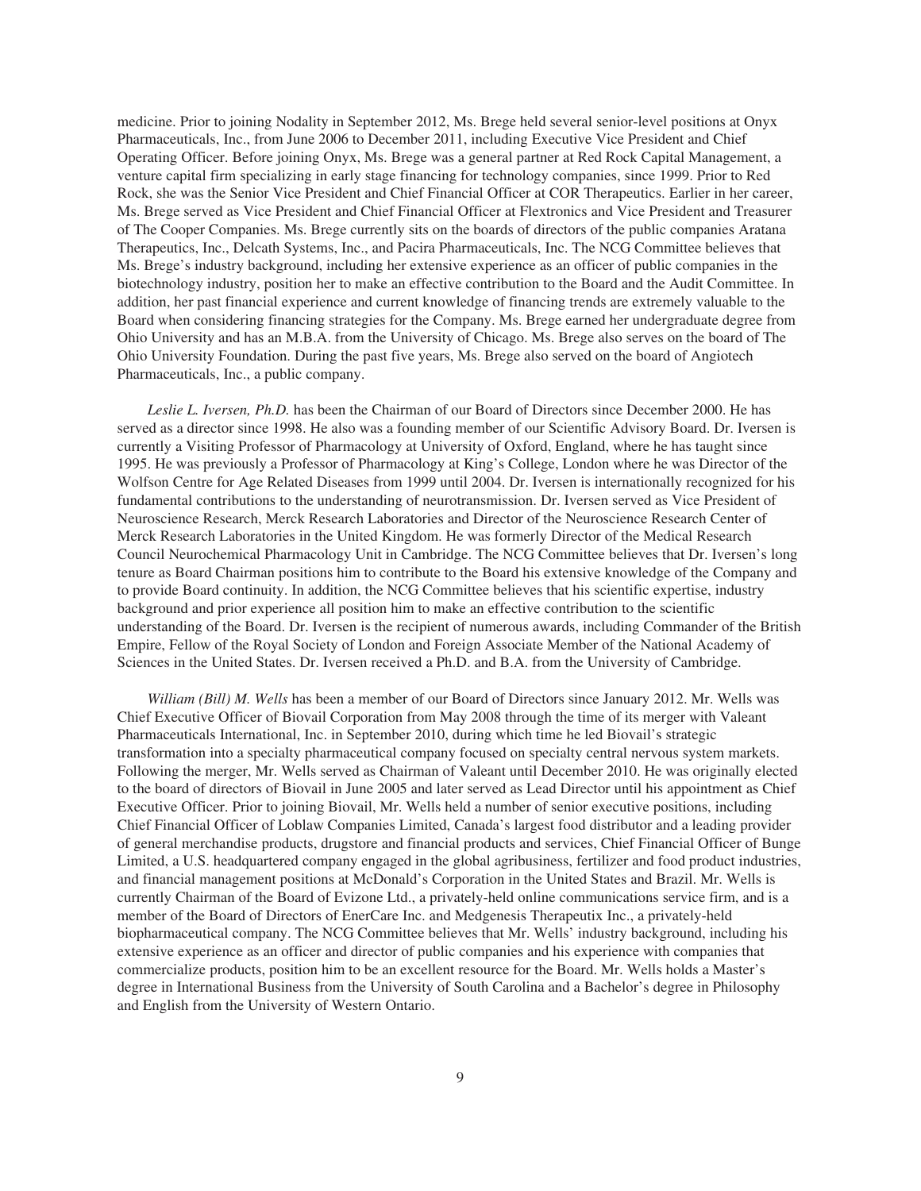medicine. Prior to joining Nodality in September 2012, Ms. Brege held several senior-level positions at Onyx Pharmaceuticals, Inc., from June 2006 to December 2011, including Executive Vice President and Chief Operating Officer. Before joining Onyx, Ms. Brege was a general partner at Red Rock Capital Management, a venture capital firm specializing in early stage financing for technology companies, since 1999. Prior to Red Rock, she was the Senior Vice President and Chief Financial Officer at COR Therapeutics. Earlier in her career, Ms. Brege served as Vice President and Chief Financial Officer at Flextronics and Vice President and Treasurer of The Cooper Companies. Ms. Brege currently sits on the boards of directors of the public companies Aratana Therapeutics, Inc., Delcath Systems, Inc., and Pacira Pharmaceuticals, Inc. The NCG Committee believes that Ms. Brege's industry background, including her extensive experience as an officer of public companies in the biotechnology industry, position her to make an effective contribution to the Board and the Audit Committee. In addition, her past financial experience and current knowledge of financing trends are extremely valuable to the Board when considering financing strategies for the Company. Ms. Brege earned her undergraduate degree from Ohio University and has an M.B.A. from the University of Chicago. Ms. Brege also serves on the board of The Ohio University Foundation. During the past five years, Ms. Brege also served on the board of Angiotech Pharmaceuticals, Inc., a public company.

*Leslie L. Iversen, Ph.D.* has been the Chairman of our Board of Directors since December 2000. He has served as a director since 1998. He also was a founding member of our Scientific Advisory Board. Dr. Iversen is currently a Visiting Professor of Pharmacology at University of Oxford, England, where he has taught since 1995. He was previously a Professor of Pharmacology at King's College, London where he was Director of the Wolfson Centre for Age Related Diseases from 1999 until 2004. Dr. Iversen is internationally recognized for his fundamental contributions to the understanding of neurotransmission. Dr. Iversen served as Vice President of Neuroscience Research, Merck Research Laboratories and Director of the Neuroscience Research Center of Merck Research Laboratories in the United Kingdom. He was formerly Director of the Medical Research Council Neurochemical Pharmacology Unit in Cambridge. The NCG Committee believes that Dr. Iversen's long tenure as Board Chairman positions him to contribute to the Board his extensive knowledge of the Company and to provide Board continuity. In addition, the NCG Committee believes that his scientific expertise, industry background and prior experience all position him to make an effective contribution to the scientific understanding of the Board. Dr. Iversen is the recipient of numerous awards, including Commander of the British Empire, Fellow of the Royal Society of London and Foreign Associate Member of the National Academy of Sciences in the United States. Dr. Iversen received a Ph.D. and B.A. from the University of Cambridge.

*William (Bill) M. Wells* has been a member of our Board of Directors since January 2012. Mr. Wells was Chief Executive Officer of Biovail Corporation from May 2008 through the time of its merger with Valeant Pharmaceuticals International, Inc. in September 2010, during which time he led Biovail's strategic transformation into a specialty pharmaceutical company focused on specialty central nervous system markets. Following the merger, Mr. Wells served as Chairman of Valeant until December 2010. He was originally elected to the board of directors of Biovail in June 2005 and later served as Lead Director until his appointment as Chief Executive Officer. Prior to joining Biovail, Mr. Wells held a number of senior executive positions, including Chief Financial Officer of Loblaw Companies Limited, Canada's largest food distributor and a leading provider of general merchandise products, drugstore and financial products and services, Chief Financial Officer of Bunge Limited, a U.S. headquartered company engaged in the global agribusiness, fertilizer and food product industries, and financial management positions at McDonald's Corporation in the United States and Brazil. Mr. Wells is currently Chairman of the Board of Evizone Ltd., a privately-held online communications service firm, and is a member of the Board of Directors of EnerCare Inc. and Medgenesis Therapeutix Inc., a privately-held biopharmaceutical company. The NCG Committee believes that Mr. Wells' industry background, including his extensive experience as an officer and director of public companies and his experience with companies that commercialize products, position him to be an excellent resource for the Board. Mr. Wells holds a Master's degree in International Business from the University of South Carolina and a Bachelor's degree in Philosophy and English from the University of Western Ontario.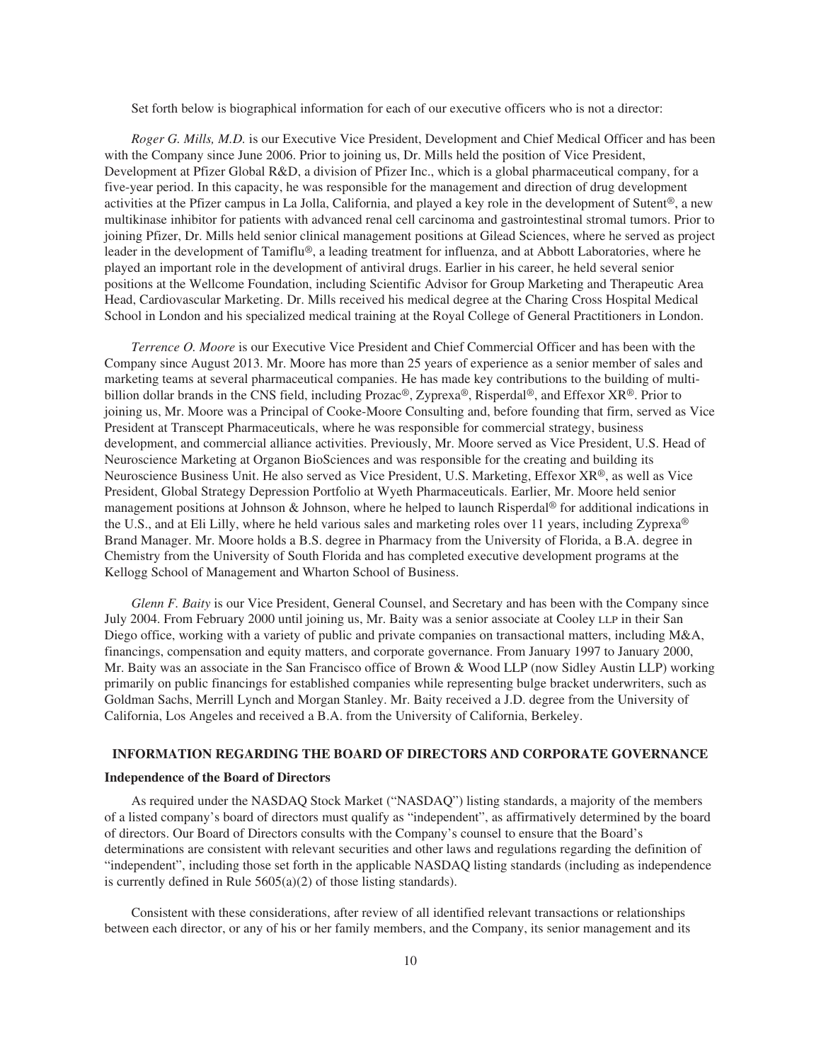Set forth below is biographical information for each of our executive officers who is not a director:

*Roger G. Mills, M.D.* is our Executive Vice President, Development and Chief Medical Officer and has been with the Company since June 2006. Prior to joining us, Dr. Mills held the position of Vice President, Development at Pfizer Global R&D, a division of Pfizer Inc., which is a global pharmaceutical company, for a five-year period. In this capacity, he was responsible for the management and direction of drug development activities at the Pfizer campus in La Jolla, California, and played a key role in the development of Sutent®, a new multikinase inhibitor for patients with advanced renal cell carcinoma and gastrointestinal stromal tumors. Prior to joining Pfizer, Dr. Mills held senior clinical management positions at Gilead Sciences, where he served as project leader in the development of Tamiflu®, a leading treatment for influenza, and at Abbott Laboratories, where he played an important role in the development of antiviral drugs. Earlier in his career, he held several senior positions at the Wellcome Foundation, including Scientific Advisor for Group Marketing and Therapeutic Area Head, Cardiovascular Marketing. Dr. Mills received his medical degree at the Charing Cross Hospital Medical School in London and his specialized medical training at the Royal College of General Practitioners in London.

*Terrence O. Moore* is our Executive Vice President and Chief Commercial Officer and has been with the Company since August 2013. Mr. Moore has more than 25 years of experience as a senior member of sales and marketing teams at several pharmaceutical companies. He has made key contributions to the building of multi-billion dollar brands in the CNS field, including Prozac®, Zyprexa®, Risperdal®, and Effexor XR®. Prior to joining us, Mr. Moore was a Principal of Cooke-Moore Consulting and, before founding that firm, served as Vice President at Transcept Pharmaceuticals, where he was responsible for commercial strategy, business development, and commercial alliance activities. Previously, Mr. Moore served as Vice President, U.S. Head of Neuroscience Marketing at Organon BioSciences and was responsible for the creating and building its Neuroscience Business Unit. He also served as Vice President, U.S. Marketing, Effexor XR®, as well as Vice President, Global Strategy Depression Portfolio at Wyeth Pharmaceuticals. Earlier, Mr. Moore held senior management positions at Johnson & Johnson, where he helped to launch Risperdal® for additional indications in the U.S., and at Eli Lilly, where he held various sales and marketing roles over 11 years, including Zyprexa® Brand Manager. Mr. Moore holds a B.S. degree in Pharmacy from the University of Florida, a B.A. degree in Chemistry from the University of South Florida and has completed executive development programs at the Kellogg School of Management and Wharton School of Business.

*Glenn F. Baity* is our Vice President, General Counsel, and Secretary and has been with the Company since July 2004. From February 2000 until joining us, Mr. Baity was a senior associate at Cooley LLP in their San Diego office, working with a variety of public and private companies on transactional matters, including M&A, financings, compensation and equity matters, and corporate governance. From January 1997 to January 2000, Mr. Baity was an associate in the San Francisco office of Brown & Wood LLP (now Sidley Austin LLP) working primarily on public financings for established companies while representing bulge bracket underwriters, such as Goldman Sachs, Merrill Lynch and Morgan Stanley. Mr. Baity received a J.D. degree from the University of California, Los Angeles and received a B.A. from the University of California, Berkeley.

## INFORMATION REGARDING THE BOARD OF DIRECTORS AND CORPORATE GOVERNANCE

### Independence of the Board of Directors

As required under the NASDAQ Stock Market ("NASDAQ") listing standards, a majority of the members of a listed company's board of directors must qualify as "independent", as affirmatively determined by the board of directors. Our Board of Directors consults with the Company's counsel to ensure that the Board's determinations are consistent with relevant securities and other laws and regulations regarding the definition of "independent", including those set forth in the applicable NASDAQ listing standards (including as independence is currently defined in Rule 5605(a)(2) of those listing standards).

Consistent with these considerations, after review of all identified relevant transactions or relationships between each director, or any of his or her family members, and the Company, its senior management and its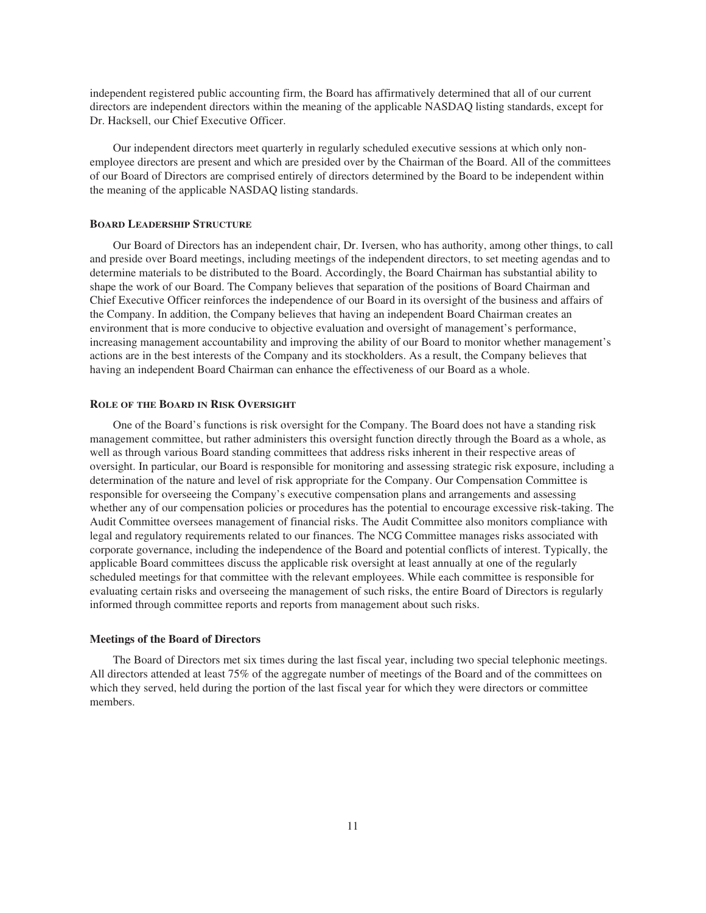independent registered public accounting firm, the Board has affirmatively determined that all of our current directors are independent directors within the meaning of the applicable NASDAQ listing standards, except for Dr. Hacksell, our Chief Executive Officer.

Our independent directors meet quarterly in regularly scheduled executive sessions at which only non-employee directors are present and which are presided over by the Chairman of the Board. All of the committees of our Board of Directors are comprised entirely of directors determined by the Board to be independent within the meaning of the applicable NASDAQ listing standards.

### Board Leadership Structure

Our Board of Directors has an independent chair, Dr. Iversen, who has authority, among other things, to call and preside over Board meetings, including meetings of the independent directors, to set meeting agendas and to determine materials to be distributed to the Board. Accordingly, the Board Chairman has substantial ability to shape the work of our Board. The Company believes that separation of the positions of Board Chairman and Chief Executive Officer reinforces the independence of our Board in its oversight of the business and affairs of the Company. In addition, the Company believes that having an independent Board Chairman creates an environment that is more conducive to objective evaluation and oversight of management's performance, increasing management accountability and improving the ability of our Board to monitor whether management's actions are in the best interests of the Company and its stockholders. As a result, the Company believes that having an independent Board Chairman can enhance the effectiveness of our Board as a whole.

### Role of the Board in Risk Oversight

One of the Board's functions is risk oversight for the Company. The Board does not have a standing risk management committee, but rather administers this oversight function directly through the Board as a whole, as well as through various Board standing committees that address risks inherent in their respective areas of oversight. In particular, our Board is responsible for monitoring and assessing strategic risk exposure, including a determination of the nature and level of risk appropriate for the Company. Our Compensation Committee is responsible for overseeing the Company's executive compensation plans and arrangements and assessing whether any of our compensation policies or procedures has the potential to encourage excessive risk-taking. The Audit Committee oversees management of financial risks. The Audit Committee also monitors compliance with legal and regulatory requirements related to our finances. The NCG Committee manages risks associated with corporate governance, including the independence of the Board and potential conflicts of interest. Typically, the applicable Board committees discuss the applicable risk oversight at least annually at one of the regularly scheduled meetings for that committee with the relevant employees. While each committee is responsible for evaluating certain risks and overseeing the management of such risks, the entire Board of Directors is regularly informed through committee reports and reports from management about such risks.

### Meetings of the Board of Directors

The Board of Directors met six times during the last fiscal year, including two special telephonic meetings. All directors attended at least 75% of the aggregate number of meetings of the Board and of the committees on which they served, held during the portion of the last fiscal year for which they were directors or committee members.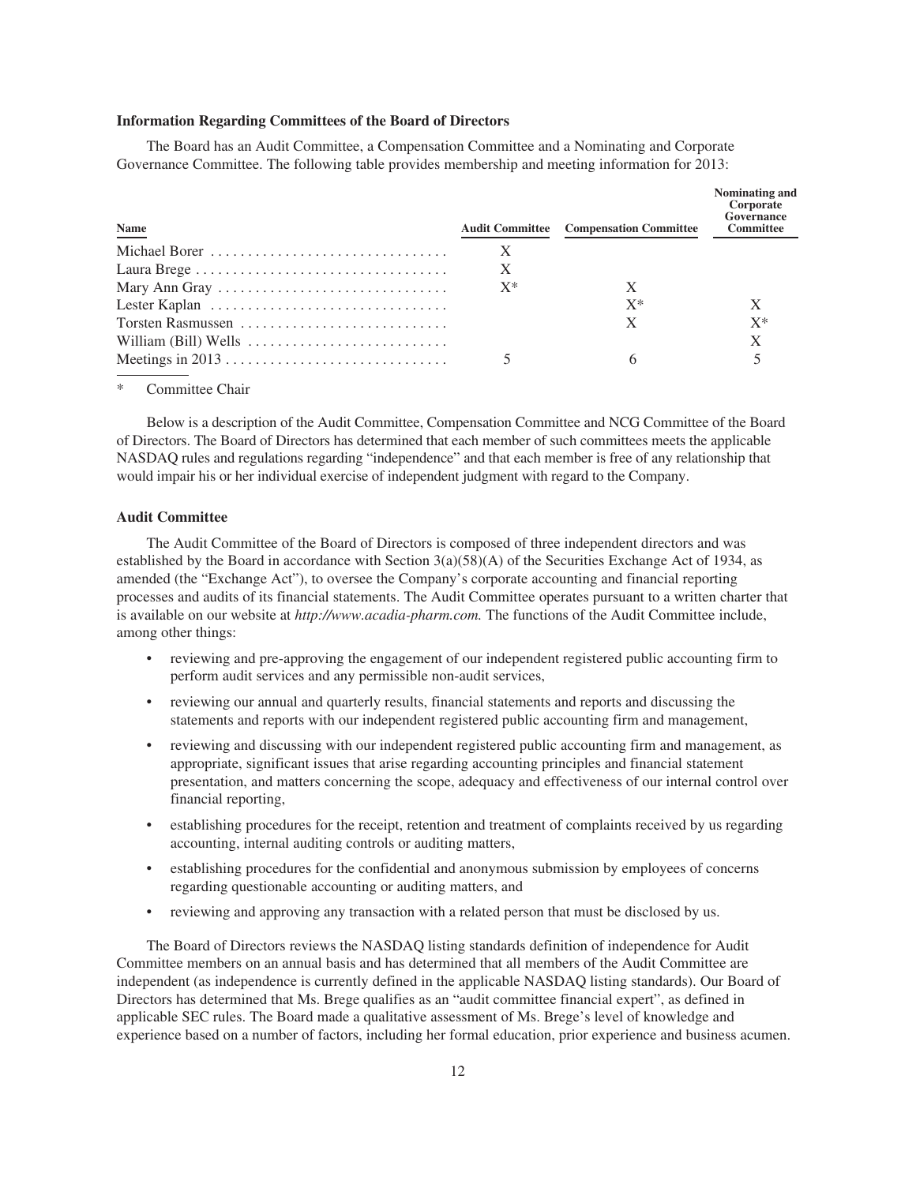### Information Regarding Committees of the Board of Directors

The Board has an Audit Committee, a Compensation Committee and a Nominating and Corporate Governance Committee. The following table provides membership and meeting information for 2013:

| Name | Audit Committee | Compensation Committee | Nominating and Corporate Governance Committee |
|---|---|---|---|
| Michael Borer | X | | |
| Laura Brege | X | | |
| Mary Ann Gray | X* | X | |
| Lester Kaplan | | X* | X |
| Torsten Rasmussen | | X | X* |
| William (Bill) Wells | | | X |
| Meetings in 2013 | 5 | 6 | 5 |

\* Committee Chair

Below is a description of the Audit Committee, Compensation Committee and NCG Committee of the Board of Directors. The Board of Directors has determined that each member of such committees meets the applicable NASDAQ rules and regulations regarding "independence" and that each member is free of any relationship that would impair his or her individual exercise of independent judgment with regard to the Company.

### Audit Committee

The Audit Committee of the Board of Directors is composed of three independent directors and was established by the Board in accordance with Section 3(a)(58)(A) of the Securities Exchange Act of 1934, as amended (the "Exchange Act"), to oversee the Company's corporate accounting and financial reporting processes and audits of its financial statements. The Audit Committee operates pursuant to a written charter that is available on our website at *http://www.acadia-pharm.com.* The functions of the Audit Committee include, among other things:

- reviewing and pre-approving the engagement of our independent registered public accounting firm to perform audit services and any permissible non-audit services,
- reviewing our annual and quarterly results, financial statements and reports and discussing the statements and reports with our independent registered public accounting firm and management,
- reviewing and discussing with our independent registered public accounting firm and management, as appropriate, significant issues that arise regarding accounting principles and financial statement presentation, and matters concerning the scope, adequacy and effectiveness of our internal control over financial reporting,
- establishing procedures for the receipt, retention and treatment of complaints received by us regarding accounting, internal auditing controls or auditing matters,
- establishing procedures for the confidential and anonymous submission by employees of concerns regarding questionable accounting or auditing matters, and
- reviewing and approving any transaction with a related person that must be disclosed by us.

The Board of Directors reviews the NASDAQ listing standards definition of independence for Audit Committee members on an annual basis and has determined that all members of the Audit Committee are independent (as independence is currently defined in the applicable NASDAQ listing standards). Our Board of Directors has determined that Ms. Brege qualifies as an "audit committee financial expert", as defined in applicable SEC rules. The Board made a qualitative assessment of Ms. Brege's level of knowledge and experience based on a number of factors, including her formal education, prior experience and business acumen.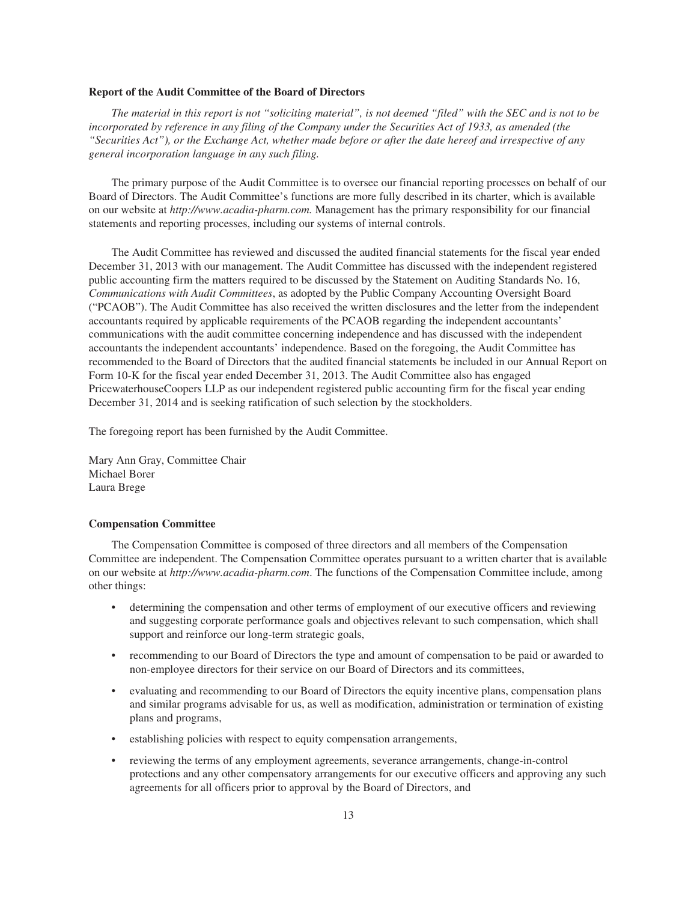**Report of the Audit Committee of the Board of Directors**

*The material in this report is not "soliciting material", is not deemed "filed" with the SEC and is not to be incorporated by reference in any filing of the Company under the Securities Act of 1933, as amended (the "Securities Act"), or the Exchange Act, whether made before or after the date hereof and irrespective of any general incorporation language in any such filing.*

The primary purpose of the Audit Committee is to oversee our financial reporting processes on behalf of our Board of Directors. The Audit Committee's functions are more fully described in its charter, which is available on our website at *http://www.acadia-pharm.com.* Management has the primary responsibility for our financial statements and reporting processes, including our systems of internal controls.

The Audit Committee has reviewed and discussed the audited financial statements for the fiscal year ended December 31, 2013 with our management. The Audit Committee has discussed with the independent registered public accounting firm the matters required to be discussed by the Statement on Auditing Standards No. 16, *Communications with Audit Committees*, as adopted by the Public Company Accounting Oversight Board ("PCAOB"). The Audit Committee has also received the written disclosures and the letter from the independent accountants required by applicable requirements of the PCAOB regarding the independent accountants' communications with the audit committee concerning independence and has discussed with the independent accountants the independent accountants' independence. Based on the foregoing, the Audit Committee has recommended to the Board of Directors that the audited financial statements be included in our Annual Report on Form 10-K for the fiscal year ended December 31, 2013. The Audit Committee also has engaged PricewaterhouseCoopers LLP as our independent registered public accounting firm for the fiscal year ending December 31, 2014 and is seeking ratification of such selection by the stockholders.

The foregoing report has been furnished by the Audit Committee.

Mary Ann Gray, Committee Chair
Michael Borer
Laura Brege

**Compensation Committee**

The Compensation Committee is composed of three directors and all members of the Compensation Committee are independent. The Compensation Committee operates pursuant to a written charter that is available on our website at *http://www.acadia-pharm.com*. The functions of the Compensation Committee include, among other things:

- determining the compensation and other terms of employment of our executive officers and reviewing and suggesting corporate performance goals and objectives relevant to such compensation, which shall support and reinforce our long-term strategic goals,
- recommending to our Board of Directors the type and amount of compensation to be paid or awarded to non-employee directors for their service on our Board of Directors and its committees,
- evaluating and recommending to our Board of Directors the equity incentive plans, compensation plans and similar programs advisable for us, as well as modification, administration or termination of existing plans and programs,
- establishing policies with respect to equity compensation arrangements,
- reviewing the terms of any employment agreements, severance arrangements, change-in-control protections and any other compensatory arrangements for our executive officers and approving any such agreements for all officers prior to approval by the Board of Directors, and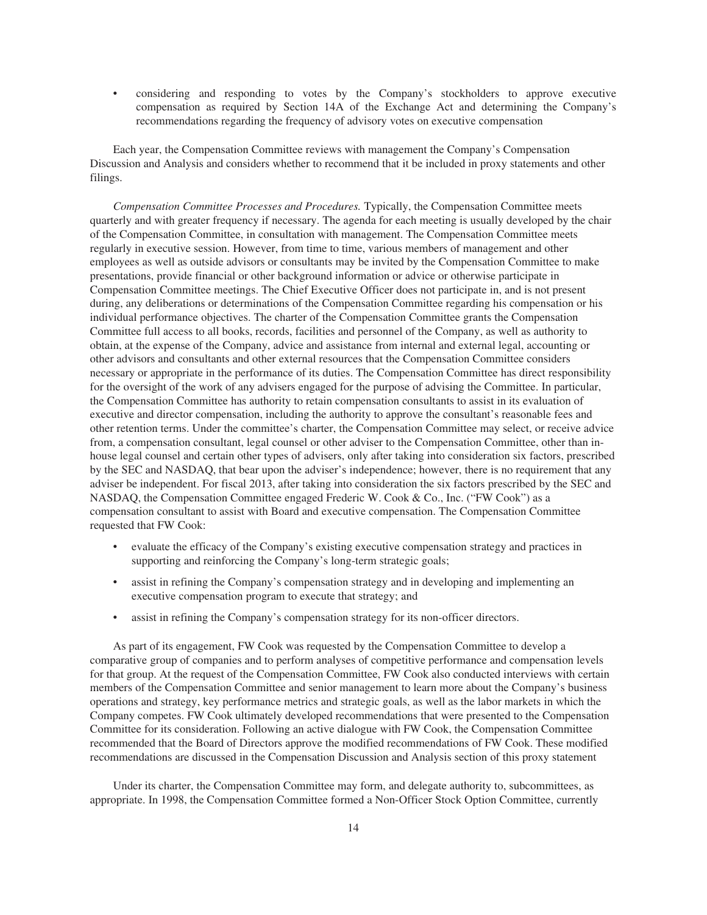- considering and responding to votes by the Company's stockholders to approve executive compensation as required by Section 14A of the Exchange Act and determining the Company's recommendations regarding the frequency of advisory votes on executive compensation

Each year, the Compensation Committee reviews with management the Company's Compensation Discussion and Analysis and considers whether to recommend that it be included in proxy statements and other filings.

*Compensation Committee Processes and Procedures.* Typically, the Compensation Committee meets quarterly and with greater frequency if necessary. The agenda for each meeting is usually developed by the chair of the Compensation Committee, in consultation with management. The Compensation Committee meets regularly in executive session. However, from time to time, various members of management and other employees as well as outside advisors or consultants may be invited by the Compensation Committee to make presentations, provide financial or other background information or advice or otherwise participate in Compensation Committee meetings. The Chief Executive Officer does not participate in, and is not present during, any deliberations or determinations of the Compensation Committee regarding his compensation or his individual performance objectives. The charter of the Compensation Committee grants the Compensation Committee full access to all books, records, facilities and personnel of the Company, as well as authority to obtain, at the expense of the Company, advice and assistance from internal and external legal, accounting or other advisors and consultants and other external resources that the Compensation Committee considers necessary or appropriate in the performance of its duties. The Compensation Committee has direct responsibility for the oversight of the work of any advisers engaged for the purpose of advising the Committee. In particular, the Compensation Committee has authority to retain compensation consultants to assist in its evaluation of executive and director compensation, including the authority to approve the consultant's reasonable fees and other retention terms. Under the committee's charter, the Compensation Committee may select, or receive advice from, a compensation consultant, legal counsel or other adviser to the Compensation Committee, other than in-house legal counsel and certain other types of advisers, only after taking into consideration six factors, prescribed by the SEC and NASDAQ, that bear upon the adviser's independence; however, there is no requirement that any adviser be independent. For fiscal 2013, after taking into consideration the six factors prescribed by the SEC and NASDAQ, the Compensation Committee engaged Frederic W. Cook & Co., Inc. ("FW Cook") as a compensation consultant to assist with Board and executive compensation. The Compensation Committee requested that FW Cook:

- evaluate the efficacy of the Company's existing executive compensation strategy and practices in supporting and reinforcing the Company's long-term strategic goals;
- assist in refining the Company's compensation strategy and in developing and implementing an executive compensation program to execute that strategy; and
- assist in refining the Company's compensation strategy for its non-officer directors.

As part of its engagement, FW Cook was requested by the Compensation Committee to develop a comparative group of companies and to perform analyses of competitive performance and compensation levels for that group. At the request of the Compensation Committee, FW Cook also conducted interviews with certain members of the Compensation Committee and senior management to learn more about the Company's business operations and strategy, key performance metrics and strategic goals, as well as the labor markets in which the Company competes. FW Cook ultimately developed recommendations that were presented to the Compensation Committee for its consideration. Following an active dialogue with FW Cook, the Compensation Committee recommended that the Board of Directors approve the modified recommendations of FW Cook. These modified recommendations are discussed in the Compensation Discussion and Analysis section of this proxy statement

Under its charter, the Compensation Committee may form, and delegate authority to, subcommittees, as appropriate. In 1998, the Compensation Committee formed a Non-Officer Stock Option Committee, currently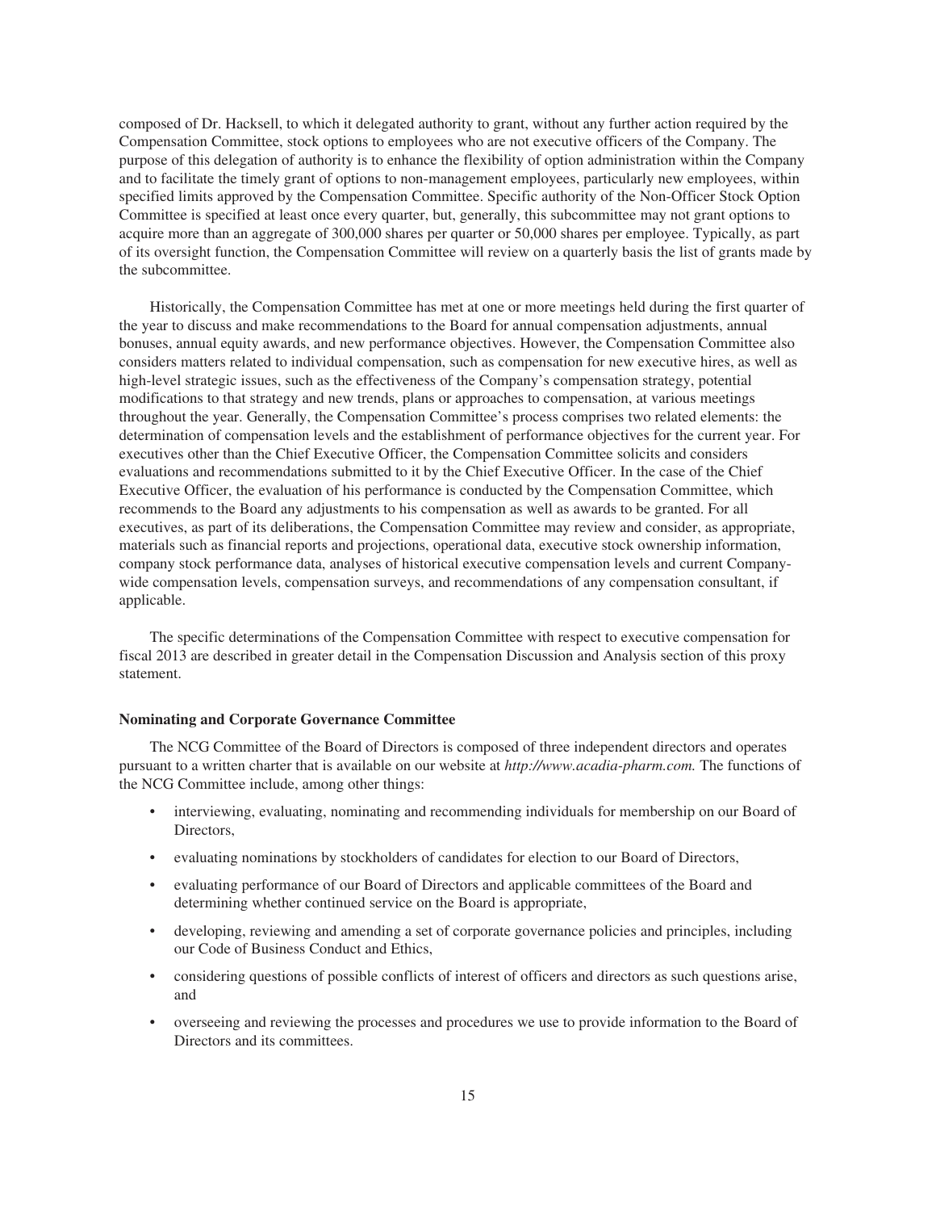composed of Dr. Hacksell, to which it delegated authority to grant, without any further action required by the Compensation Committee, stock options to employees who are not executive officers of the Company. The purpose of this delegation of authority is to enhance the flexibility of option administration within the Company and to facilitate the timely grant of options to non-management employees, particularly new employees, within specified limits approved by the Compensation Committee. Specific authority of the Non-Officer Stock Option Committee is specified at least once every quarter, but, generally, this subcommittee may not grant options to acquire more than an aggregate of 300,000 shares per quarter or 50,000 shares per employee. Typically, as part of its oversight function, the Compensation Committee will review on a quarterly basis the list of grants made by the subcommittee.

Historically, the Compensation Committee has met at one or more meetings held during the first quarter of the year to discuss and make recommendations to the Board for annual compensation adjustments, annual bonuses, annual equity awards, and new performance objectives. However, the Compensation Committee also considers matters related to individual compensation, such as compensation for new executive hires, as well as high-level strategic issues, such as the effectiveness of the Company's compensation strategy, potential modifications to that strategy and new trends, plans or approaches to compensation, at various meetings throughout the year. Generally, the Compensation Committee's process comprises two related elements: the determination of compensation levels and the establishment of performance objectives for the current year. For executives other than the Chief Executive Officer, the Compensation Committee solicits and considers evaluations and recommendations submitted to it by the Chief Executive Officer. In the case of the Chief Executive Officer, the evaluation of his performance is conducted by the Compensation Committee, which recommends to the Board any adjustments to his compensation as well as awards to be granted. For all executives, as part of its deliberations, the Compensation Committee may review and consider, as appropriate, materials such as financial reports and projections, operational data, executive stock ownership information, company stock performance data, analyses of historical executive compensation levels and current Company-wide compensation levels, compensation surveys, and recommendations of any compensation consultant, if applicable.

The specific determinations of the Compensation Committee with respect to executive compensation for fiscal 2013 are described in greater detail in the Compensation Discussion and Analysis section of this proxy statement.

**Nominating and Corporate Governance Committee**

The NCG Committee of the Board of Directors is composed of three independent directors and operates pursuant to a written charter that is available on our website at *http://www.acadia-pharm.com.* The functions of the NCG Committee include, among other things:

- interviewing, evaluating, nominating and recommending individuals for membership on our Board of Directors,
- evaluating nominations by stockholders of candidates for election to our Board of Directors,
- evaluating performance of our Board of Directors and applicable committees of the Board and determining whether continued service on the Board is appropriate,
- developing, reviewing and amending a set of corporate governance policies and principles, including our Code of Business Conduct and Ethics,
- considering questions of possible conflicts of interest of officers and directors as such questions arise, and
- overseeing and reviewing the processes and procedures we use to provide information to the Board of Directors and its committees.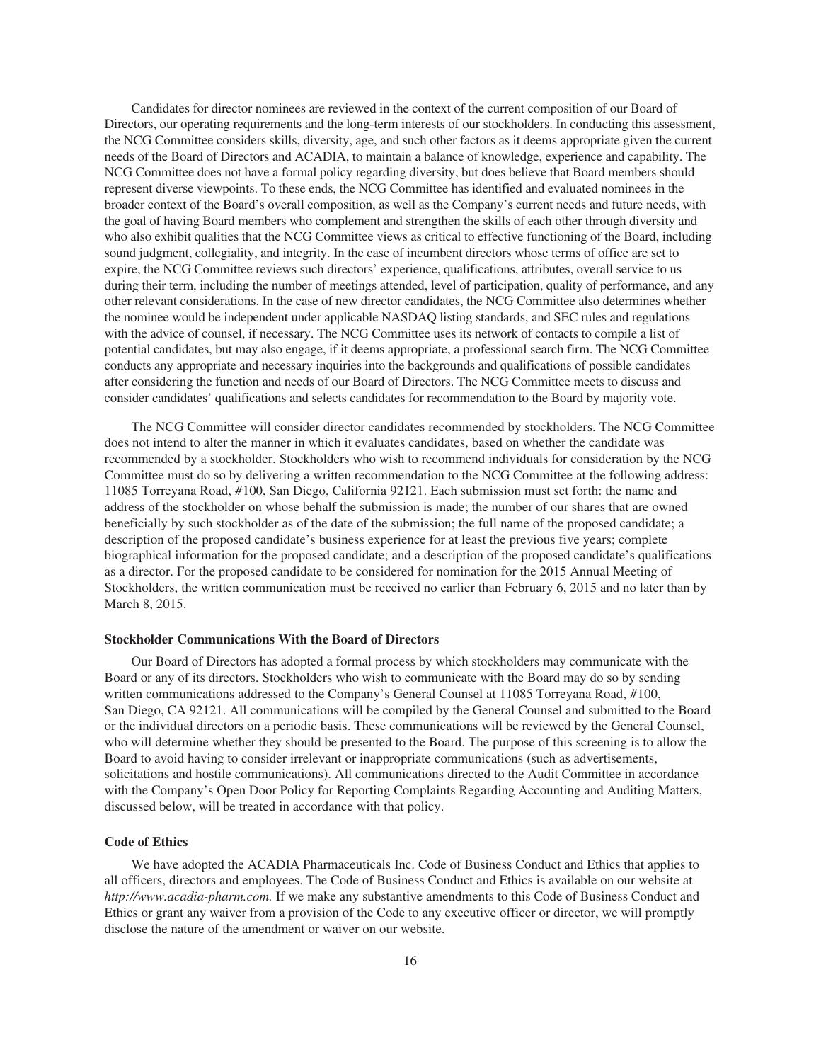Candidates for director nominees are reviewed in the context of the current composition of our Board of Directors, our operating requirements and the long-term interests of our stockholders. In conducting this assessment, the NCG Committee considers skills, diversity, age, and such other factors as it deems appropriate given the current needs of the Board of Directors and ACADIA, to maintain a balance of knowledge, experience and capability. The NCG Committee does not have a formal policy regarding diversity, but does believe that Board members should represent diverse viewpoints. To these ends, the NCG Committee has identified and evaluated nominees in the broader context of the Board's overall composition, as well as the Company's current needs and future needs, with the goal of having Board members who complement and strengthen the skills of each other through diversity and who also exhibit qualities that the NCG Committee views as critical to effective functioning of the Board, including sound judgment, collegiality, and integrity. In the case of incumbent directors whose terms of office are set to expire, the NCG Committee reviews such directors' experience, qualifications, attributes, overall service to us during their term, including the number of meetings attended, level of participation, quality of performance, and any other relevant considerations. In the case of new director candidates, the NCG Committee also determines whether the nominee would be independent under applicable NASDAQ listing standards, and SEC rules and regulations with the advice of counsel, if necessary. The NCG Committee uses its network of contacts to compile a list of potential candidates, but may also engage, if it deems appropriate, a professional search firm. The NCG Committee conducts any appropriate and necessary inquiries into the backgrounds and qualifications of possible candidates after considering the function and needs of our Board of Directors. The NCG Committee meets to discuss and consider candidates' qualifications and selects candidates for recommendation to the Board by majority vote.

The NCG Committee will consider director candidates recommended by stockholders. The NCG Committee does not intend to alter the manner in which it evaluates candidates, based on whether the candidate was recommended by a stockholder. Stockholders who wish to recommend individuals for consideration by the NCG Committee must do so by delivering a written recommendation to the NCG Committee at the following address: 11085 Torreyana Road, #100, San Diego, California 92121. Each submission must set forth: the name and address of the stockholder on whose behalf the submission is made; the number of our shares that are owned beneficially by such stockholder as of the date of the submission; the full name of the proposed candidate; a description of the proposed candidate's business experience for at least the previous five years; complete biographical information for the proposed candidate; and a description of the proposed candidate's qualifications as a director. For the proposed candidate to be considered for nomination for the 2015 Annual Meeting of Stockholders, the written communication must be received no earlier than February 6, 2015 and no later than by March 8, 2015.

#### Stockholder Communications With the Board of Directors

Our Board of Directors has adopted a formal process by which stockholders may communicate with the Board or any of its directors. Stockholders who wish to communicate with the Board may do so by sending written communications addressed to the Company's General Counsel at 11085 Torreyana Road, #100, San Diego, CA 92121. All communications will be compiled by the General Counsel and submitted to the Board or the individual directors on a periodic basis. These communications will be reviewed by the General Counsel, who will determine whether they should be presented to the Board. The purpose of this screening is to allow the Board to avoid having to consider irrelevant or inappropriate communications (such as advertisements, solicitations and hostile communications). All communications directed to the Audit Committee in accordance with the Company's Open Door Policy for Reporting Complaints Regarding Accounting and Auditing Matters, discussed below, will be treated in accordance with that policy.

#### Code of Ethics

We have adopted the ACADIA Pharmaceuticals Inc. Code of Business Conduct and Ethics that applies to all officers, directors and employees. The Code of Business Conduct and Ethics is available on our website at *http://www.acadia-pharm.com.* If we make any substantive amendments to this Code of Business Conduct and Ethics or grant any waiver from a provision of the Code to any executive officer or director, we will promptly disclose the nature of the amendment or waiver on our website.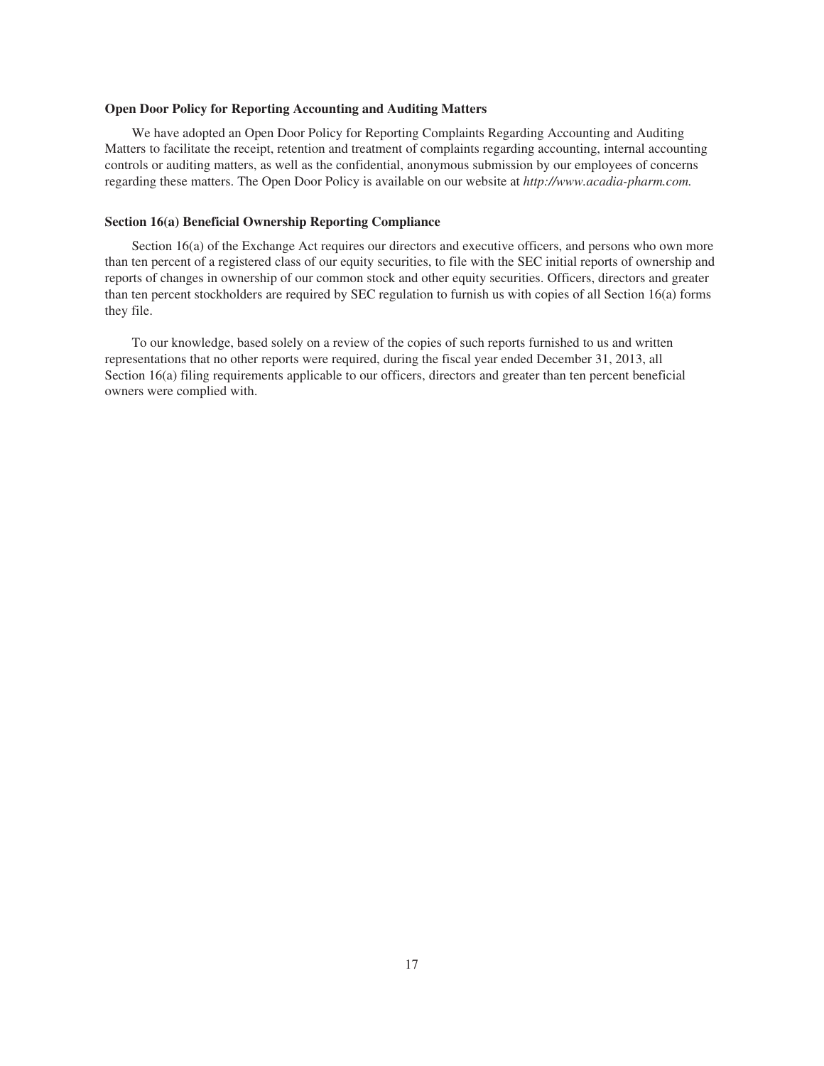### Open Door Policy for Reporting Accounting and Auditing Matters

We have adopted an Open Door Policy for Reporting Complaints Regarding Accounting and Auditing Matters to facilitate the receipt, retention and treatment of complaints regarding accounting, internal accounting controls or auditing matters, as well as the confidential, anonymous submission by our employees of concerns regarding these matters. The Open Door Policy is available on our website at *http://www.acadia-pharm.com.*

### Section 16(a) Beneficial Ownership Reporting Compliance

Section 16(a) of the Exchange Act requires our directors and executive officers, and persons who own more than ten percent of a registered class of our equity securities, to file with the SEC initial reports of ownership and reports of changes in ownership of our common stock and other equity securities. Officers, directors and greater than ten percent stockholders are required by SEC regulation to furnish us with copies of all Section 16(a) forms they file.

To our knowledge, based solely on a review of the copies of such reports furnished to us and written representations that no other reports were required, during the fiscal year ended December 31, 2013, all Section 16(a) filing requirements applicable to our officers, directors and greater than ten percent beneficial owners were complied with.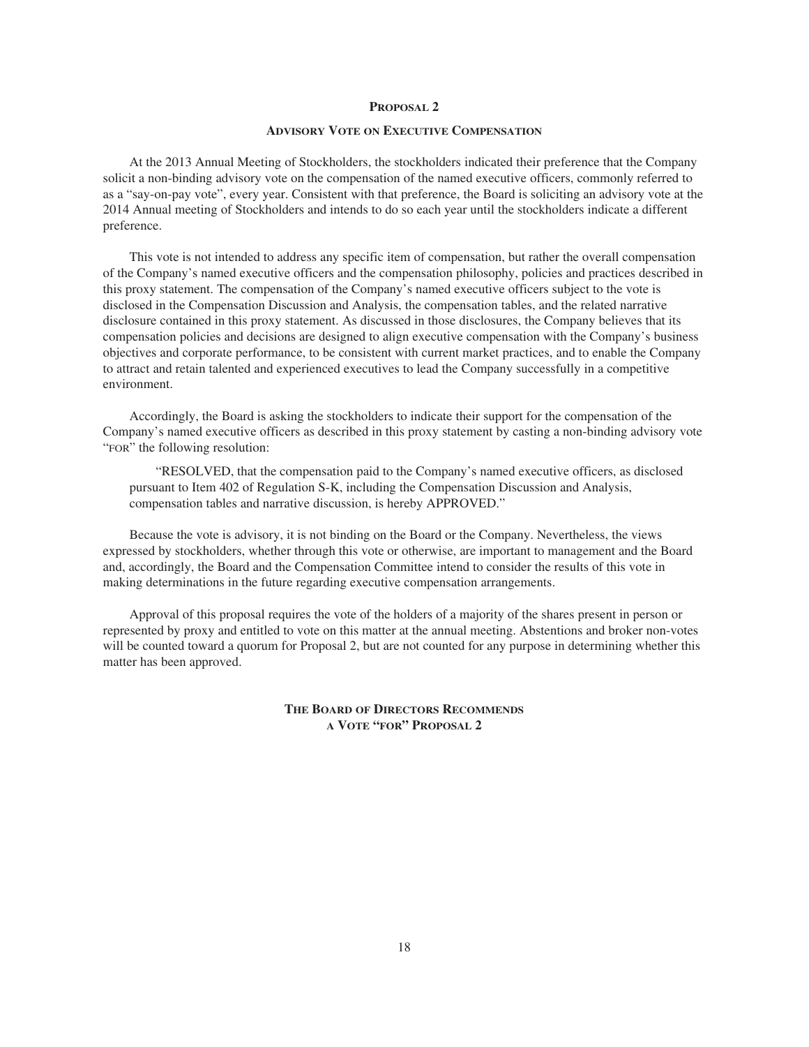## PROPOSAL 2

### ADVISORY VOTE ON EXECUTIVE COMPENSATION

At the 2013 Annual Meeting of Stockholders, the stockholders indicated their preference that the Company solicit a non-binding advisory vote on the compensation of the named executive officers, commonly referred to as a "say-on-pay vote", every year. Consistent with that preference, the Board is soliciting an advisory vote at the 2014 Annual meeting of Stockholders and intends to do so each year until the stockholders indicate a different preference.

This vote is not intended to address any specific item of compensation, but rather the overall compensation of the Company's named executive officers and the compensation philosophy, policies and practices described in this proxy statement. The compensation of the Company's named executive officers subject to the vote is disclosed in the Compensation Discussion and Analysis, the compensation tables, and the related narrative disclosure contained in this proxy statement. As discussed in those disclosures, the Company believes that its compensation policies and decisions are designed to align executive compensation with the Company's business objectives and corporate performance, to be consistent with current market practices, and to enable the Company to attract and retain talented and experienced executives to lead the Company successfully in a competitive environment.

Accordingly, the Board is asking the stockholders to indicate their support for the compensation of the Company's named executive officers as described in this proxy statement by casting a non-binding advisory vote "FOR" the following resolution:

> "RESOLVED, that the compensation paid to the Company's named executive officers, as disclosed pursuant to Item 402 of Regulation S-K, including the Compensation Discussion and Analysis, compensation tables and narrative discussion, is hereby APPROVED."

Because the vote is advisory, it is not binding on the Board or the Company. Nevertheless, the views expressed by stockholders, whether through this vote or otherwise, are important to management and the Board and, accordingly, the Board and the Compensation Committee intend to consider the results of this vote in making determinations in the future regarding executive compensation arrangements.

Approval of this proposal requires the vote of the holders of a majority of the shares present in person or represented by proxy and entitled to vote on this matter at the annual meeting. Abstentions and broker non-votes will be counted toward a quorum for Proposal 2, but are not counted for any purpose in determining whether this matter has been approved.

**THE BOARD OF DIRECTORS RECOMMENDS A VOTE "FOR" PROPOSAL 2**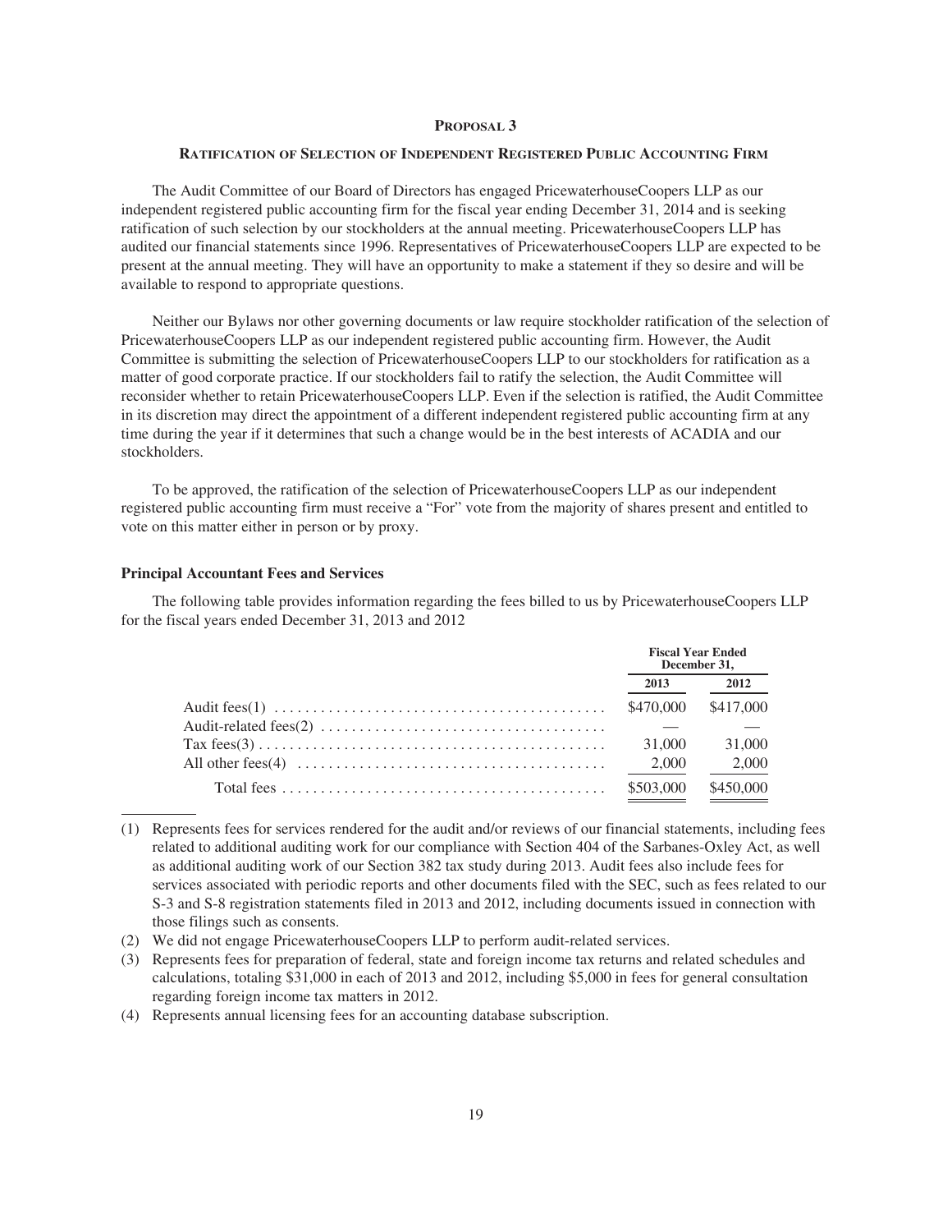# PROPOSAL 3

## RATIFICATION OF SELECTION OF INDEPENDENT REGISTERED PUBLIC ACCOUNTING FIRM

The Audit Committee of our Board of Directors has engaged PricewaterhouseCoopers LLP as our independent registered public accounting firm for the fiscal year ending December 31, 2014 and is seeking ratification of such selection by our stockholders at the annual meeting. PricewaterhouseCoopers LLP has audited our financial statements since 1996. Representatives of PricewaterhouseCoopers LLP are expected to be present at the annual meeting. They will have an opportunity to make a statement if they so desire and will be available to respond to appropriate questions.

Neither our Bylaws nor other governing documents or law require stockholder ratification of the selection of PricewaterhouseCoopers LLP as our independent registered public accounting firm. However, the Audit Committee is submitting the selection of PricewaterhouseCoopers LLP to our stockholders for ratification as a matter of good corporate practice. If our stockholders fail to ratify the selection, the Audit Committee will reconsider whether to retain PricewaterhouseCoopers LLP. Even if the selection is ratified, the Audit Committee in its discretion may direct the appointment of a different independent registered public accounting firm at any time during the year if it determines that such a change would be in the best interests of ACADIA and our stockholders.

To be approved, the ratification of the selection of PricewaterhouseCoopers LLP as our independent registered public accounting firm must receive a "For" vote from the majority of shares present and entitled to vote on this matter either in person or by proxy.

### Principal Accountant Fees and Services

The following table provides information regarding the fees billed to us by PricewaterhouseCoopers LLP for the fiscal years ended December 31, 2013 and 2012

| | Fiscal Year Ended December 31, | |
|---|---|---|
| | 2013 | 2012 |
| Audit fees(1) | $470,000 | $417,000 |
| Audit-related fees(2) | — | — |
| Tax fees(3) | 31,000 | 31,000 |
| All other fees(4) | 2,000 | 2,000 |
| Total fees | $503,000 | $450,000 |

(1) Represents fees for services rendered for the audit and/or reviews of our financial statements, including fees related to additional auditing work for our compliance with Section 404 of the Sarbanes-Oxley Act, as well as additional auditing work of our Section 382 tax study during 2013. Audit fees also include fees for services associated with periodic reports and other documents filed with the SEC, such as fees related to our S-3 and S-8 registration statements filed in 2013 and 2012, including documents issued in connection with those filings such as consents.

(2) We did not engage PricewaterhouseCoopers LLP to perform audit-related services.

(3) Represents fees for preparation of federal, state and foreign income tax returns and related schedules and calculations, totaling $31,000 in each of 2013 and 2012, including $5,000 in fees for general consultation regarding foreign income tax matters in 2012.

(4) Represents annual licensing fees for an accounting database subscription.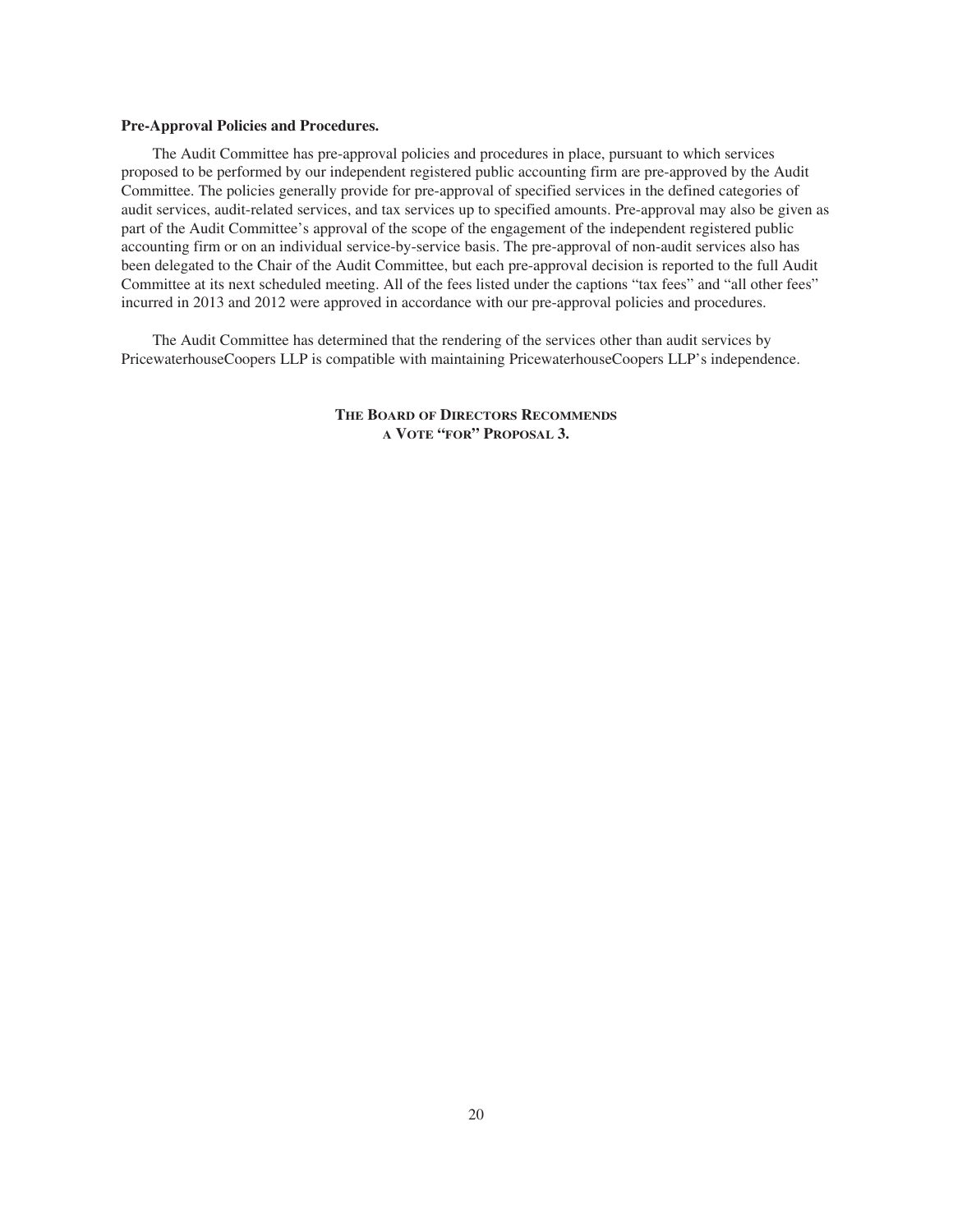**Pre-Approval Policies and Procedures.**

The Audit Committee has pre-approval policies and procedures in place, pursuant to which services proposed to be performed by our independent registered public accounting firm are pre-approved by the Audit Committee. The policies generally provide for pre-approval of specified services in the defined categories of audit services, audit-related services, and tax services up to specified amounts. Pre-approval may also be given as part of the Audit Committee's approval of the scope of the engagement of the independent registered public accounting firm or on an individual service-by-service basis. The pre-approval of non-audit services also has been delegated to the Chair of the Audit Committee, but each pre-approval decision is reported to the full Audit Committee at its next scheduled meeting. All of the fees listed under the captions "tax fees" and "all other fees" incurred in 2013 and 2012 were approved in accordance with our pre-approval policies and procedures.

The Audit Committee has determined that the rendering of the services other than audit services by PricewaterhouseCoopers LLP is compatible with maintaining PricewaterhouseCoopers LLP's independence.

**THE BOARD OF DIRECTORS RECOMMENDS A VOTE "FOR" PROPOSAL 3.**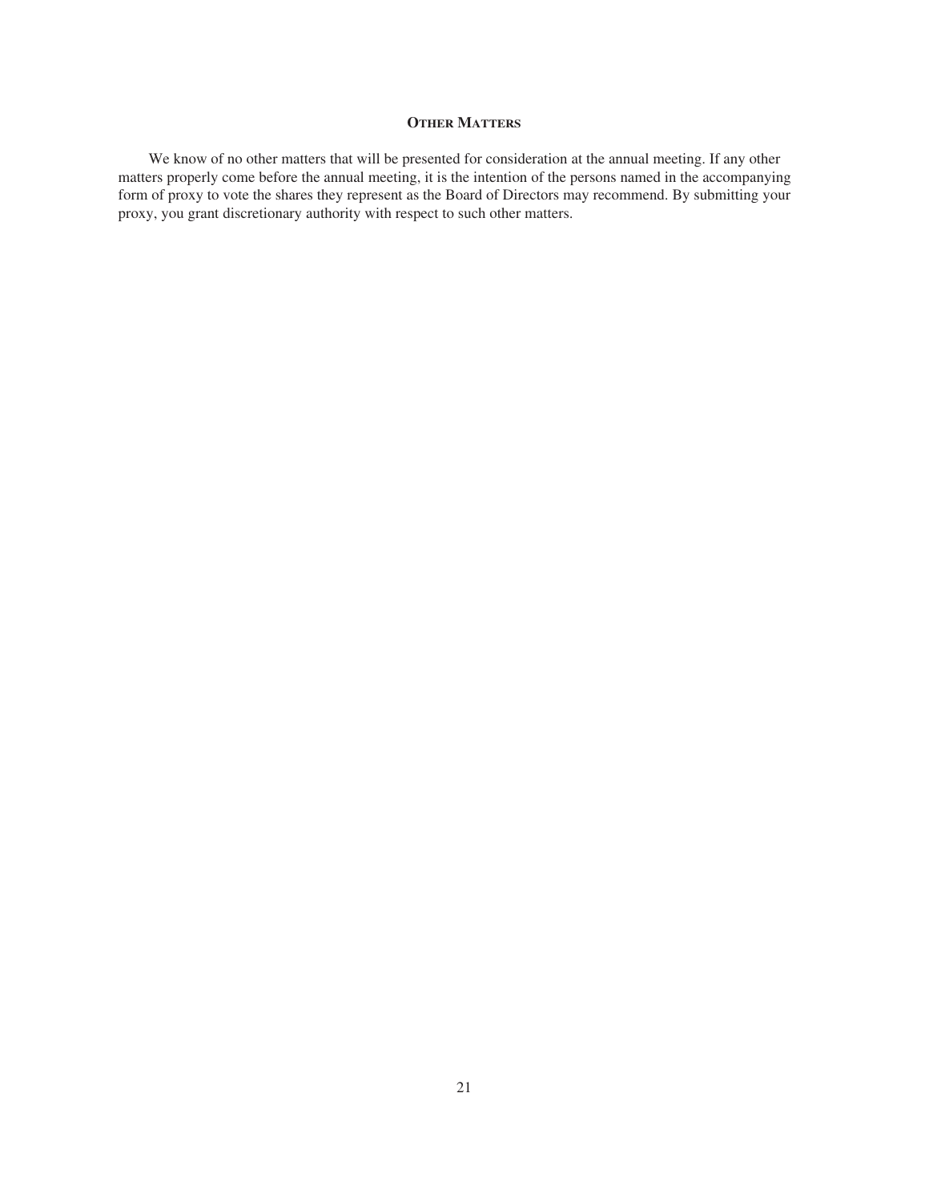## Other Matters

We know of no other matters that will be presented for consideration at the annual meeting. If any other matters properly come before the annual meeting, it is the intention of the persons named in the accompanying form of proxy to vote the shares they represent as the Board of Directors may recommend. By submitting your proxy, you grant discretionary authority with respect to such other matters.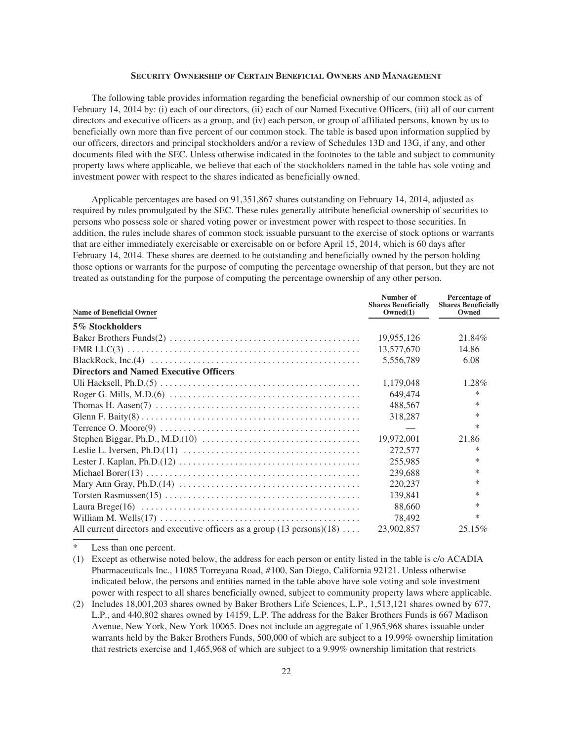## Security Ownership of Certain Beneficial Owners and Management

The following table provides information regarding the beneficial ownership of our common stock as of February 14, 2014 by: (i) each of our directors, (ii) each of our Named Executive Officers, (iii) all of our current directors and executive officers as a group, and (iv) each person, or group of affiliated persons, known by us to beneficially own more than five percent of our common stock. The table is based upon information supplied by our officers, directors and principal stockholders and/or a review of Schedules 13D and 13G, if any, and other documents filed with the SEC. Unless otherwise indicated in the footnotes to the table and subject to community property laws where applicable, we believe that each of the stockholders named in the table has sole voting and investment power with respect to the shares indicated as beneficially owned.

Applicable percentages are based on 91,351,867 shares outstanding on February 14, 2014, adjusted as required by rules promulgated by the SEC. These rules generally attribute beneficial ownership of securities to persons who possess sole or shared voting power or investment power with respect to those securities. In addition, the rules include shares of common stock issuable pursuant to the exercise of stock options or warrants that are either immediately exercisable or exercisable on or before April 15, 2014, which is 60 days after February 14, 2014. These shares are deemed to be outstanding and beneficially owned by the person holding those options or warrants for the purpose of computing the percentage ownership of that person, but they are not treated as outstanding for the purpose of computing the percentage ownership of any other person.

| Name of Beneficial Owner | Number of Shares Beneficially Owned(1) | Percentage of Shares Beneficially Owned |
|---|---|---|
| **5% Stockholders** | | |
| Baker Brothers Funds(2) | 19,955,126 | 21.84% |
| FMR LLC(3) | 13,577,670 | 14.86 |
| BlackRock, Inc.(4) | 5,556,789 | 6.08 |
| **Directors and Named Executive Officers** | | |
| Uli Hacksell, Ph.D.(5) | 1,179,048 | 1.28% |
| Roger G. Mills, M.D.(6) | 649,474 | * |
| Thomas H. Aasen(7) | 488,567 | * |
| Glenn F. Baity(8) | 318,287 | * |
| Terrence O. Moore(9) | — | * |
| Stephen Biggar, Ph.D., M.D.(10) | 19,972,001 | 21.86 |
| Leslie L. Iversen, Ph.D.(11) | 272,577 | * |
| Lester J. Kaplan, Ph.D.(12) | 255,985 | * |
| Michael Borer(13) | 239,688 | * |
| Mary Ann Gray, Ph.D.(14) | 220,237 | * |
| Torsten Rasmussen(15) | 139,841 | * |
| Laura Brege(16) | 88,660 | * |
| William M. Wells(17) | 78,492 | * |
| All current directors and executive officers as a group (13 persons)(18) | 23,902,857 | 25.15% |

\* Less than one percent.

(1) Except as otherwise noted below, the address for each person or entity listed in the table is c/o ACADIA Pharmaceuticals Inc., 11085 Torreyana Road, #100, San Diego, California 92121. Unless otherwise indicated below, the persons and entities named in the table above have sole voting and sole investment power with respect to all shares beneficially owned, subject to community property laws where applicable.

(2) Includes 18,001,203 shares owned by Baker Brothers Life Sciences, L.P., 1,513,121 shares owned by 677, L.P., and 440,802 shares owned by 14159, L.P. The address for the Baker Brothers Funds is 667 Madison Avenue, New York, New York 10065. Does not include an aggregate of 1,965,968 shares issuable under warrants held by the Baker Brothers Funds, 500,000 of which are subject to a 19.99% ownership limitation that restricts exercise and 1,465,968 of which are subject to a 9.99% ownership limitation that restricts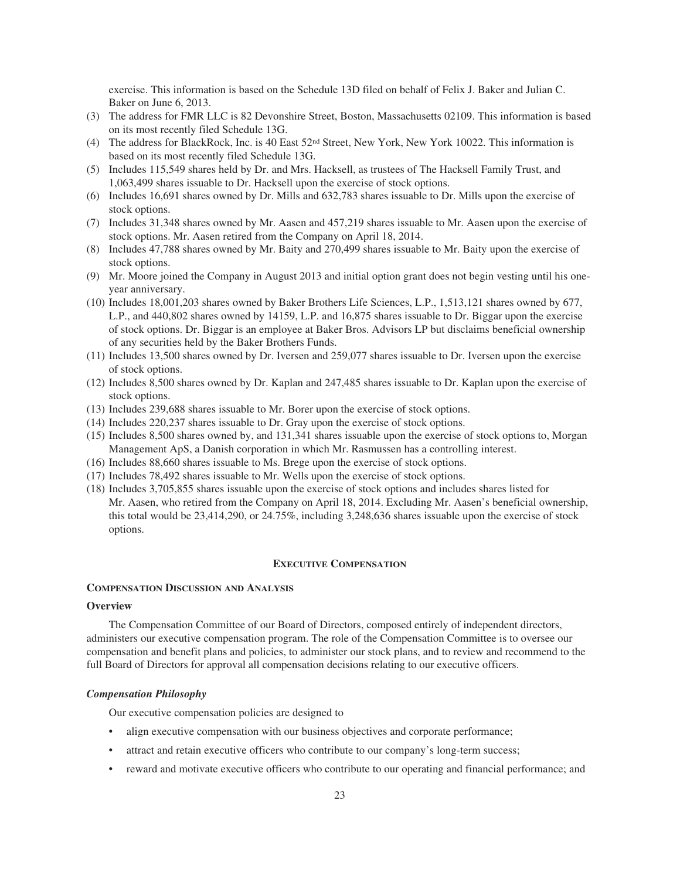exercise. This information is based on the Schedule 13D filed on behalf of Felix J. Baker and Julian C. Baker on June 6, 2013.

(3) The address for FMR LLC is 82 Devonshire Street, Boston, Massachusetts 02109. This information is based on its most recently filed Schedule 13G.

(4) The address for BlackRock, Inc. is 40 East 52nd Street, New York, New York 10022. This information is based on its most recently filed Schedule 13G.

(5) Includes 115,549 shares held by Dr. and Mrs. Hacksell, as trustees of The Hacksell Family Trust, and 1,063,499 shares issuable to Dr. Hacksell upon the exercise of stock options.

(6) Includes 16,691 shares owned by Dr. Mills and 632,783 shares issuable to Dr. Mills upon the exercise of stock options.

(7) Includes 31,348 shares owned by Mr. Aasen and 457,219 shares issuable to Mr. Aasen upon the exercise of stock options. Mr. Aasen retired from the Company on April 18, 2014.

(8) Includes 47,788 shares owned by Mr. Baity and 270,499 shares issuable to Mr. Baity upon the exercise of stock options.

(9) Mr. Moore joined the Company in August 2013 and initial option grant does not begin vesting until his one-year anniversary.

(10) Includes 18,001,203 shares owned by Baker Brothers Life Sciences, L.P., 1,513,121 shares owned by 677, L.P., and 440,802 shares owned by 14159, L.P. and 16,875 shares issuable to Dr. Biggar upon the exercise of stock options. Dr. Biggar is an employee at Baker Bros. Advisors LP but disclaims beneficial ownership of any securities held by the Baker Brothers Funds.

(11) Includes 13,500 shares owned by Dr. Iversen and 259,077 shares issuable to Dr. Iversen upon the exercise of stock options.

(12) Includes 8,500 shares owned by Dr. Kaplan and 247,485 shares issuable to Dr. Kaplan upon the exercise of stock options.

(13) Includes 239,688 shares issuable to Mr. Borer upon the exercise of stock options.

(14) Includes 220,237 shares issuable to Dr. Gray upon the exercise of stock options.

(15) Includes 8,500 shares owned by, and 131,341 shares issuable upon the exercise of stock options to, Morgan Management ApS, a Danish corporation in which Mr. Rasmussen has a controlling interest.

(16) Includes 88,660 shares issuable to Ms. Brege upon the exercise of stock options.

(17) Includes 78,492 shares issuable to Mr. Wells upon the exercise of stock options.

(18) Includes 3,705,855 shares issuable upon the exercise of stock options and includes shares listed for Mr. Aasen, who retired from the Company on April 18, 2014. Excluding Mr. Aasen's beneficial ownership, this total would be 23,414,290, or 24.75%, including 3,248,636 shares issuable upon the exercise of stock options.

## EXECUTIVE COMPENSATION

### COMPENSATION DISCUSSION AND ANALYSIS

#### Overview

The Compensation Committee of our Board of Directors, composed entirely of independent directors, administers our executive compensation program. The role of the Compensation Committee is to oversee our compensation and benefit plans and policies, to administer our stock plans, and to review and recommend to the full Board of Directors for approval all compensation decisions relating to our executive officers.

#### *Compensation Philosophy*

Our executive compensation policies are designed to

- align executive compensation with our business objectives and corporate performance;
- attract and retain executive officers who contribute to our company's long-term success;
- reward and motivate executive officers who contribute to our operating and financial performance; and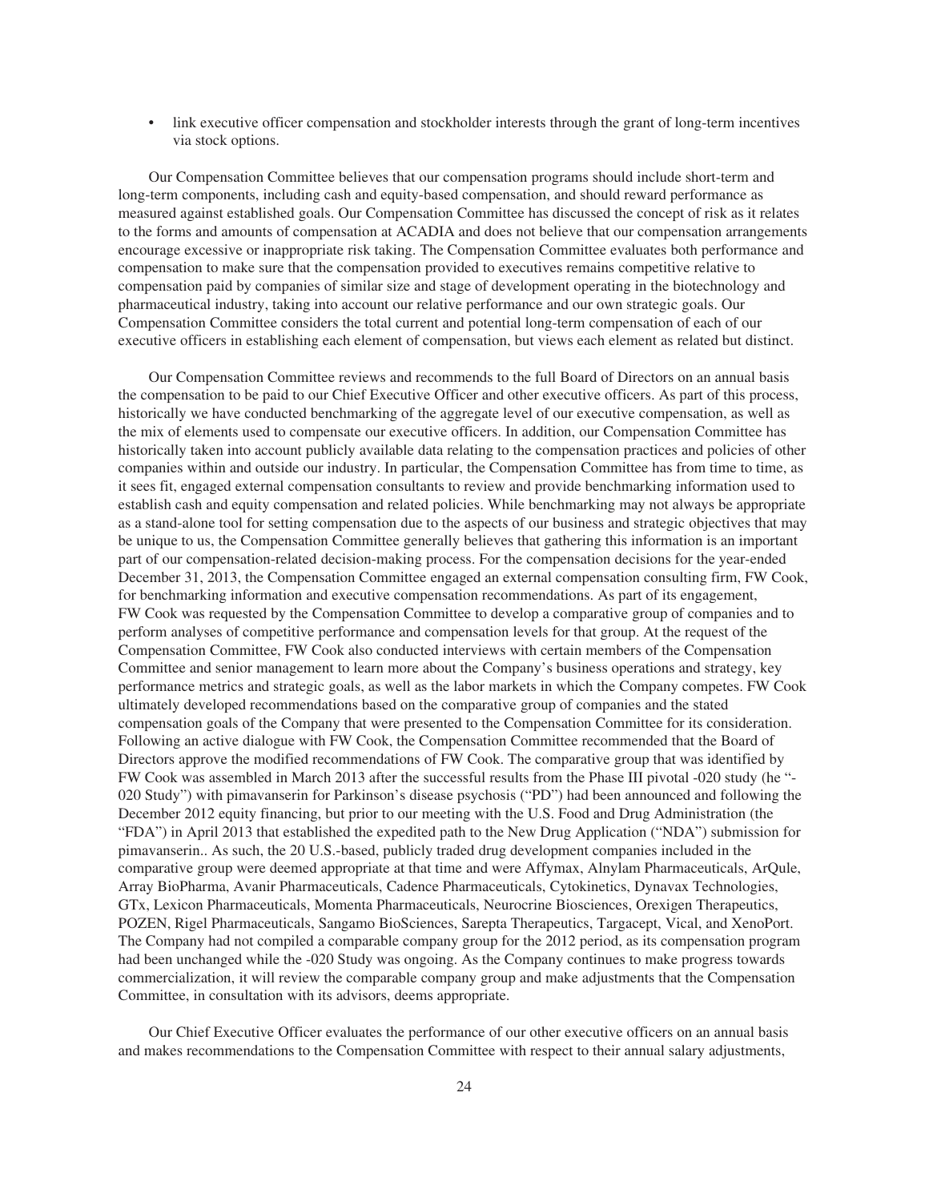- link executive officer compensation and stockholder interests through the grant of long-term incentives via stock options.

Our Compensation Committee believes that our compensation programs should include short-term and long-term components, including cash and equity-based compensation, and should reward performance as measured against established goals. Our Compensation Committee has discussed the concept of risk as it relates to the forms and amounts of compensation at ACADIA and does not believe that our compensation arrangements encourage excessive or inappropriate risk taking. The Compensation Committee evaluates both performance and compensation to make sure that the compensation provided to executives remains competitive relative to compensation paid by companies of similar size and stage of development operating in the biotechnology and pharmaceutical industry, taking into account our relative performance and our own strategic goals. Our Compensation Committee considers the total current and potential long-term compensation of each of our executive officers in establishing each element of compensation, but views each element as related but distinct.

Our Compensation Committee reviews and recommends to the full Board of Directors on an annual basis the compensation to be paid to our Chief Executive Officer and other executive officers. As part of this process, historically we have conducted benchmarking of the aggregate level of our executive compensation, as well as the mix of elements used to compensate our executive officers. In addition, our Compensation Committee has historically taken into account publicly available data relating to the compensation practices and policies of other companies within and outside our industry. In particular, the Compensation Committee has from time to time, as it sees fit, engaged external compensation consultants to review and provide benchmarking information used to establish cash and equity compensation and related policies. While benchmarking may not always be appropriate as a stand-alone tool for setting compensation due to the aspects of our business and strategic objectives that may be unique to us, the Compensation Committee generally believes that gathering this information is an important part of our compensation-related decision-making process. For the compensation decisions for the year-ended December 31, 2013, the Compensation Committee engaged an external compensation consulting firm, FW Cook, for benchmarking information and executive compensation recommendations. As part of its engagement, FW Cook was requested by the Compensation Committee to develop a comparative group of companies and to perform analyses of competitive performance and compensation levels for that group. At the request of the Compensation Committee, FW Cook also conducted interviews with certain members of the Compensation Committee and senior management to learn more about the Company's business operations and strategy, key performance metrics and strategic goals, as well as the labor markets in which the Company competes. FW Cook ultimately developed recommendations based on the comparative group of companies and the stated compensation goals of the Company that were presented to the Compensation Committee for its consideration. Following an active dialogue with FW Cook, the Compensation Committee recommended that the Board of Directors approve the modified recommendations of FW Cook. The comparative group that was identified by FW Cook was assembled in March 2013 after the successful results from the Phase III pivotal -020 study (he "-020 Study") with pimavanserin for Parkinson's disease psychosis ("PD") had been announced and following the December 2012 equity financing, but prior to our meeting with the U.S. Food and Drug Administration (the "FDA") in April 2013 that established the expedited path to the New Drug Application ("NDA") submission for pimavanserin.. As such, the 20 U.S.-based, publicly traded drug development companies included in the comparative group were deemed appropriate at that time and were Affymax, Alnylam Pharmaceuticals, ArQule, Array BioPharma, Avanir Pharmaceuticals, Cadence Pharmaceuticals, Cytokinetics, Dynavax Technologies, GTx, Lexicon Pharmaceuticals, Momenta Pharmaceuticals, Neurocrine Biosciences, Orexigen Therapeutics, POZEN, Rigel Pharmaceuticals, Sangamo BioSciences, Sarepta Therapeutics, Targacept, Vical, and XenoPort. The Company had not compiled a comparable company group for the 2012 period, as its compensation program had been unchanged while the -020 Study was ongoing. As the Company continues to make progress towards commercialization, it will review the comparable company group and make adjustments that the Compensation Committee, in consultation with its advisors, deems appropriate.

Our Chief Executive Officer evaluates the performance of our other executive officers on an annual basis and makes recommendations to the Compensation Committee with respect to their annual salary adjustments,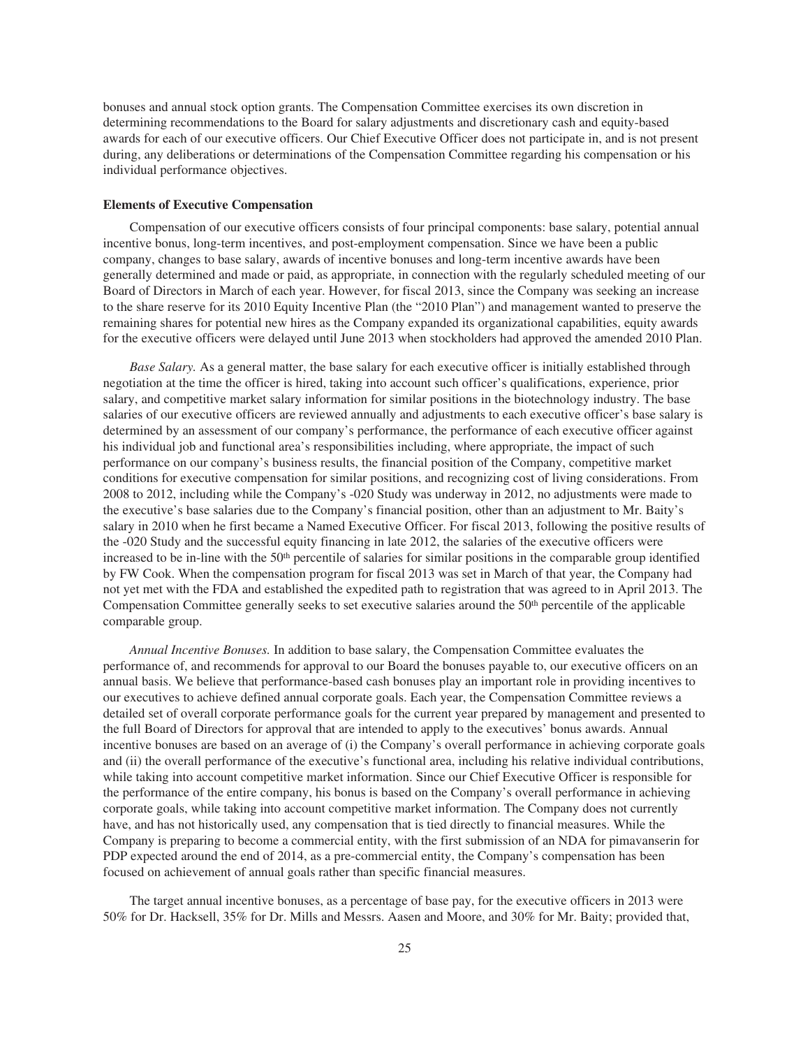bonuses and annual stock option grants. The Compensation Committee exercises its own discretion in determining recommendations to the Board for salary adjustments and discretionary cash and equity-based awards for each of our executive officers. Our Chief Executive Officer does not participate in, and is not present during, any deliberations or determinations of the Compensation Committee regarding his compensation or his individual performance objectives.

**Elements of Executive Compensation**

Compensation of our executive officers consists of four principal components: base salary, potential annual incentive bonus, long-term incentives, and post-employment compensation. Since we have been a public company, changes to base salary, awards of incentive bonuses and long-term incentive awards have been generally determined and made or paid, as appropriate, in connection with the regularly scheduled meeting of our Board of Directors in March of each year. However, for fiscal 2013, since the Company was seeking an increase to the share reserve for its 2010 Equity Incentive Plan (the "2010 Plan") and management wanted to preserve the remaining shares for potential new hires as the Company expanded its organizational capabilities, equity awards for the executive officers were delayed until June 2013 when stockholders had approved the amended 2010 Plan.

*Base Salary.* As a general matter, the base salary for each executive officer is initially established through negotiation at the time the officer is hired, taking into account such officer's qualifications, experience, prior salary, and competitive market salary information for similar positions in the biotechnology industry. The base salaries of our executive officers are reviewed annually and adjustments to each executive officer's base salary is determined by an assessment of our company's performance, the performance of each executive officer against his individual job and functional area's responsibilities including, where appropriate, the impact of such performance on our company's business results, the financial position of the Company, competitive market conditions for executive compensation for similar positions, and recognizing cost of living considerations. From 2008 to 2012, including while the Company's -020 Study was underway in 2012, no adjustments were made to the executive's base salaries due to the Company's financial position, other than an adjustment to Mr. Baity's salary in 2010 when he first became a Named Executive Officer. For fiscal 2013, following the positive results of the -020 Study and the successful equity financing in late 2012, the salaries of the executive officers were increased to be in-line with the 50th percentile of salaries for similar positions in the comparable group identified by FW Cook. When the compensation program for fiscal 2013 was set in March of that year, the Company had not yet met with the FDA and established the expedited path to registration that was agreed to in April 2013. The Compensation Committee generally seeks to set executive salaries around the 50th percentile of the applicable comparable group.

*Annual Incentive Bonuses.* In addition to base salary, the Compensation Committee evaluates the performance of, and recommends for approval to our Board the bonuses payable to, our executive officers on an annual basis. We believe that performance-based cash bonuses play an important role in providing incentives to our executives to achieve defined annual corporate goals. Each year, the Compensation Committee reviews a detailed set of overall corporate performance goals for the current year prepared by management and presented to the full Board of Directors for approval that are intended to apply to the executives' bonus awards. Annual incentive bonuses are based on an average of (i) the Company's overall performance in achieving corporate goals and (ii) the overall performance of the executive's functional area, including his relative individual contributions, while taking into account competitive market information. Since our Chief Executive Officer is responsible for the performance of the entire company, his bonus is based on the Company's overall performance in achieving corporate goals, while taking into account competitive market information. The Company does not currently have, and has not historically used, any compensation that is tied directly to financial measures. While the Company is preparing to become a commercial entity, with the first submission of an NDA for pimavanserin for PDP expected around the end of 2014, as a pre-commercial entity, the Company's compensation has been focused on achievement of annual goals rather than specific financial measures.

The target annual incentive bonuses, as a percentage of base pay, for the executive officers in 2013 were 50% for Dr. Hacksell, 35% for Dr. Mills and Messrs. Aasen and Moore, and 30% for Mr. Baity; provided that,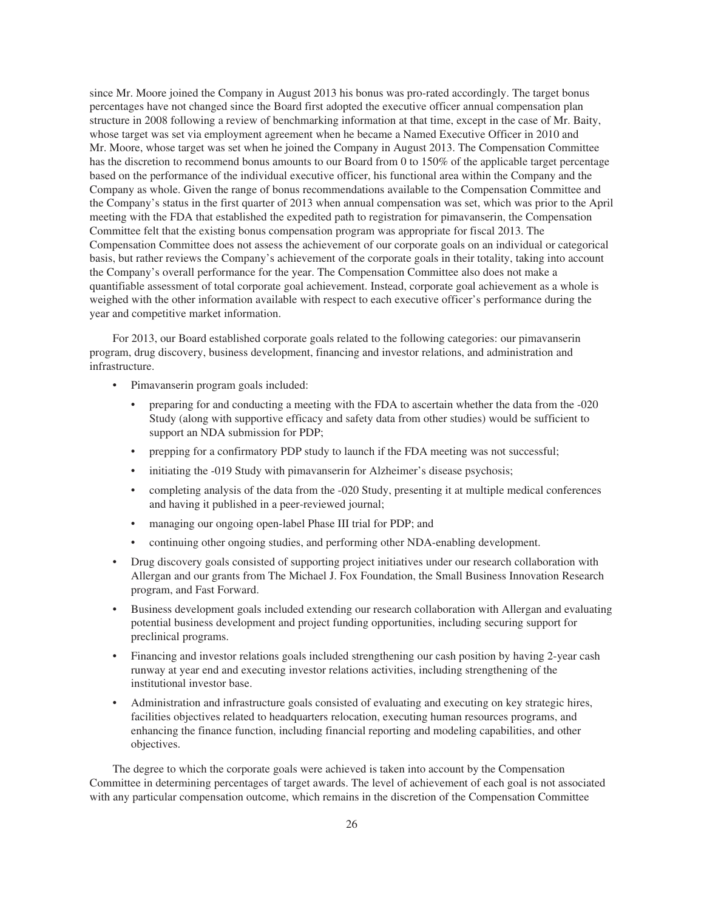since Mr. Moore joined the Company in August 2013 his bonus was pro-rated accordingly. The target bonus percentages have not changed since the Board first adopted the executive officer annual compensation plan structure in 2008 following a review of benchmarking information at that time, except in the case of Mr. Baity, whose target was set via employment agreement when he became a Named Executive Officer in 2010 and Mr. Moore, whose target was set when he joined the Company in August 2013. The Compensation Committee has the discretion to recommend bonus amounts to our Board from 0 to 150% of the applicable target percentage based on the performance of the individual executive officer, his functional area within the Company and the Company as whole. Given the range of bonus recommendations available to the Compensation Committee and the Company's status in the first quarter of 2013 when annual compensation was set, which was prior to the April meeting with the FDA that established the expedited path to registration for pimavanserin, the Compensation Committee felt that the existing bonus compensation program was appropriate for fiscal 2013. The Compensation Committee does not assess the achievement of our corporate goals on an individual or categorical basis, but rather reviews the Company's achievement of the corporate goals in their totality, taking into account the Company's overall performance for the year. The Compensation Committee also does not make a quantifiable assessment of total corporate goal achievement. Instead, corporate goal achievement as a whole is weighed with the other information available with respect to each executive officer's performance during the year and competitive market information.

For 2013, our Board established corporate goals related to the following categories: our pimavanserin program, drug discovery, business development, financing and investor relations, and administration and infrastructure.

- Pimavanserin program goals included:
  - preparing for and conducting a meeting with the FDA to ascertain whether the data from the -020 Study (along with supportive efficacy and safety data from other studies) would be sufficient to support an NDA submission for PDP;
  - prepping for a confirmatory PDP study to launch if the FDA meeting was not successful;
  - initiating the -019 Study with pimavanserin for Alzheimer's disease psychosis;
  - completing analysis of the data from the -020 Study, presenting it at multiple medical conferences and having it published in a peer-reviewed journal;
  - managing our ongoing open-label Phase III trial for PDP; and
  - continuing other ongoing studies, and performing other NDA-enabling development.
- Drug discovery goals consisted of supporting project initiatives under our research collaboration with Allergan and our grants from The Michael J. Fox Foundation, the Small Business Innovation Research program, and Fast Forward.
- Business development goals included extending our research collaboration with Allergan and evaluating potential business development and project funding opportunities, including securing support for preclinical programs.
- Financing and investor relations goals included strengthening our cash position by having 2-year cash runway at year end and executing investor relations activities, including strengthening of the institutional investor base.
- Administration and infrastructure goals consisted of evaluating and executing on key strategic hires, facilities objectives related to headquarters relocation, executing human resources programs, and enhancing the finance function, including financial reporting and modeling capabilities, and other objectives.

The degree to which the corporate goals were achieved is taken into account by the Compensation Committee in determining percentages of target awards. The level of achievement of each goal is not associated with any particular compensation outcome, which remains in the discretion of the Compensation Committee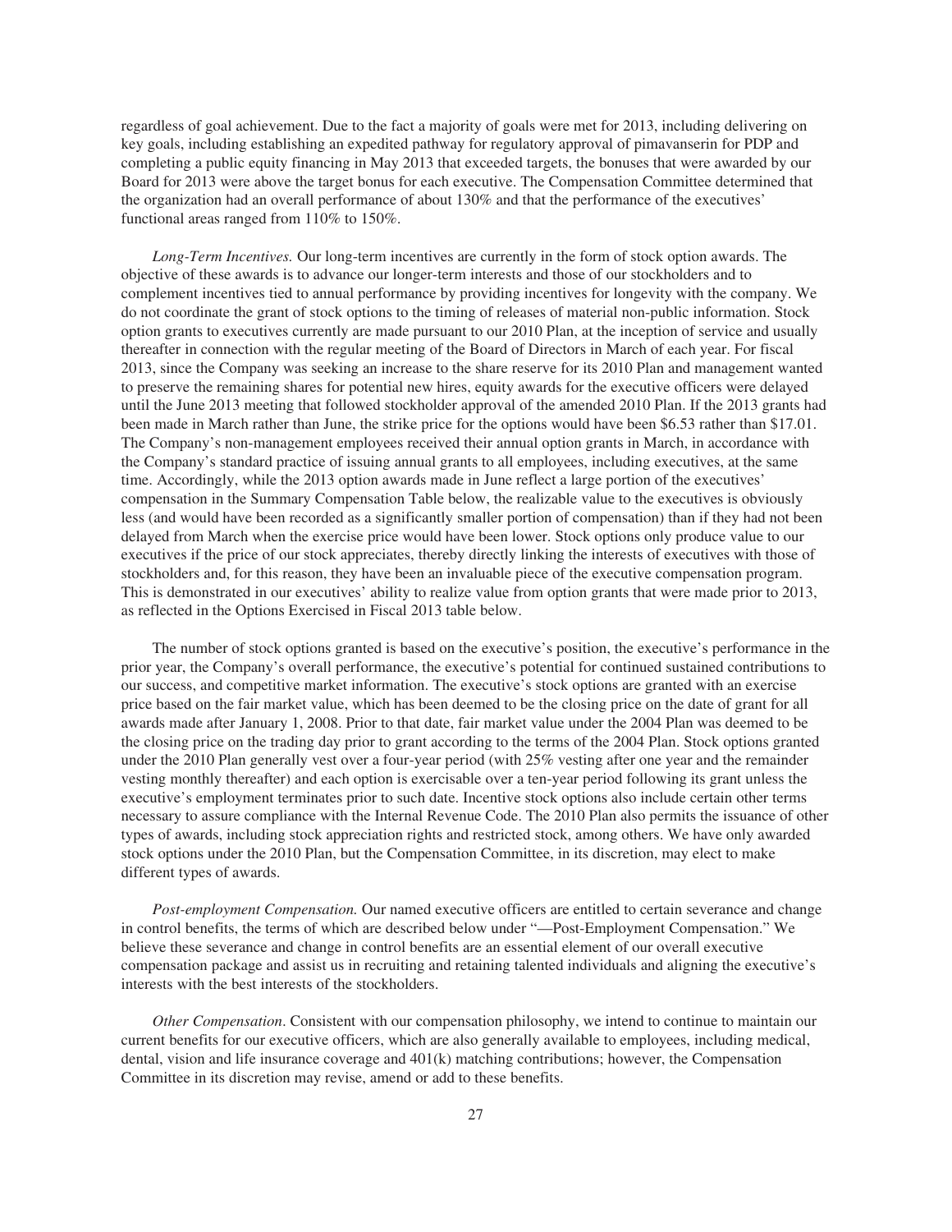regardless of goal achievement. Due to the fact a majority of goals were met for 2013, including delivering on key goals, including establishing an expedited pathway for regulatory approval of pimavanserin for PDP and completing a public equity financing in May 2013 that exceeded targets, the bonuses that were awarded by our Board for 2013 were above the target bonus for each executive. The Compensation Committee determined that the organization had an overall performance of about 130% and that the performance of the executives' functional areas ranged from 110% to 150%.

*Long-Term Incentives.* Our long-term incentives are currently in the form of stock option awards. The objective of these awards is to advance our longer-term interests and those of our stockholders and to complement incentives tied to annual performance by providing incentives for longevity with the company. We do not coordinate the grant of stock options to the timing of releases of material non-public information. Stock option grants to executives currently are made pursuant to our 2010 Plan, at the inception of service and usually thereafter in connection with the regular meeting of the Board of Directors in March of each year. For fiscal 2013, since the Company was seeking an increase to the share reserve for its 2010 Plan and management wanted to preserve the remaining shares for potential new hires, equity awards for the executive officers were delayed until the June 2013 meeting that followed stockholder approval of the amended 2010 Plan. If the 2013 grants had been made in March rather than June, the strike price for the options would have been $6.53 rather than $17.01. The Company's non-management employees received their annual option grants in March, in accordance with the Company's standard practice of issuing annual grants to all employees, including executives, at the same time. Accordingly, while the 2013 option awards made in June reflect a large portion of the executives' compensation in the Summary Compensation Table below, the realizable value to the executives is obviously less (and would have been recorded as a significantly smaller portion of compensation) than if they had not been delayed from March when the exercise price would have been lower. Stock options only produce value to our executives if the price of our stock appreciates, thereby directly linking the interests of executives with those of stockholders and, for this reason, they have been an invaluable piece of the executive compensation program. This is demonstrated in our executives' ability to realize value from option grants that were made prior to 2013, as reflected in the Options Exercised in Fiscal 2013 table below.

The number of stock options granted is based on the executive's position, the executive's performance in the prior year, the Company's overall performance, the executive's potential for continued sustained contributions to our success, and competitive market information. The executive's stock options are granted with an exercise price based on the fair market value, which has been deemed to be the closing price on the date of grant for all awards made after January 1, 2008. Prior to that date, fair market value under the 2004 Plan was deemed to be the closing price on the trading day prior to grant according to the terms of the 2004 Plan. Stock options granted under the 2010 Plan generally vest over a four-year period (with 25% vesting after one year and the remainder vesting monthly thereafter) and each option is exercisable over a ten-year period following its grant unless the executive's employment terminates prior to such date. Incentive stock options also include certain other terms necessary to assure compliance with the Internal Revenue Code. The 2010 Plan also permits the issuance of other types of awards, including stock appreciation rights and restricted stock, among others. We have only awarded stock options under the 2010 Plan, but the Compensation Committee, in its discretion, may elect to make different types of awards.

*Post-employment Compensation.* Our named executive officers are entitled to certain severance and change in control benefits, the terms of which are described below under "—Post-Employment Compensation." We believe these severance and change in control benefits are an essential element of our overall executive compensation package and assist us in recruiting and retaining talented individuals and aligning the executive's interests with the best interests of the stockholders.

*Other Compensation*. Consistent with our compensation philosophy, we intend to continue to maintain our current benefits for our executive officers, which are also generally available to employees, including medical, dental, vision and life insurance coverage and 401(k) matching contributions; however, the Compensation Committee in its discretion may revise, amend or add to these benefits.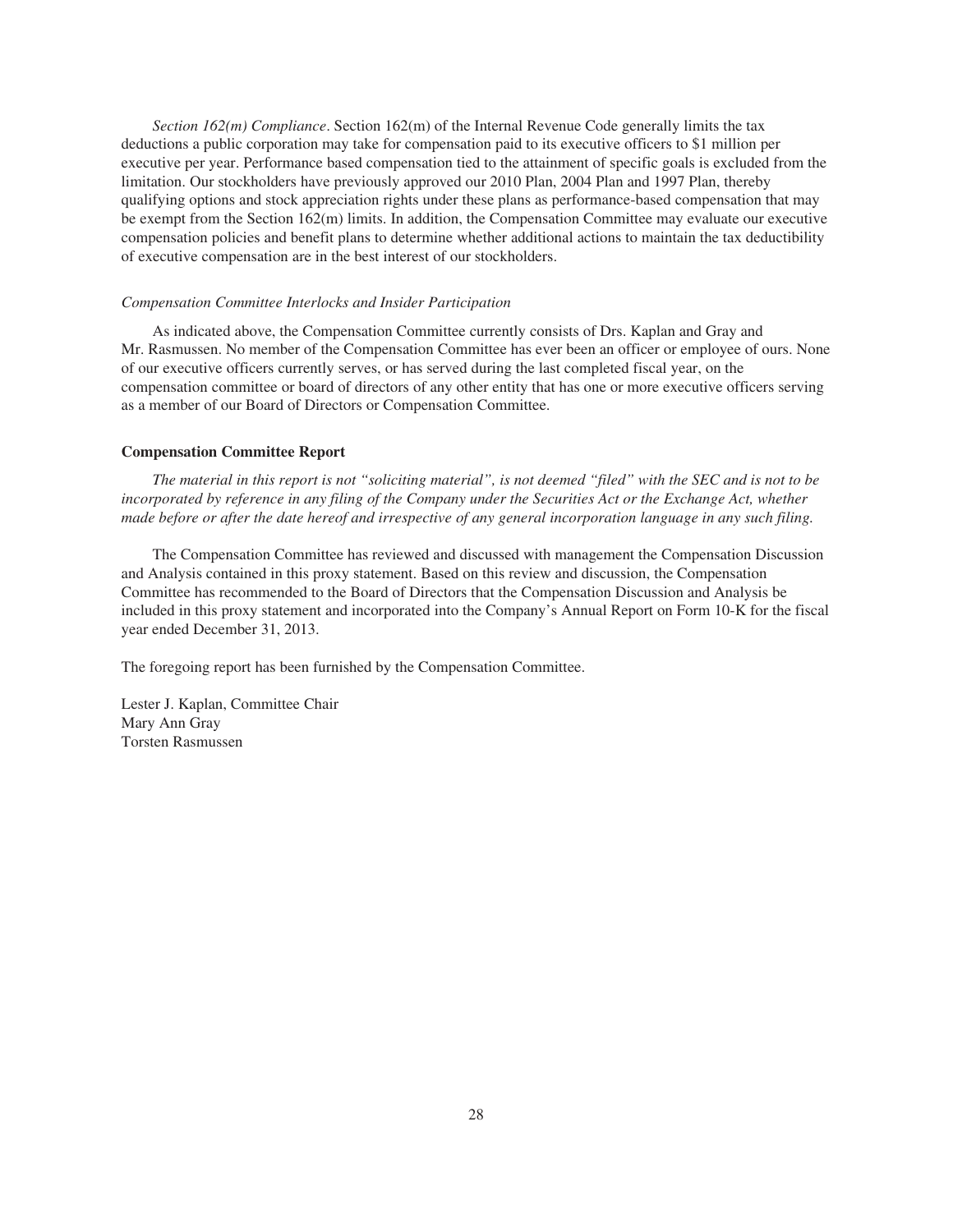*Section 162(m) Compliance*. Section 162(m) of the Internal Revenue Code generally limits the tax deductions a public corporation may take for compensation paid to its executive officers to $1 million per executive per year. Performance based compensation tied to the attainment of specific goals is excluded from the limitation. Our stockholders have previously approved our 2010 Plan, 2004 Plan and 1997 Plan, thereby qualifying options and stock appreciation rights under these plans as performance-based compensation that may be exempt from the Section 162(m) limits. In addition, the Compensation Committee may evaluate our executive compensation policies and benefit plans to determine whether additional actions to maintain the tax deductibility of executive compensation are in the best interest of our stockholders.

*Compensation Committee Interlocks and Insider Participation*

As indicated above, the Compensation Committee currently consists of Drs. Kaplan and Gray and Mr. Rasmussen. No member of the Compensation Committee has ever been an officer or employee of ours. None of our executive officers currently serves, or has served during the last completed fiscal year, on the compensation committee or board of directors of any other entity that has one or more executive officers serving as a member of our Board of Directors or Compensation Committee.

**Compensation Committee Report**

*The material in this report is not "soliciting material", is not deemed "filed" with the SEC and is not to be incorporated by reference in any filing of the Company under the Securities Act or the Exchange Act, whether made before or after the date hereof and irrespective of any general incorporation language in any such filing.*

The Compensation Committee has reviewed and discussed with management the Compensation Discussion and Analysis contained in this proxy statement. Based on this review and discussion, the Compensation Committee has recommended to the Board of Directors that the Compensation Discussion and Analysis be included in this proxy statement and incorporated into the Company's Annual Report on Form 10-K for the fiscal year ended December 31, 2013.

The foregoing report has been furnished by the Compensation Committee.

Lester J. Kaplan, Committee Chair
Mary Ann Gray
Torsten Rasmussen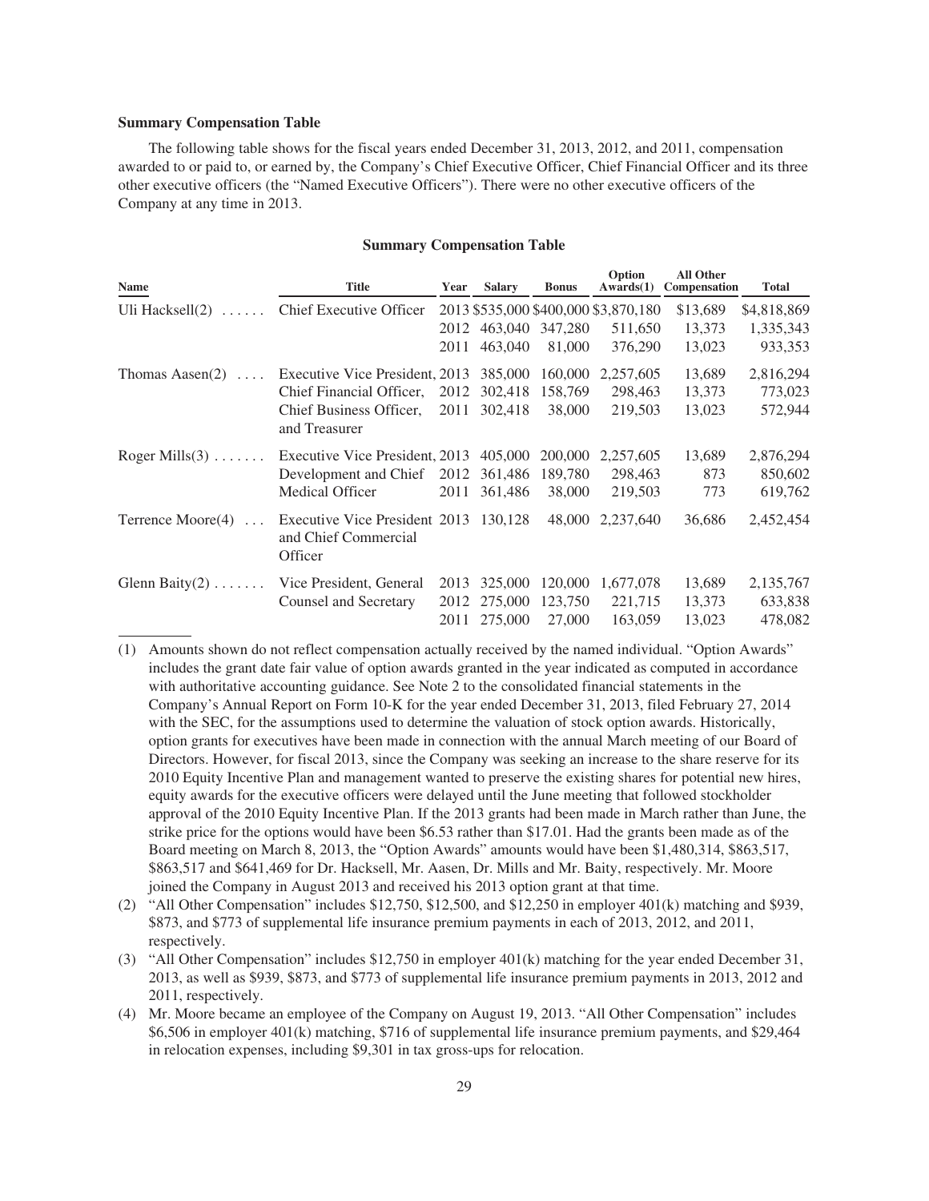### Summary Compensation Table

The following table shows for the fiscal years ended December 31, 2013, 2012, and 2011, compensation awarded to or paid to, or earned by, the Company's Chief Executive Officer, Chief Financial Officer and its three other executive officers (the "Named Executive Officers"). There were no other executive officers of the Company at any time in 2013.

**Summary Compensation Table**

| Name | Title | Year | Salary | Bonus | Option Awards(1) | All Other Compensation | Total |
|---|---|---|---|---|---|---|---|
| Uli Hacksell(2) | Chief Executive Officer | 2013 | $535,000 | $400,000 | $3,870,180 | $13,689 | $4,818,869 |
| | | 2012 | 463,040 | 347,280 | 511,650 | 13,373 | 1,335,343 |
| | | 2011 | 463,040 | 81,000 | 376,290 | 13,023 | 933,353 |
| Thomas Aasen(2) | Executive Vice President, Chief Financial Officer, Chief Business Officer, and Treasurer | 2013 | 385,000 | 160,000 | 2,257,605 | 13,689 | 2,816,294 |
| | | 2012 | 302,418 | 158,769 | 298,463 | 13,373 | 773,023 |
| | | 2011 | 302,418 | 38,000 | 219,503 | 13,023 | 572,944 |
| Roger Mills(3) | Executive Vice President, Development and Chief Medical Officer | 2013 | 405,000 | 200,000 | 2,257,605 | 13,689 | 2,876,294 |
| | | 2012 | 361,486 | 189,780 | 298,463 | 873 | 850,602 |
| | | 2011 | 361,486 | 38,000 | 219,503 | 773 | 619,762 |
| Terrence Moore(4) | Executive Vice President and Chief Commercial Officer | 2013 | 130,128 | 48,000 | 2,237,640 | 36,686 | 2,452,454 |
| Glenn Baity(2) | Vice President, General Counsel and Secretary | 2013 | 325,000 | 120,000 | 1,677,078 | 13,689 | 2,135,767 |
| | | 2012 | 275,000 | 123,750 | 221,715 | 13,373 | 633,838 |
| | | 2011 | 275,000 | 27,000 | 163,059 | 13,023 | 478,082 |

(1) Amounts shown do not reflect compensation actually received by the named individual. "Option Awards" includes the grant date fair value of option awards granted in the year indicated as computed in accordance with authoritative accounting guidance. See Note 2 to the consolidated financial statements in the Company's Annual Report on Form 10-K for the year ended December 31, 2013, filed February 27, 2014 with the SEC, for the assumptions used to determine the valuation of stock option awards. Historically, option grants for executives have been made in connection with the annual March meeting of our Board of Directors. However, for fiscal 2013, since the Company was seeking an increase to the share reserve for its 2010 Equity Incentive Plan and management wanted to preserve the existing shares for potential new hires, equity awards for the executive officers were delayed until the June meeting that followed stockholder approval of the 2010 Equity Incentive Plan. If the 2013 grants had been made in March rather than June, the strike price for the options would have been $6.53 rather than $17.01. Had the grants been made as of the Board meeting on March 8, 2013, the "Option Awards" amounts would have been $1,480,314, $863,517, $863,517 and $641,469 for Dr. Hacksell, Mr. Aasen, Dr. Mills and Mr. Baity, respectively. Mr. Moore joined the Company in August 2013 and received his 2013 option grant at that time.

(2) "All Other Compensation" includes $12,750, $12,500, and $12,250 in employer 401(k) matching and $939, $873, and $773 of supplemental life insurance premium payments in each of 2013, 2012, and 2011, respectively.

(3) "All Other Compensation" includes $12,750 in employer 401(k) matching for the year ended December 31, 2013, as well as $939, $873, and $773 of supplemental life insurance premium payments in 2013, 2012 and 2011, respectively.

(4) Mr. Moore became an employee of the Company on August 19, 2013. "All Other Compensation" includes $6,506 in employer 401(k) matching, $716 of supplemental life insurance premium payments, and $29,464 in relocation expenses, including $9,301 in tax gross-ups for relocation.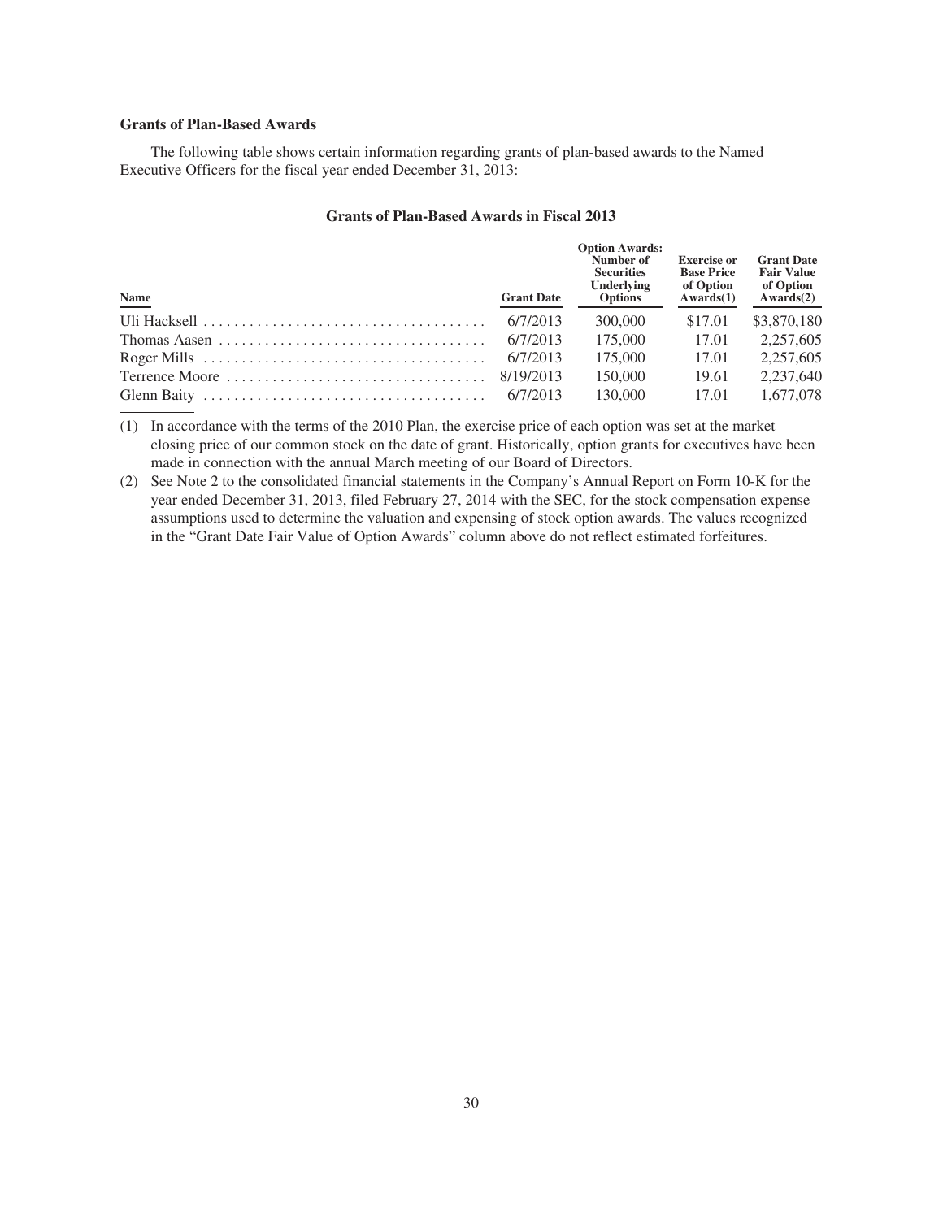### Grants of Plan-Based Awards

The following table shows certain information regarding grants of plan-based awards to the Named Executive Officers for the fiscal year ended December 31, 2013:

#### Grants of Plan-Based Awards in Fiscal 2013

| Name | Grant Date | Option Awards: Number of Securities Underlying Options | Exercise or Base Price of Option Awards(1) | Grant Date Fair Value of Option Awards(2) |
|---|---|---|---|---|
| Uli Hacksell | 6/7/2013 | 300,000 | $17.01 | $3,870,180 |
| Thomas Aasen | 6/7/2013 | 175,000 | 17.01 | 2,257,605 |
| Roger Mills | 6/7/2013 | 175,000 | 17.01 | 2,257,605 |
| Terrence Moore | 8/19/2013 | 150,000 | 19.61 | 2,237,640 |
| Glenn Baity | 6/7/2013 | 130,000 | 17.01 | 1,677,078 |

(1) In accordance with the terms of the 2010 Plan, the exercise price of each option was set at the market closing price of our common stock on the date of grant. Historically, option grants for executives have been made in connection with the annual March meeting of our Board of Directors.

(2) See Note 2 to the consolidated financial statements in the Company's Annual Report on Form 10-K for the year ended December 31, 2013, filed February 27, 2014 with the SEC, for the stock compensation expense assumptions used to determine the valuation and expensing of stock option awards. The values recognized in the "Grant Date Fair Value of Option Awards" column above do not reflect estimated forfeitures.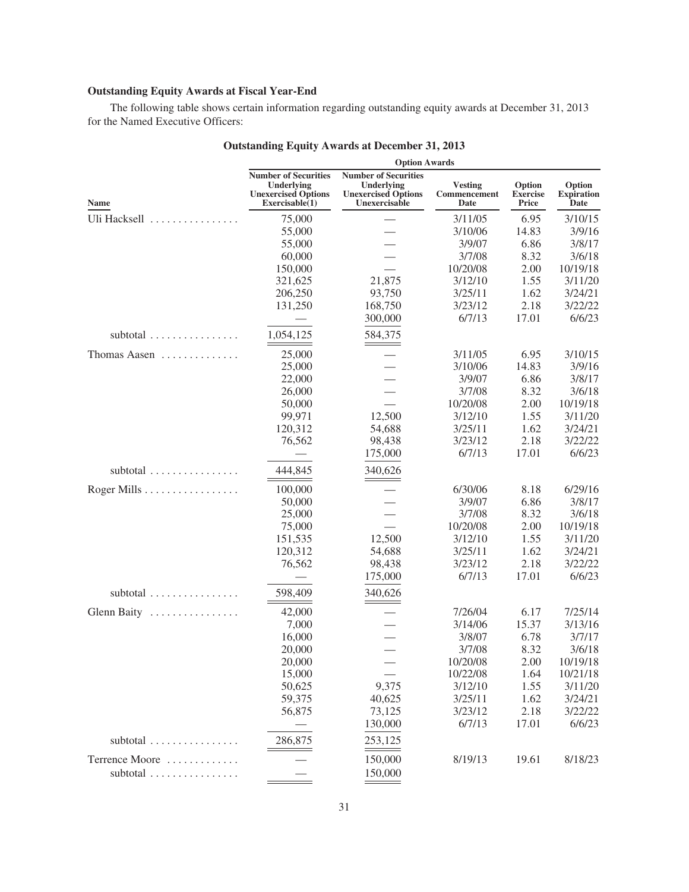**Outstanding Equity Awards at Fiscal Year-End**

The following table shows certain information regarding outstanding equity awards at December 31, 2013 for the Named Executive Officers:

**Outstanding Equity Awards at December 31, 2013**

| | Option Awards | | | | |
|---|---|---|---|---|---|
| Name | Number of Securities Underlying Unexercised Options Exercisable(1) | Number of Securities Underlying Unexercised Options Unexercisable | Vesting Commencement Date | Option Exercise Price | Option Expiration Date |
| Uli Hacksell | 75,000 | — | 3/11/05 | 6.95 | 3/10/15 |
| | 55,000 | — | 3/10/06 | 14.83 | 3/9/16 |
| | 55,000 | — | 3/9/07 | 6.86 | 3/8/17 |
| | 60,000 | — | 3/7/08 | 8.32 | 3/6/18 |
| | 150,000 | — | 10/20/08 | 2.00 | 10/19/18 |
| | 321,625 | 21,875 | 3/12/10 | 1.55 | 3/11/20 |
| | 206,250 | 93,750 | 3/25/11 | 1.62 | 3/24/21 |
| | 131,250 | 168,750 | 3/23/12 | 2.18 | 3/22/22 |
| | — | 300,000 | 6/7/13 | 17.01 | 6/6/23 |
| subtotal | 1,054,125 | 584,375 | | | |
| Thomas Aasen | 25,000 | — | 3/11/05 | 6.95 | 3/10/15 |
| | 25,000 | — | 3/10/06 | 14.83 | 3/9/16 |
| | 22,000 | — | 3/9/07 | 6.86 | 3/8/17 |
| | 26,000 | — | 3/7/08 | 8.32 | 3/6/18 |
| | 50,000 | — | 10/20/08 | 2.00 | 10/19/18 |
| | 99,971 | 12,500 | 3/12/10 | 1.55 | 3/11/20 |
| | 120,312 | 54,688 | 3/25/11 | 1.62 | 3/24/21 |
| | 76,562 | 98,438 | 3/23/12 | 2.18 | 3/22/22 |
| | — | 175,000 | 6/7/13 | 17.01 | 6/6/23 |
| subtotal | 444,845 | 340,626 | | | |
| Roger Mills | 100,000 | — | 6/30/06 | 8.18 | 6/29/16 |
| | 50,000 | — | 3/9/07 | 6.86 | 3/8/17 |
| | 25,000 | — | 3/7/08 | 8.32 | 3/6/18 |
| | 75,000 | — | 10/20/08 | 2.00 | 10/19/18 |
| | 151,535 | 12,500 | 3/12/10 | 1.55 | 3/11/20 |
| | 120,312 | 54,688 | 3/25/11 | 1.62 | 3/24/21 |
| | 76,562 | 98,438 | 3/23/12 | 2.18 | 3/22/22 |
| | — | 175,000 | 6/7/13 | 17.01 | 6/6/23 |
| subtotal | 598,409 | 340,626 | | | |
| Glenn Baity | 42,000 | — | 7/26/04 | 6.17 | 7/25/14 |
| | 7,000 | — | 3/14/06 | 15.37 | 3/13/16 |
| | 16,000 | — | 3/8/07 | 6.78 | 3/7/17 |
| | 20,000 | — | 3/7/08 | 8.32 | 3/6/18 |
| | 20,000 | — | 10/20/08 | 2.00 | 10/19/18 |
| | 15,000 | — | 10/22/08 | 1.64 | 10/21/18 |
| | 50,625 | 9,375 | 3/12/10 | 1.55 | 3/11/20 |
| | 59,375 | 40,625 | 3/25/11 | 1.62 | 3/24/21 |
| | 56,875 | 73,125 | 3/23/12 | 2.18 | 3/22/22 |
| | — | 130,000 | 6/7/13 | 17.01 | 6/6/23 |
| subtotal | 286,875 | 253,125 | | | |
| Terrence Moore | — | 150,000 | 8/19/13 | 19.61 | 8/18/23 |
| subtotal | — | 150,000 | | | |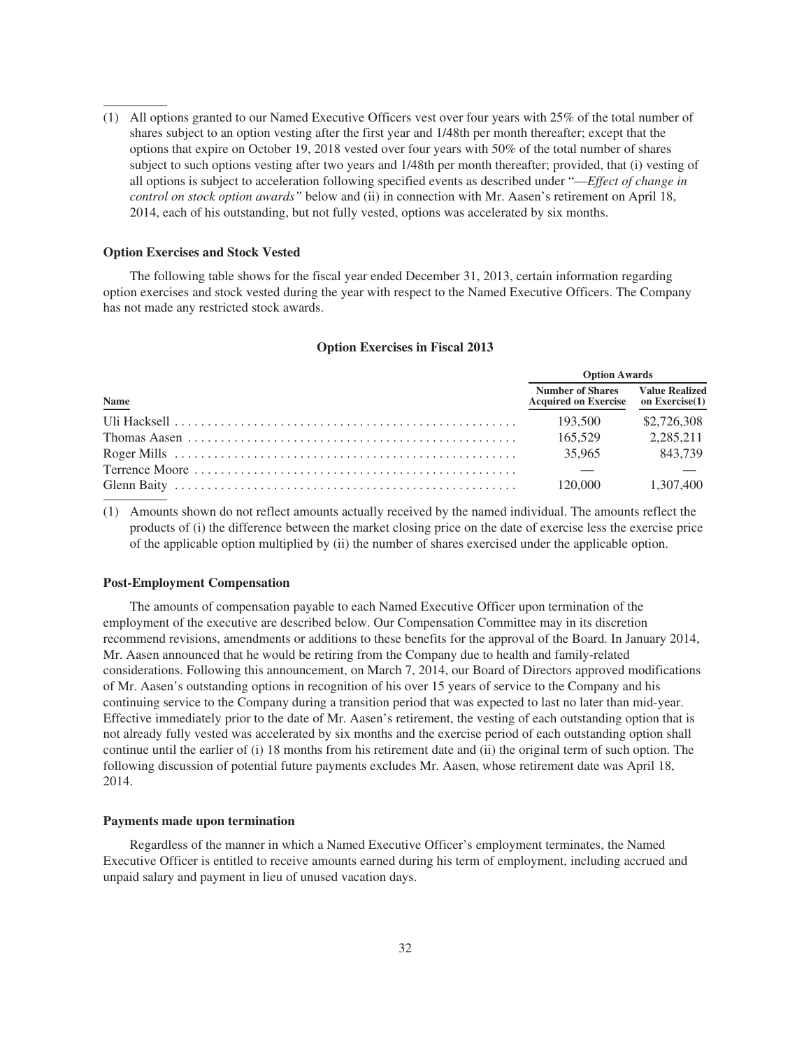(1) All options granted to our Named Executive Officers vest over four years with 25% of the total number of shares subject to an option vesting after the first year and 1/48th per month thereafter; except that the options that expire on October 19, 2018 vested over four years with 50% of the total number of shares subject to such options vesting after two years and 1/48th per month thereafter; provided, that (i) vesting of all options is subject to acceleration following specified events as described under "—*Effect of change in control on stock option awards"* below and (ii) in connection with Mr. Aasen's retirement on April 18, 2014, each of his outstanding, but not fully vested, options was accelerated by six months.

### Option Exercises and Stock Vested

The following table shows for the fiscal year ended December 31, 2013, certain information regarding option exercises and stock vested during the year with respect to the Named Executive Officers. The Company has not made any restricted stock awards.

#### Option Exercises in Fiscal 2013

| | Option Awards | |
|---|---|---|
| Name | Number of Shares Acquired on Exercise | Value Realized on Exercise(1) |
| Uli Hacksell | 193,500 | $2,726,308 |
| Thomas Aasen | 165,529 | 2,285,211 |
| Roger Mills | 35,965 | 843,739 |
| Terrence Moore | — | — |
| Glenn Baity | 120,000 | 1,307,400 |

(1) Amounts shown do not reflect amounts actually received by the named individual. The amounts reflect the products of (i) the difference between the market closing price on the date of exercise less the exercise price of the applicable option multiplied by (ii) the number of shares exercised under the applicable option.

### Post-Employment Compensation

The amounts of compensation payable to each Named Executive Officer upon termination of the employment of the executive are described below. Our Compensation Committee may in its discretion recommend revisions, amendments or additions to these benefits for the approval of the Board. In January 2014, Mr. Aasen announced that he would be retiring from the Company due to health and family-related considerations. Following this announcement, on March 7, 2014, our Board of Directors approved modifications of Mr. Aasen's outstanding options in recognition of his over 15 years of service to the Company and his continuing service to the Company during a transition period that was expected to last no later than mid-year. Effective immediately prior to the date of Mr. Aasen's retirement, the vesting of each outstanding option that is not already fully vested was accelerated by six months and the exercise period of each outstanding option shall continue until the earlier of (i) 18 months from his retirement date and (ii) the original term of such option. The following discussion of potential future payments excludes Mr. Aasen, whose retirement date was April 18, 2014.

### Payments made upon termination

Regardless of the manner in which a Named Executive Officer's employment terminates, the Named Executive Officer is entitled to receive amounts earned during his term of employment, including accrued and unpaid salary and payment in lieu of unused vacation days.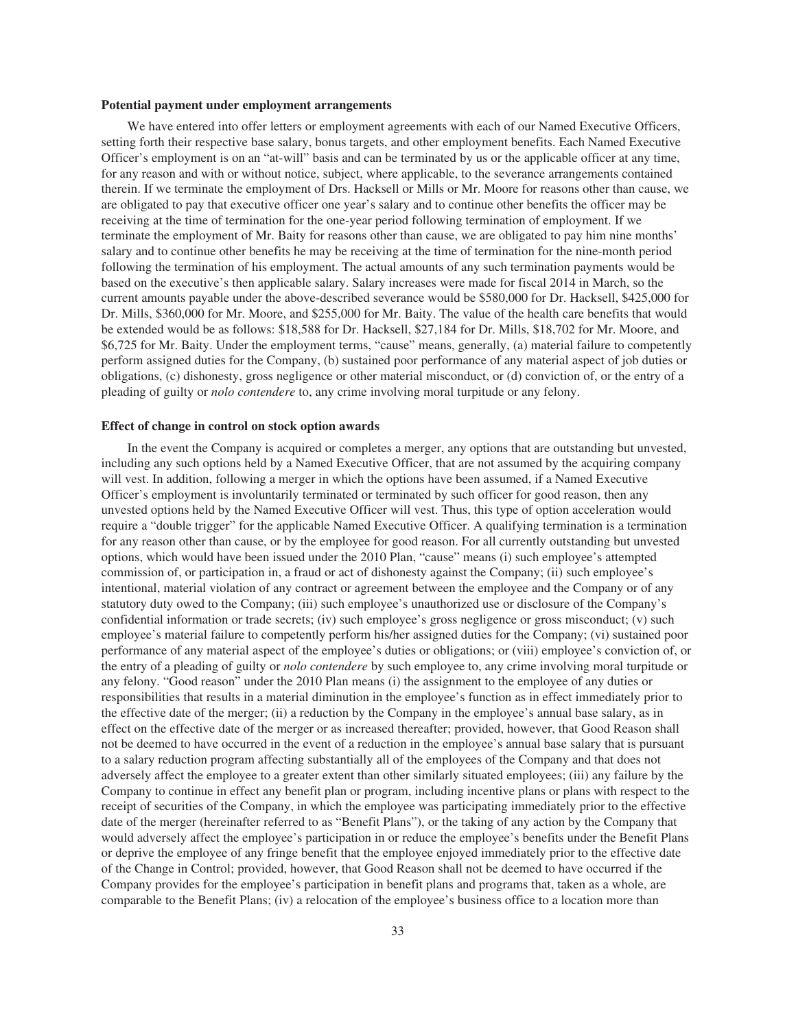**Potential payment under employment arrangements**

We have entered into offer letters or employment agreements with each of our Named Executive Officers, setting forth their respective base salary, bonus targets, and other employment benefits. Each Named Executive Officer's employment is on an "at-will" basis and can be terminated by us or the applicable officer at any time, for any reason and with or without notice, subject, where applicable, to the severance arrangements contained therein. If we terminate the employment of Drs. Hacksell or Mills or Mr. Moore for reasons other than cause, we are obligated to pay that executive officer one year's salary and to continue other benefits the officer may be receiving at the time of termination for the one-year period following termination of employment. If we terminate the employment of Mr. Baity for reasons other than cause, we are obligated to pay him nine months' salary and to continue other benefits he may be receiving at the time of termination for the nine-month period following the termination of his employment. The actual amounts of any such termination payments would be based on the executive's then applicable salary. Salary increases were made for fiscal 2014 in March, so the current amounts payable under the above-described severance would be $580,000 for Dr. Hacksell, $425,000 for Dr. Mills, $360,000 for Mr. Moore, and $255,000 for Mr. Baity. The value of the health care benefits that would be extended would be as follows: $18,588 for Dr. Hacksell, $27,184 for Dr. Mills, $18,702 for Mr. Moore, and $6,725 for Mr. Baity. Under the employment terms, "cause" means, generally, (a) material failure to competently perform assigned duties for the Company, (b) sustained poor performance of any material aspect of job duties or obligations, (c) dishonesty, gross negligence or other material misconduct, or (d) conviction of, or the entry of a pleading of guilty or *nolo contendere* to, any crime involving moral turpitude or any felony.

**Effect of change in control on stock option awards**

In the event the Company is acquired or completes a merger, any options that are outstanding but unvested, including any such options held by a Named Executive Officer, that are not assumed by the acquiring company will vest. In addition, following a merger in which the options have been assumed, if a Named Executive Officer's employment is involuntarily terminated or terminated by such officer for good reason, then any unvested options held by the Named Executive Officer will vest. Thus, this type of option acceleration would require a "double trigger" for the applicable Named Executive Officer. A qualifying termination is a termination for any reason other than cause, or by the employee for good reason. For all currently outstanding but unvested options, which would have been issued under the 2010 Plan, "cause" means (i) such employee's attempted commission of, or participation in, a fraud or act of dishonesty against the Company; (ii) such employee's intentional, material violation of any contract or agreement between the employee and the Company or of any statutory duty owed to the Company; (iii) such employee's unauthorized use or disclosure of the Company's confidential information or trade secrets; (iv) such employee's gross negligence or gross misconduct; (v) such employee's material failure to competently perform his/her assigned duties for the Company; (vi) sustained poor performance of any material aspect of the employee's duties or obligations; or (viii) employee's conviction of, or the entry of a pleading of guilty or *nolo contendere* by such employee to, any crime involving moral turpitude or any felony. "Good reason" under the 2010 Plan means (i) the assignment to the employee of any duties or responsibilities that results in a material diminution in the employee's function as in effect immediately prior to the effective date of the merger; (ii) a reduction by the Company in the employee's annual base salary, as in effect on the effective date of the merger or as increased thereafter; provided, however, that Good Reason shall not be deemed to have occurred in the event of a reduction in the employee's annual base salary that is pursuant to a salary reduction program affecting substantially all of the employees of the Company and that does not adversely affect the employee to a greater extent than other similarly situated employees; (iii) any failure by the Company to continue in effect any benefit plan or program, including incentive plans or plans with respect to the receipt of securities of the Company, in which the employee was participating immediately prior to the effective date of the merger (hereinafter referred to as "Benefit Plans"), or the taking of any action by the Company that would adversely affect the employee's participation in or reduce the employee's benefits under the Benefit Plans or deprive the employee of any fringe benefit that the employee enjoyed immediately prior to the effective date of the Change in Control; provided, however, that Good Reason shall not be deemed to have occurred if the Company provides for the employee's participation in benefit plans and programs that, taken as a whole, are comparable to the Benefit Plans; (iv) a relocation of the employee's business office to a location more than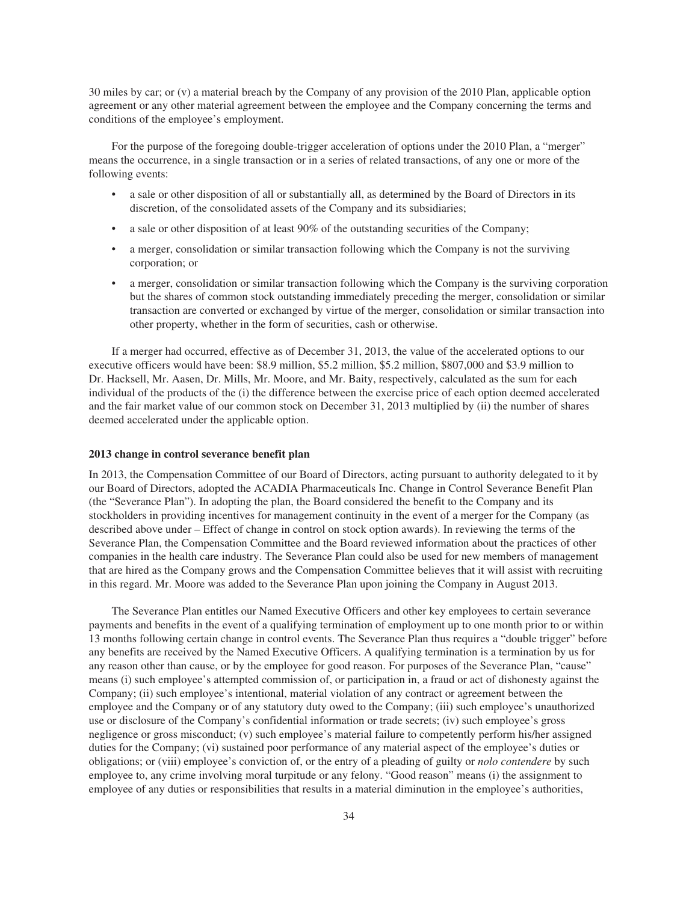30 miles by car; or (v) a material breach by the Company of any provision of the 2010 Plan, applicable option agreement or any other material agreement between the employee and the Company concerning the terms and conditions of the employee's employment.

For the purpose of the foregoing double-trigger acceleration of options under the 2010 Plan, a "merger" means the occurrence, in a single transaction or in a series of related transactions, of any one or more of the following events:

- a sale or other disposition of all or substantially all, as determined by the Board of Directors in its discretion, of the consolidated assets of the Company and its subsidiaries;
- a sale or other disposition of at least 90% of the outstanding securities of the Company;
- a merger, consolidation or similar transaction following which the Company is not the surviving corporation; or
- a merger, consolidation or similar transaction following which the Company is the surviving corporation but the shares of common stock outstanding immediately preceding the merger, consolidation or similar transaction are converted or exchanged by virtue of the merger, consolidation or similar transaction into other property, whether in the form of securities, cash or otherwise.

If a merger had occurred, effective as of December 31, 2013, the value of the accelerated options to our executive officers would have been: $8.9 million, $5.2 million, $5.2 million, $807,000 and $3.9 million to Dr. Hacksell, Mr. Aasen, Dr. Mills, Mr. Moore, and Mr. Baity, respectively, calculated as the sum for each individual of the products of the (i) the difference between the exercise price of each option deemed accelerated and the fair market value of our common stock on December 31, 2013 multiplied by (ii) the number of shares deemed accelerated under the applicable option.

**2013 change in control severance benefit plan**

In 2013, the Compensation Committee of our Board of Directors, acting pursuant to authority delegated to it by our Board of Directors, adopted the ACADIA Pharmaceuticals Inc. Change in Control Severance Benefit Plan (the "Severance Plan"). In adopting the plan, the Board considered the benefit to the Company and its stockholders in providing incentives for management continuity in the event of a merger for the Company (as described above under – Effect of change in control on stock option awards). In reviewing the terms of the Severance Plan, the Compensation Committee and the Board reviewed information about the practices of other companies in the health care industry. The Severance Plan could also be used for new members of management that are hired as the Company grows and the Compensation Committee believes that it will assist with recruiting in this regard. Mr. Moore was added to the Severance Plan upon joining the Company in August 2013.

The Severance Plan entitles our Named Executive Officers and other key employees to certain severance payments and benefits in the event of a qualifying termination of employment up to one month prior to or within 13 months following certain change in control events. The Severance Plan thus requires a "double trigger" before any benefits are received by the Named Executive Officers. A qualifying termination is a termination by us for any reason other than cause, or by the employee for good reason. For purposes of the Severance Plan, "cause" means (i) such employee's attempted commission of, or participation in, a fraud or act of dishonesty against the Company; (ii) such employee's intentional, material violation of any contract or agreement between the employee and the Company or of any statutory duty owed to the Company; (iii) such employee's unauthorized use or disclosure of the Company's confidential information or trade secrets; (iv) such employee's gross negligence or gross misconduct; (v) such employee's material failure to competently perform his/her assigned duties for the Company; (vi) sustained poor performance of any material aspect of the employee's duties or obligations; or (viii) employee's conviction of, or the entry of a pleading of guilty or *nolo contendere* by such employee to, any crime involving moral turpitude or any felony. "Good reason" means (i) the assignment to employee of any duties or responsibilities that results in a material diminution in the employee's authorities,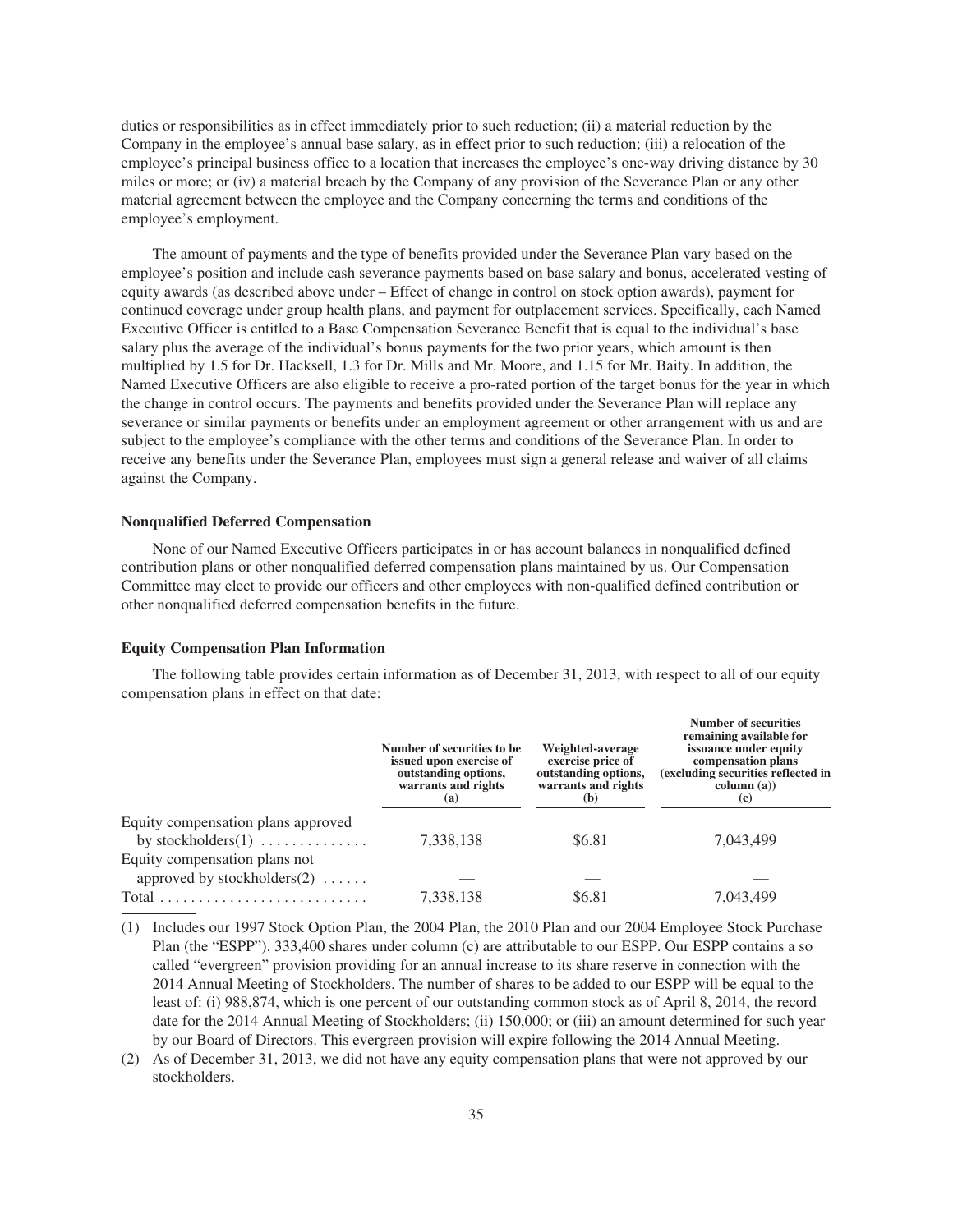duties or responsibilities as in effect immediately prior to such reduction; (ii) a material reduction by the Company in the employee's annual base salary, as in effect prior to such reduction; (iii) a relocation of the employee's principal business office to a location that increases the employee's one-way driving distance by 30 miles or more; or (iv) a material breach by the Company of any provision of the Severance Plan or any other material agreement between the employee and the Company concerning the terms and conditions of the employee's employment.

The amount of payments and the type of benefits provided under the Severance Plan vary based on the employee's position and include cash severance payments based on base salary and bonus, accelerated vesting of equity awards (as described above under – Effect of change in control on stock option awards), payment for continued coverage under group health plans, and payment for outplacement services. Specifically, each Named Executive Officer is entitled to a Base Compensation Severance Benefit that is equal to the individual's base salary plus the average of the individual's bonus payments for the two prior years, which amount is then multiplied by 1.5 for Dr. Hacksell, 1.3 for Dr. Mills and Mr. Moore, and 1.15 for Mr. Baity. In addition, the Named Executive Officers are also eligible to receive a pro-rated portion of the target bonus for the year in which the change in control occurs. The payments and benefits provided under the Severance Plan will replace any severance or similar payments or benefits under an employment agreement or other arrangement with us and are subject to the employee's compliance with the other terms and conditions of the Severance Plan. In order to receive any benefits under the Severance Plan, employees must sign a general release and waiver of all claims against the Company.

### Nonqualified Deferred Compensation

None of our Named Executive Officers participates in or has account balances in nonqualified defined contribution plans or other nonqualified deferred compensation plans maintained by us. Our Compensation Committee may elect to provide our officers and other employees with non-qualified defined contribution or other nonqualified deferred compensation benefits in the future.

### Equity Compensation Plan Information

The following table provides certain information as of December 31, 2013, with respect to all of our equity compensation plans in effect on that date:

| | Number of securities to be issued upon exercise of outstanding options, warrants and rights (a) | Weighted-average exercise price of outstanding options, warrants and rights (b) | Number of securities remaining available for issuance under equity compensation plans (excluding securities reflected in column (a)) (c) |
|---|---|---|---|
| Equity compensation plans approved by stockholders(1) | 7,338,138 | $6.81 | 7,043,499 |
| Equity compensation plans not approved by stockholders(2) | — | — | — |
| Total | 7,338,138 | $6.81 | 7,043,499 |

(1) Includes our 1997 Stock Option Plan, the 2004 Plan, the 2010 Plan and our 2004 Employee Stock Purchase Plan (the "ESPP"). 333,400 shares under column (c) are attributable to our ESPP. Our ESPP contains a so called "evergreen" provision providing for an annual increase to its share reserve in connection with the 2014 Annual Meeting of Stockholders. The number of shares to be added to our ESPP will be equal to the least of: (i) 988,874, which is one percent of our outstanding common stock as of April 8, 2014, the record date for the 2014 Annual Meeting of Stockholders; (ii) 150,000; or (iii) an amount determined for such year by our Board of Directors. This evergreen provision will expire following the 2014 Annual Meeting.

(2) As of December 31, 2013, we did not have any equity compensation plans that were not approved by our stockholders.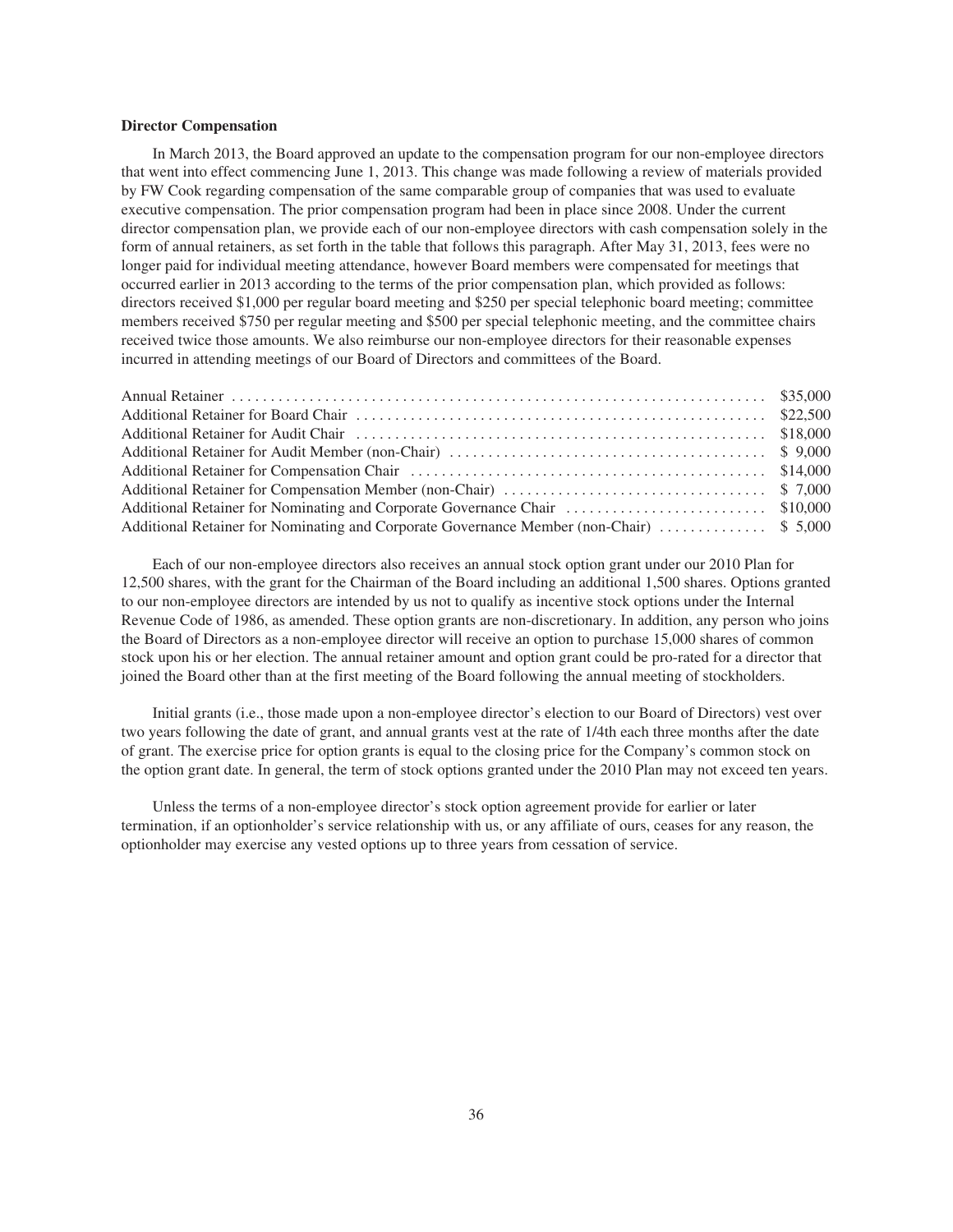### Director Compensation

In March 2013, the Board approved an update to the compensation program for our non-employee directors that went into effect commencing June 1, 2013. This change was made following a review of materials provided by FW Cook regarding compensation of the same comparable group of companies that was used to evaluate executive compensation. The prior compensation program had been in place since 2008. Under the current director compensation plan, we provide each of our non-employee directors with cash compensation solely in the form of annual retainers, as set forth in the table that follows this paragraph. After May 31, 2013, fees were no longer paid for individual meeting attendance, however Board members were compensated for meetings that occurred earlier in 2013 according to the terms of the prior compensation plan, which provided as follows: directors received \$1,000 per regular board meeting and \$250 per special telephonic board meeting; committee members received \$750 per regular meeting and \$500 per special telephonic meeting, and the committee chairs received twice those amounts. We also reimburse our non-employee directors for their reasonable expenses incurred in attending meetings of our Board of Directors and committees of the Board.

| | |
|---|---|
| Annual Retainer | \$35,000 |
| Additional Retainer for Board Chair | \$22,500 |
| Additional Retainer for Audit Chair | \$18,000 |
| Additional Retainer for Audit Member (non-Chair) | \$ 9,000 |
| Additional Retainer for Compensation Chair | \$14,000 |
| Additional Retainer for Compensation Member (non-Chair) | \$ 7,000 |
| Additional Retainer for Nominating and Corporate Governance Chair | \$10,000 |
| Additional Retainer for Nominating and Corporate Governance Member (non-Chair) | \$ 5,000 |

Each of our non-employee directors also receives an annual stock option grant under our 2010 Plan for 12,500 shares, with the grant for the Chairman of the Board including an additional 1,500 shares. Options granted to our non-employee directors are intended by us not to qualify as incentive stock options under the Internal Revenue Code of 1986, as amended. These option grants are non-discretionary. In addition, any person who joins the Board of Directors as a non-employee director will receive an option to purchase 15,000 shares of common stock upon his or her election. The annual retainer amount and option grant could be pro-rated for a director that joined the Board other than at the first meeting of the Board following the annual meeting of stockholders.

Initial grants (i.e., those made upon a non-employee director's election to our Board of Directors) vest over two years following the date of grant, and annual grants vest at the rate of 1/4th each three months after the date of grant. The exercise price for option grants is equal to the closing price for the Company's common stock on the option grant date. In general, the term of stock options granted under the 2010 Plan may not exceed ten years.

Unless the terms of a non-employee director's stock option agreement provide for earlier or later termination, if an optionholder's service relationship with us, or any affiliate of ours, ceases for any reason, the optionholder may exercise any vested options up to three years from cessation of service.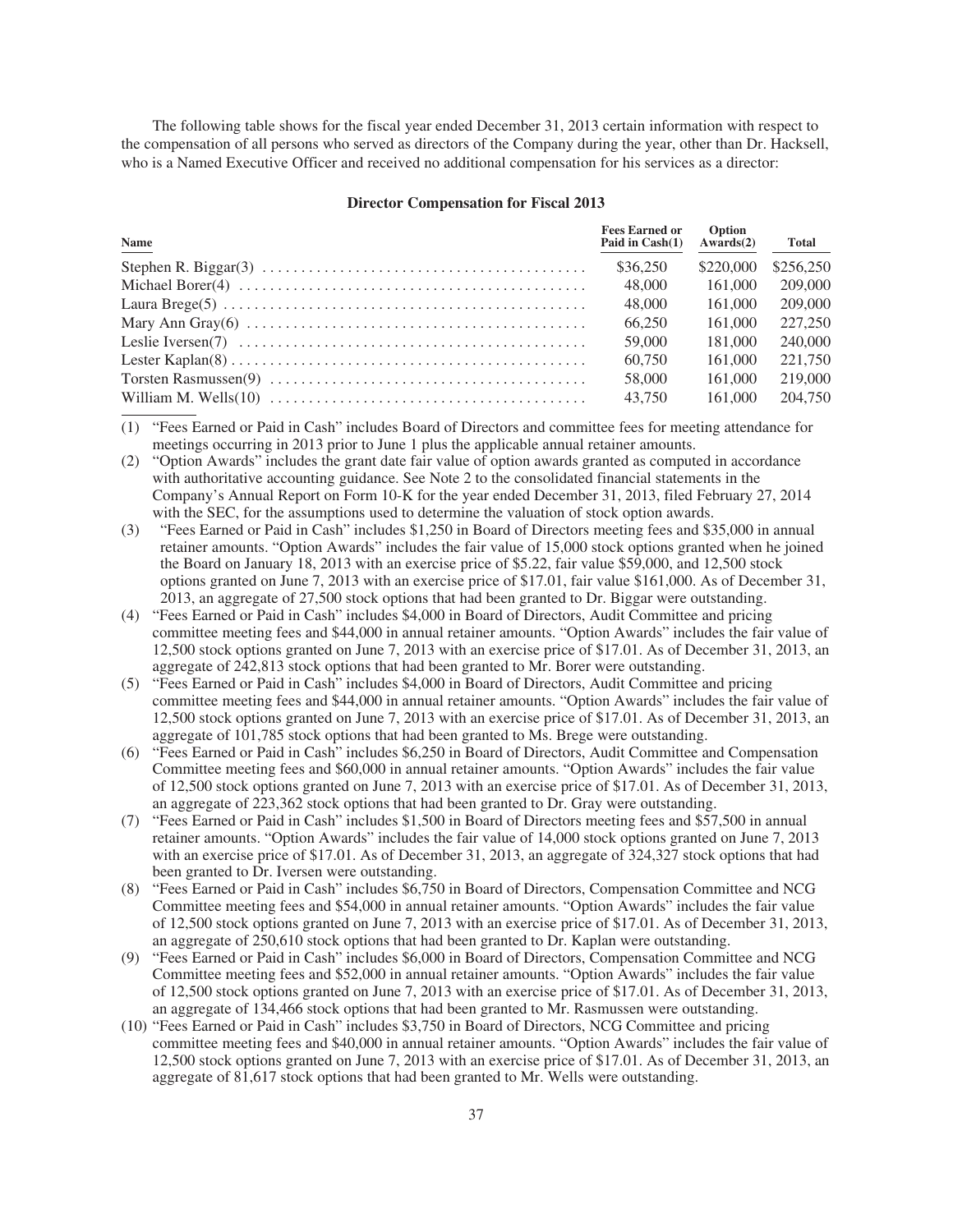The following table shows for the fiscal year ended December 31, 2013 certain information with respect to the compensation of all persons who served as directors of the Company during the year, other than Dr. Hacksell, who is a Named Executive Officer and received no additional compensation for his services as a director:

### Director Compensation for Fiscal 2013

| Name | Fees Earned or Paid in Cash(1) | Option Awards(2) | Total |
|---|---|---|---|
| Stephen R. Biggar(3) | $36,250 | $220,000 | $256,250 |
| Michael Borer(4) | 48,000 | 161,000 | 209,000 |
| Laura Brege(5) | 48,000 | 161,000 | 209,000 |
| Mary Ann Gray(6) | 66,250 | 161,000 | 227,250 |
| Leslie Iversen(7) | 59,000 | 181,000 | 240,000 |
| Lester Kaplan(8) | 60,750 | 161,000 | 221,750 |
| Torsten Rasmussen(9) | 58,000 | 161,000 | 219,000 |
| William M. Wells(10) | 43,750 | 161,000 | 204,750 |

(1) "Fees Earned or Paid in Cash" includes Board of Directors and committee fees for meeting attendance for meetings occurring in 2013 prior to June 1 plus the applicable annual retainer amounts.

(2) "Option Awards" includes the grant date fair value of option awards granted as computed in accordance with authoritative accounting guidance. See Note 2 to the consolidated financial statements in the Company's Annual Report on Form 10-K for the year ended December 31, 2013, filed February 27, 2014 with the SEC, for the assumptions used to determine the valuation of stock option awards.

(3) "Fees Earned or Paid in Cash" includes $1,250 in Board of Directors meeting fees and $35,000 in annual retainer amounts. "Option Awards" includes the fair value of 15,000 stock options granted when he joined the Board on January 18, 2013 with an exercise price of $5.22, fair value $59,000, and 12,500 stock options granted on June 7, 2013 with an exercise price of $17.01, fair value $161,000. As of December 31, 2013, an aggregate of 27,500 stock options that had been granted to Dr. Biggar were outstanding.

(4) "Fees Earned or Paid in Cash" includes $4,000 in Board of Directors, Audit Committee and pricing committee meeting fees and $44,000 in annual retainer amounts. "Option Awards" includes the fair value of 12,500 stock options granted on June 7, 2013 with an exercise price of $17.01. As of December 31, 2013, an aggregate of 242,813 stock options that had been granted to Mr. Borer were outstanding.

(5) "Fees Earned or Paid in Cash" includes $4,000 in Board of Directors, Audit Committee and pricing committee meeting fees and $44,000 in annual retainer amounts. "Option Awards" includes the fair value of 12,500 stock options granted on June 7, 2013 with an exercise price of $17.01. As of December 31, 2013, an aggregate of 101,785 stock options that had been granted to Ms. Brege were outstanding.

(6) "Fees Earned or Paid in Cash" includes $6,250 in Board of Directors, Audit Committee and Compensation Committee meeting fees and $60,000 in annual retainer amounts. "Option Awards" includes the fair value of 12,500 stock options granted on June 7, 2013 with an exercise price of $17.01. As of December 31, 2013, an aggregate of 223,362 stock options that had been granted to Dr. Gray were outstanding.

(7) "Fees Earned or Paid in Cash" includes $1,500 in Board of Directors meeting fees and $57,500 in annual retainer amounts. "Option Awards" includes the fair value of 14,000 stock options granted on June 7, 2013 with an exercise price of $17.01. As of December 31, 2013, an aggregate of 324,327 stock options that had been granted to Dr. Iversen were outstanding.

(8) "Fees Earned or Paid in Cash" includes $6,750 in Board of Directors, Compensation Committee and NCG Committee meeting fees and $54,000 in annual retainer amounts. "Option Awards" includes the fair value of 12,500 stock options granted on June 7, 2013 with an exercise price of $17.01. As of December 31, 2013, an aggregate of 250,610 stock options that had been granted to Dr. Kaplan were outstanding.

(9) "Fees Earned or Paid in Cash" includes $6,000 in Board of Directors, Compensation Committee and NCG Committee meeting fees and $52,000 in annual retainer amounts. "Option Awards" includes the fair value of 12,500 stock options granted on June 7, 2013 with an exercise price of $17.01. As of December 31, 2013, an aggregate of 134,466 stock options that had been granted to Mr. Rasmussen were outstanding.

(10) "Fees Earned or Paid in Cash" includes $3,750 in Board of Directors, NCG Committee and pricing committee meeting fees and $40,000 in annual retainer amounts. "Option Awards" includes the fair value of 12,500 stock options granted on June 7, 2013 with an exercise price of $17.01. As of December 31, 2013, an aggregate of 81,617 stock options that had been granted to Mr. Wells were outstanding.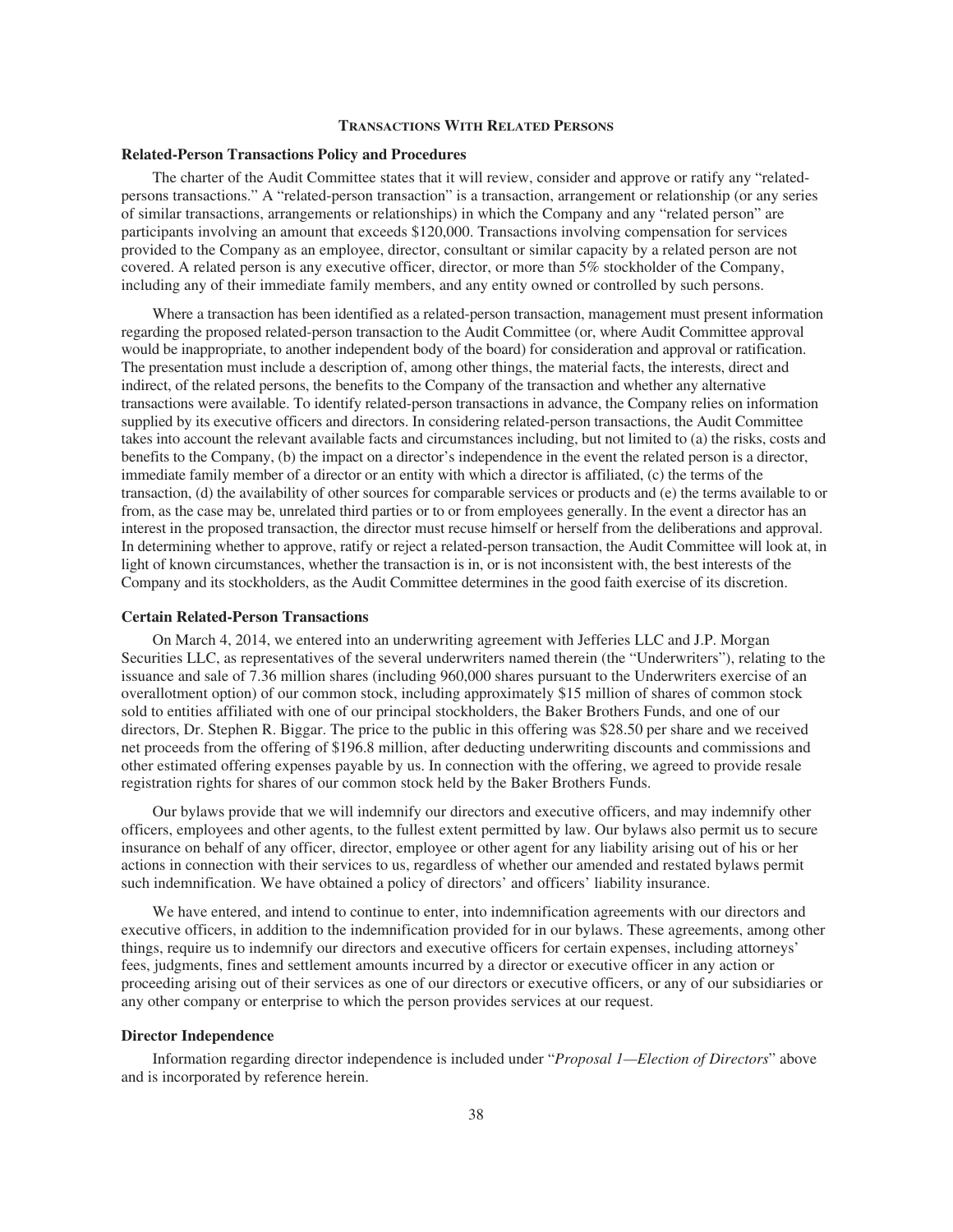## Transactions With Related Persons

### Related-Person Transactions Policy and Procedures

The charter of the Audit Committee states that it will review, consider and approve or ratify any "related-persons transactions." A "related-person transaction" is a transaction, arrangement or relationship (or any series of similar transactions, arrangements or relationships) in which the Company and any "related person" are participants involving an amount that exceeds $120,000. Transactions involving compensation for services provided to the Company as an employee, director, consultant or similar capacity by a related person are not covered. A related person is any executive officer, director, or more than 5% stockholder of the Company, including any of their immediate family members, and any entity owned or controlled by such persons.

Where a transaction has been identified as a related-person transaction, management must present information regarding the proposed related-person transaction to the Audit Committee (or, where Audit Committee approval would be inappropriate, to another independent body of the board) for consideration and approval or ratification. The presentation must include a description of, among other things, the material facts, the interests, direct and indirect, of the related persons, the benefits to the Company of the transaction and whether any alternative transactions were available. To identify related-person transactions in advance, the Company relies on information supplied by its executive officers and directors. In considering related-person transactions, the Audit Committee takes into account the relevant available facts and circumstances including, but not limited to (a) the risks, costs and benefits to the Company, (b) the impact on a director's independence in the event the related person is a director, immediate family member of a director or an entity with which a director is affiliated, (c) the terms of the transaction, (d) the availability of other sources for comparable services or products and (e) the terms available to or from, as the case may be, unrelated third parties or to or from employees generally. In the event a director has an interest in the proposed transaction, the director must recuse himself or herself from the deliberations and approval. In determining whether to approve, ratify or reject a related-person transaction, the Audit Committee will look at, in light of known circumstances, whether the transaction is in, or is not inconsistent with, the best interests of the Company and its stockholders, as the Audit Committee determines in the good faith exercise of its discretion.

### Certain Related-Person Transactions

On March 4, 2014, we entered into an underwriting agreement with Jefferies LLC and J.P. Morgan Securities LLC, as representatives of the several underwriters named therein (the "Underwriters"), relating to the issuance and sale of 7.36 million shares (including 960,000 shares pursuant to the Underwriters exercise of an overallotment option) of our common stock, including approximately $15 million of shares of common stock sold to entities affiliated with one of our principal stockholders, the Baker Brothers Funds, and one of our directors, Dr. Stephen R. Biggar. The price to the public in this offering was $28.50 per share and we received net proceeds from the offering of $196.8 million, after deducting underwriting discounts and commissions and other estimated offering expenses payable by us. In connection with the offering, we agreed to provide resale registration rights for shares of our common stock held by the Baker Brothers Funds.

Our bylaws provide that we will indemnify our directors and executive officers, and may indemnify other officers, employees and other agents, to the fullest extent permitted by law. Our bylaws also permit us to secure insurance on behalf of any officer, director, employee or other agent for any liability arising out of his or her actions in connection with their services to us, regardless of whether our amended and restated bylaws permit such indemnification. We have obtained a policy of directors' and officers' liability insurance.

We have entered, and intend to continue to enter, into indemnification agreements with our directors and executive officers, in addition to the indemnification provided for in our bylaws. These agreements, among other things, require us to indemnify our directors and executive officers for certain expenses, including attorneys' fees, judgments, fines and settlement amounts incurred by a director or executive officer in any action or proceeding arising out of their services as one of our directors or executive officers, or any of our subsidiaries or any other company or enterprise to which the person provides services at our request.

### Director Independence

Information regarding director independence is included under "*Proposal 1—Election of Directors*" above and is incorporated by reference herein.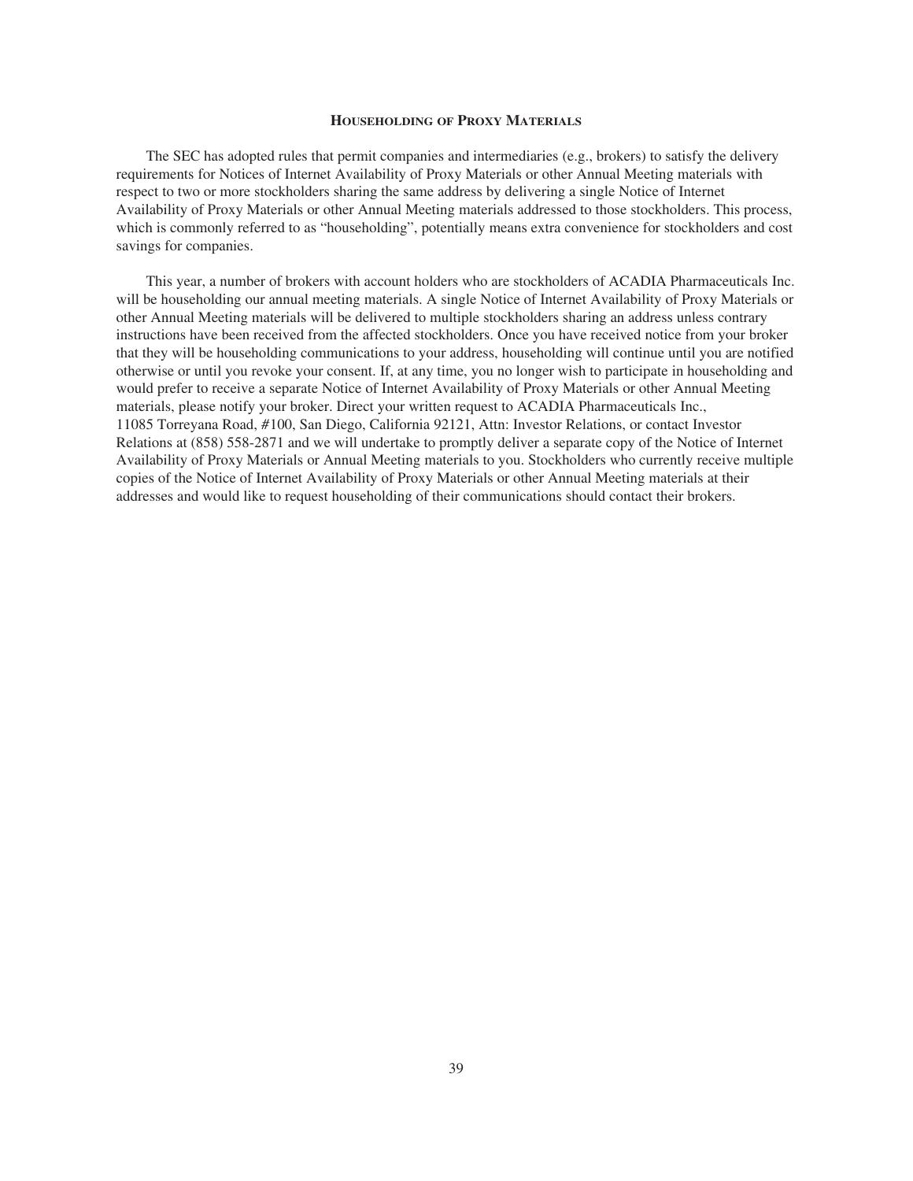## Householding of Proxy Materials

The SEC has adopted rules that permit companies and intermediaries (e.g., brokers) to satisfy the delivery requirements for Notices of Internet Availability of Proxy Materials or other Annual Meeting materials with respect to two or more stockholders sharing the same address by delivering a single Notice of Internet Availability of Proxy Materials or other Annual Meeting materials addressed to those stockholders. This process, which is commonly referred to as "householding", potentially means extra convenience for stockholders and cost savings for companies.

This year, a number of brokers with account holders who are stockholders of ACADIA Pharmaceuticals Inc. will be householding our annual meeting materials. A single Notice of Internet Availability of Proxy Materials or other Annual Meeting materials will be delivered to multiple stockholders sharing an address unless contrary instructions have been received from the affected stockholders. Once you have received notice from your broker that they will be householding communications to your address, householding will continue until you are notified otherwise or until you revoke your consent. If, at any time, you no longer wish to participate in householding and would prefer to receive a separate Notice of Internet Availability of Proxy Materials or other Annual Meeting materials, please notify your broker. Direct your written request to ACADIA Pharmaceuticals Inc., 11085 Torreyana Road, #100, San Diego, California 92121, Attn: Investor Relations, or contact Investor Relations at (858) 558-2871 and we will undertake to promptly deliver a separate copy of the Notice of Internet Availability of Proxy Materials or Annual Meeting materials to you. Stockholders who currently receive multiple copies of the Notice of Internet Availability of Proxy Materials or other Annual Meeting materials at their addresses and would like to request householding of their communications should contact their brokers.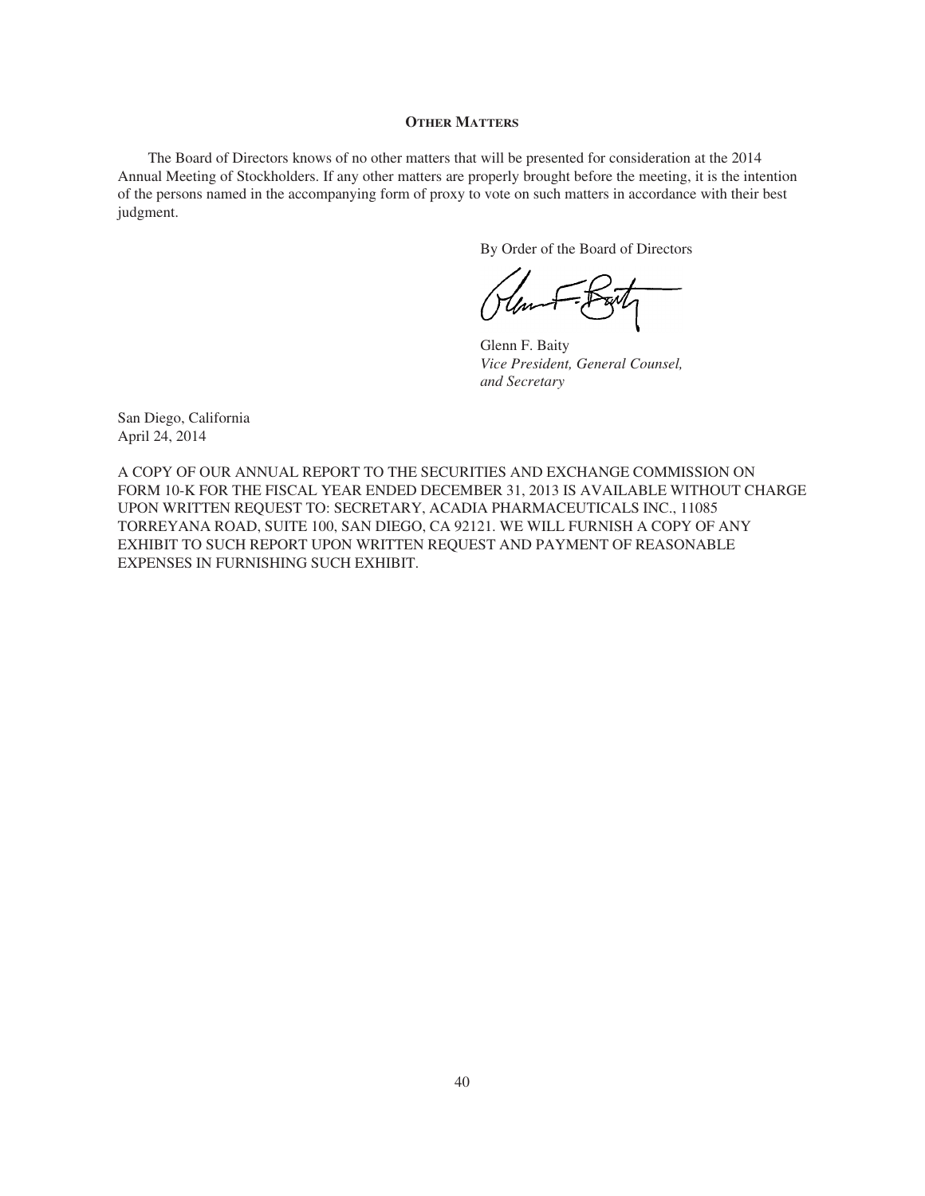## Other Matters

The Board of Directors knows of no other matters that will be presented for consideration at the 2014 Annual Meeting of Stockholders. If any other matters are properly brought before the meeting, it is the intention of the persons named in the accompanying form of proxy to vote on such matters in accordance with their best judgment.

By Order of the Board of Directors

Glenn F. Baity
*Vice President, General Counsel, and Secretary*

San Diego, California
April 24, 2014

A COPY OF OUR ANNUAL REPORT TO THE SECURITIES AND EXCHANGE COMMISSION ON FORM 10-K FOR THE FISCAL YEAR ENDED DECEMBER 31, 2013 IS AVAILABLE WITHOUT CHARGE UPON WRITTEN REQUEST TO: SECRETARY, ACADIA PHARMACEUTICALS INC., 11085 TORREYANA ROAD, SUITE 100, SAN DIEGO, CA 92121. WE WILL FURNISH A COPY OF ANY EXHIBIT TO SUCH REPORT UPON WRITTEN REQUEST AND PAYMENT OF REASONABLE EXPENSES IN FURNISHING SUCH EXHIBIT.